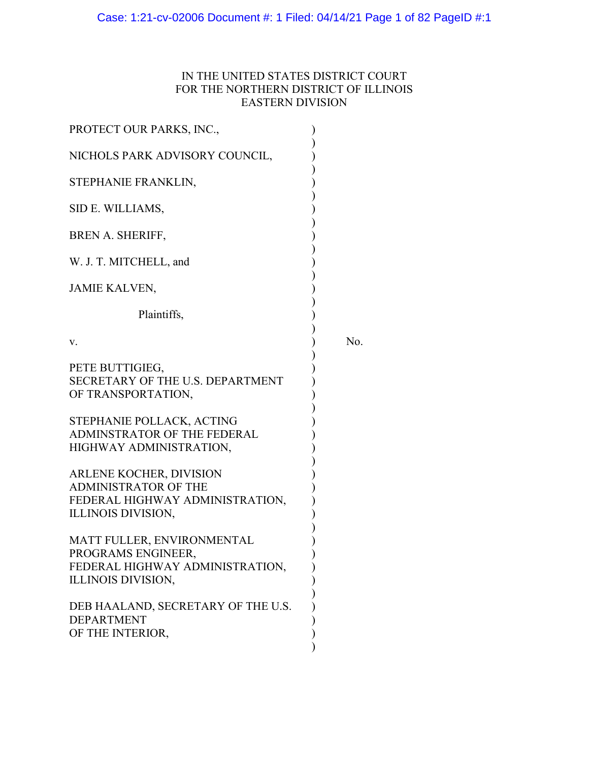IN THE UNITED STATES DISTRICT COURT
FOR THE NORTHERN DISTRICT OF ILLINOIS
EASTERN DIVISION

PROTECT OUR PARKS, INC.,

NICHOLS PARK ADVISORY COUNCIL,

STEPHANIE FRANKLIN,

SID E. WILLIAMS,

BREN A. SHERIFF,

W. J. T. MITCHELL, and

JAMIE KALVEN,

Plaintiffs,

v.                                                                 No.

PETE BUTTIGIEG,
SECRETARY OF THE U.S. DEPARTMENT
OF TRANSPORTATION,

STEPHANIE POLLACK, ACTING
ADMINSTRATOR OF THE FEDERAL
HIGHWAY ADMINISTRATION,

ARLENE KOCHER, DIVISION
ADMINISTRATOR OF THE
FEDERAL HIGHWAY ADMINISTRATION,
ILLINOIS DIVISION,

MATT FULLER, ENVIRONMENTAL
PROGRAMS ENGINEER,
FEDERAL HIGHWAY ADMINISTRATION,
ILLINOIS DIVISION,

DEB HAALAND, SECRETARY OF THE U.S.
DEPARTMENT
OF THE INTERIOR,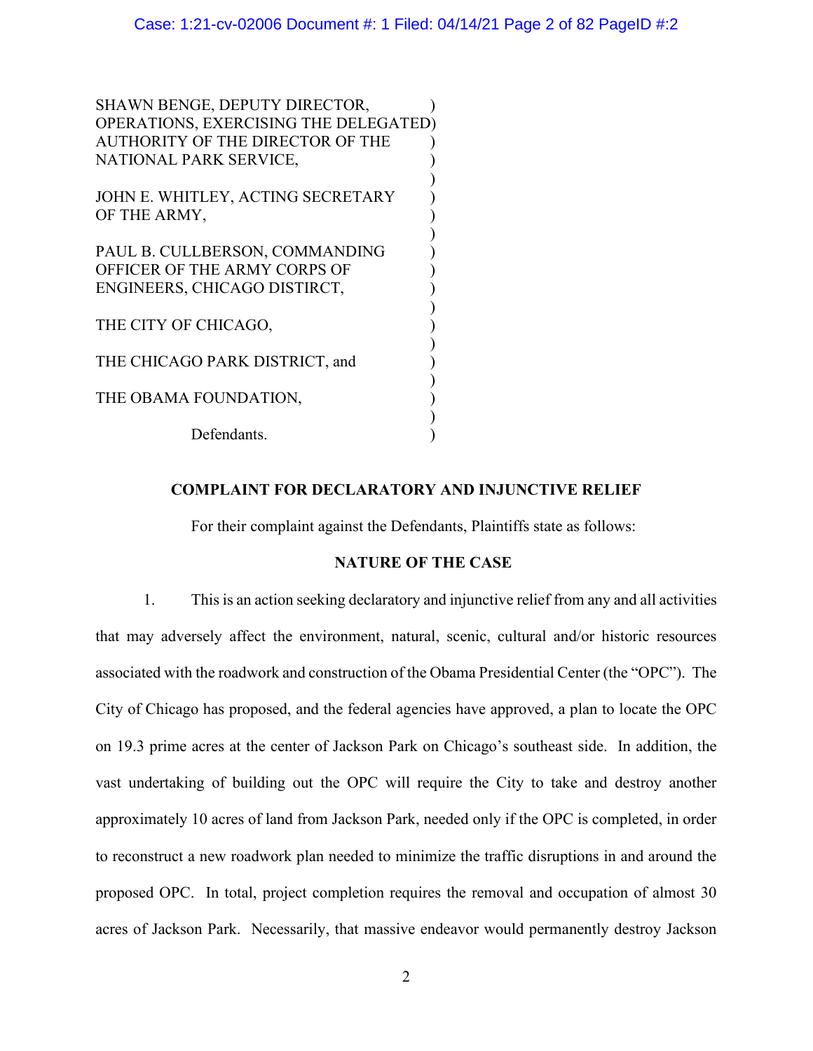SHAWN BENGE, DEPUTY DIRECTOR, OPERATIONS, EXERCISING THE DELEGATED AUTHORITY OF THE DIRECTOR OF THE NATIONAL PARK SERVICE,

JOHN E. WHITLEY, ACTING SECRETARY OF THE ARMY,

PAUL B. CULLBERSON, COMMANDING OFFICER OF THE ARMY CORPS OF ENGINEERS, CHICAGO DISTIRCT,

THE CITY OF CHICAGO,

THE CHICAGO PARK DISTRICT, and

THE OBAMA FOUNDATION,

Defendants.

**COMPLAINT FOR DECLARATORY AND INJUNCTIVE RELIEF**

For their complaint against the Defendants, Plaintiffs state as follows:

**NATURE OF THE CASE**

1. This is an action seeking declaratory and injunctive relief from any and all activities that may adversely affect the environment, natural, scenic, cultural and/or historic resources associated with the roadwork and construction of the Obama Presidential Center (the "OPC"). The City of Chicago has proposed, and the federal agencies have approved, a plan to locate the OPC on 19.3 prime acres at the center of Jackson Park on Chicago's southeast side. In addition, the vast undertaking of building out the OPC will require the City to take and destroy another approximately 10 acres of land from Jackson Park, needed only if the OPC is completed, in order to reconstruct a new roadwork plan needed to minimize the traffic disruptions in and around the proposed OPC. In total, project completion requires the removal and occupation of almost 30 acres of Jackson Park. Necessarily, that massive endeavor would permanently destroy Jackson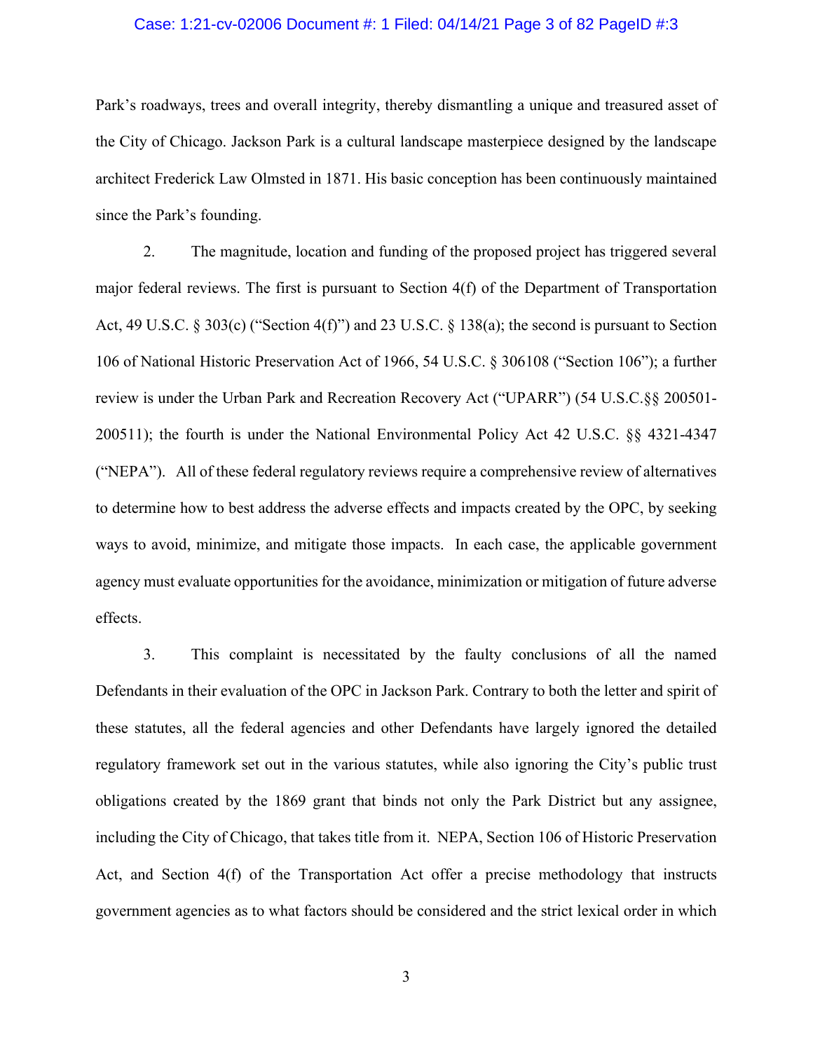Park's roadways, trees and overall integrity, thereby dismantling a unique and treasured asset of the City of Chicago. Jackson Park is a cultural landscape masterpiece designed by the landscape architect Frederick Law Olmsted in 1871. His basic conception has been continuously maintained since the Park's founding.

2. The magnitude, location and funding of the proposed project has triggered several major federal reviews. The first is pursuant to Section 4(f) of the Department of Transportation Act, 49 U.S.C. § 303(c) ("Section 4(f)") and 23 U.S.C. § 138(a); the second is pursuant to Section 106 of National Historic Preservation Act of 1966, 54 U.S.C. § 306108 ("Section 106"); a further review is under the Urban Park and Recreation Recovery Act ("UPARR") (54 U.S.C.§§ 200501-200511); the fourth is under the National Environmental Policy Act 42 U.S.C. §§ 4321-4347 ("NEPA"). All of these federal regulatory reviews require a comprehensive review of alternatives to determine how to best address the adverse effects and impacts created by the OPC, by seeking ways to avoid, minimize, and mitigate those impacts. In each case, the applicable government agency must evaluate opportunities for the avoidance, minimization or mitigation of future adverse effects.

3. This complaint is necessitated by the faulty conclusions of all the named Defendants in their evaluation of the OPC in Jackson Park. Contrary to both the letter and spirit of these statutes, all the federal agencies and other Defendants have largely ignored the detailed regulatory framework set out in the various statutes, while also ignoring the City's public trust obligations created by the 1869 grant that binds not only the Park District but any assignee, including the City of Chicago, that takes title from it. NEPA, Section 106 of Historic Preservation Act, and Section 4(f) of the Transportation Act offer a precise methodology that instructs government agencies as to what factors should be considered and the strict lexical order in which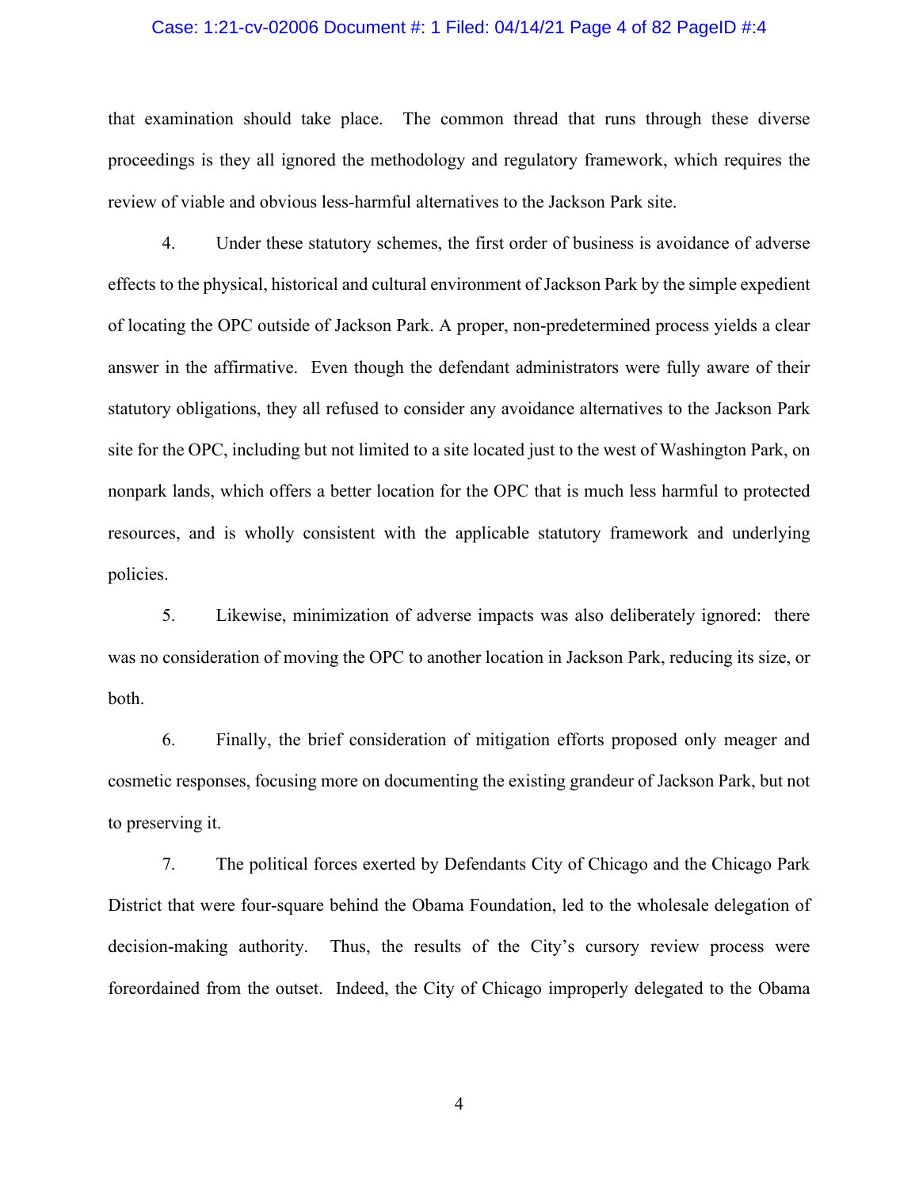that examination should take place. The common thread that runs through these diverse proceedings is they all ignored the methodology and regulatory framework, which requires the review of viable and obvious less-harmful alternatives to the Jackson Park site.

4. Under these statutory schemes, the first order of business is avoidance of adverse effects to the physical, historical and cultural environment of Jackson Park by the simple expedient of locating the OPC outside of Jackson Park. A proper, non-predetermined process yields a clear answer in the affirmative. Even though the defendant administrators were fully aware of their statutory obligations, they all refused to consider any avoidance alternatives to the Jackson Park site for the OPC, including but not limited to a site located just to the west of Washington Park, on nonpark lands, which offers a better location for the OPC that is much less harmful to protected resources, and is wholly consistent with the applicable statutory framework and underlying policies.

5. Likewise, minimization of adverse impacts was also deliberately ignored: there was no consideration of moving the OPC to another location in Jackson Park, reducing its size, or both.

6. Finally, the brief consideration of mitigation efforts proposed only meager and cosmetic responses, focusing more on documenting the existing grandeur of Jackson Park, but not to preserving it.

7. The political forces exerted by Defendants City of Chicago and the Chicago Park District that were four-square behind the Obama Foundation, led to the wholesale delegation of decision-making authority. Thus, the results of the City's cursory review process were foreordained from the outset. Indeed, the City of Chicago improperly delegated to the Obama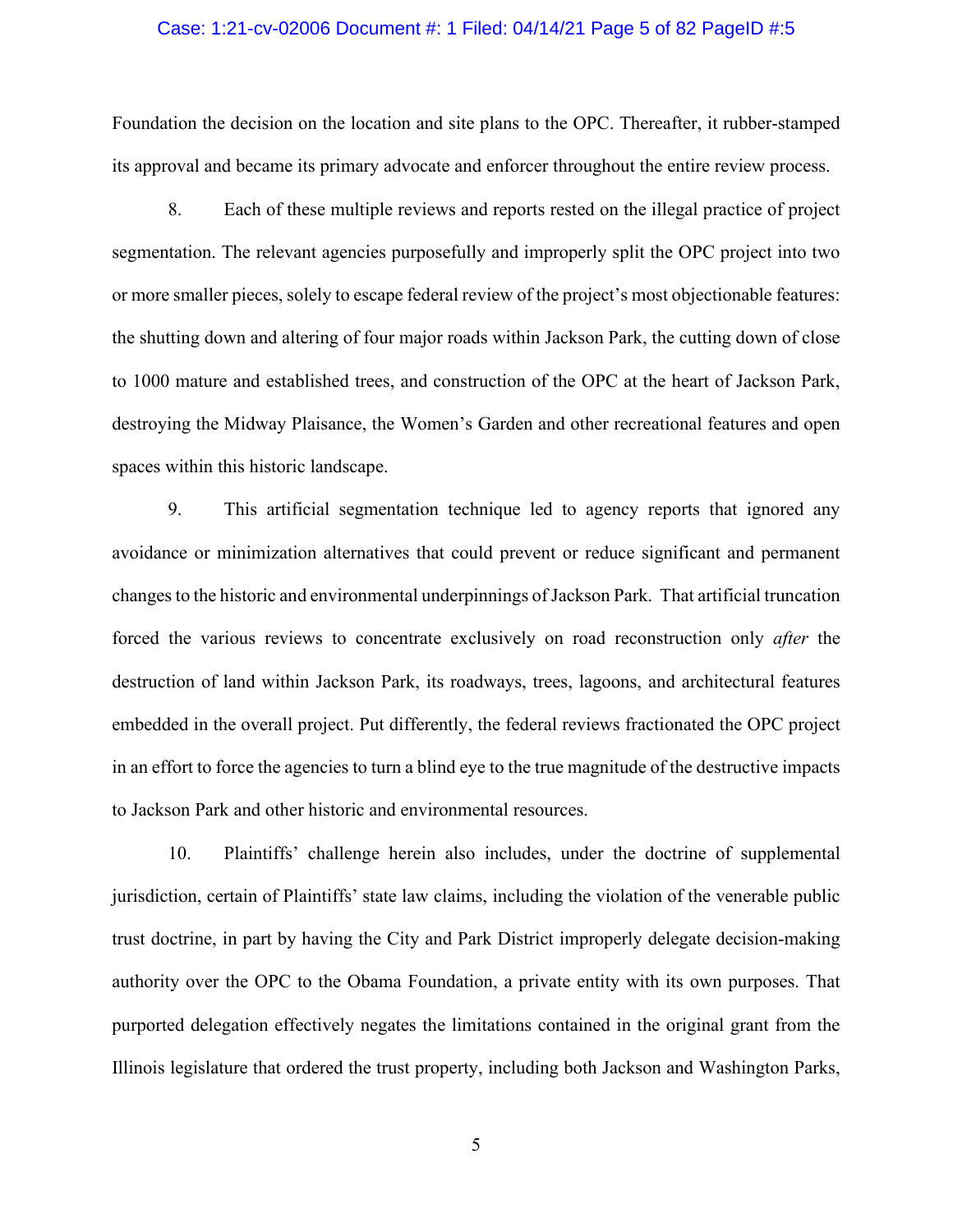Foundation the decision on the location and site plans to the OPC. Thereafter, it rubber-stamped its approval and became its primary advocate and enforcer throughout the entire review process.

8. Each of these multiple reviews and reports rested on the illegal practice of project segmentation. The relevant agencies purposefully and improperly split the OPC project into two or more smaller pieces, solely to escape federal review of the project's most objectionable features: the shutting down and altering of four major roads within Jackson Park, the cutting down of close to 1000 mature and established trees, and construction of the OPC at the heart of Jackson Park, destroying the Midway Plaisance, the Women's Garden and other recreational features and open spaces within this historic landscape.

9. This artificial segmentation technique led to agency reports that ignored any avoidance or minimization alternatives that could prevent or reduce significant and permanent changes to the historic and environmental underpinnings of Jackson Park. That artificial truncation forced the various reviews to concentrate exclusively on road reconstruction only *after* the destruction of land within Jackson Park, its roadways, trees, lagoons, and architectural features embedded in the overall project. Put differently, the federal reviews fractionated the OPC project in an effort to force the agencies to turn a blind eye to the true magnitude of the destructive impacts to Jackson Park and other historic and environmental resources.

10. Plaintiffs' challenge herein also includes, under the doctrine of supplemental jurisdiction, certain of Plaintiffs' state law claims, including the violation of the venerable public trust doctrine, in part by having the City and Park District improperly delegate decision-making authority over the OPC to the Obama Foundation, a private entity with its own purposes. That purported delegation effectively negates the limitations contained in the original grant from the Illinois legislature that ordered the trust property, including both Jackson and Washington Parks,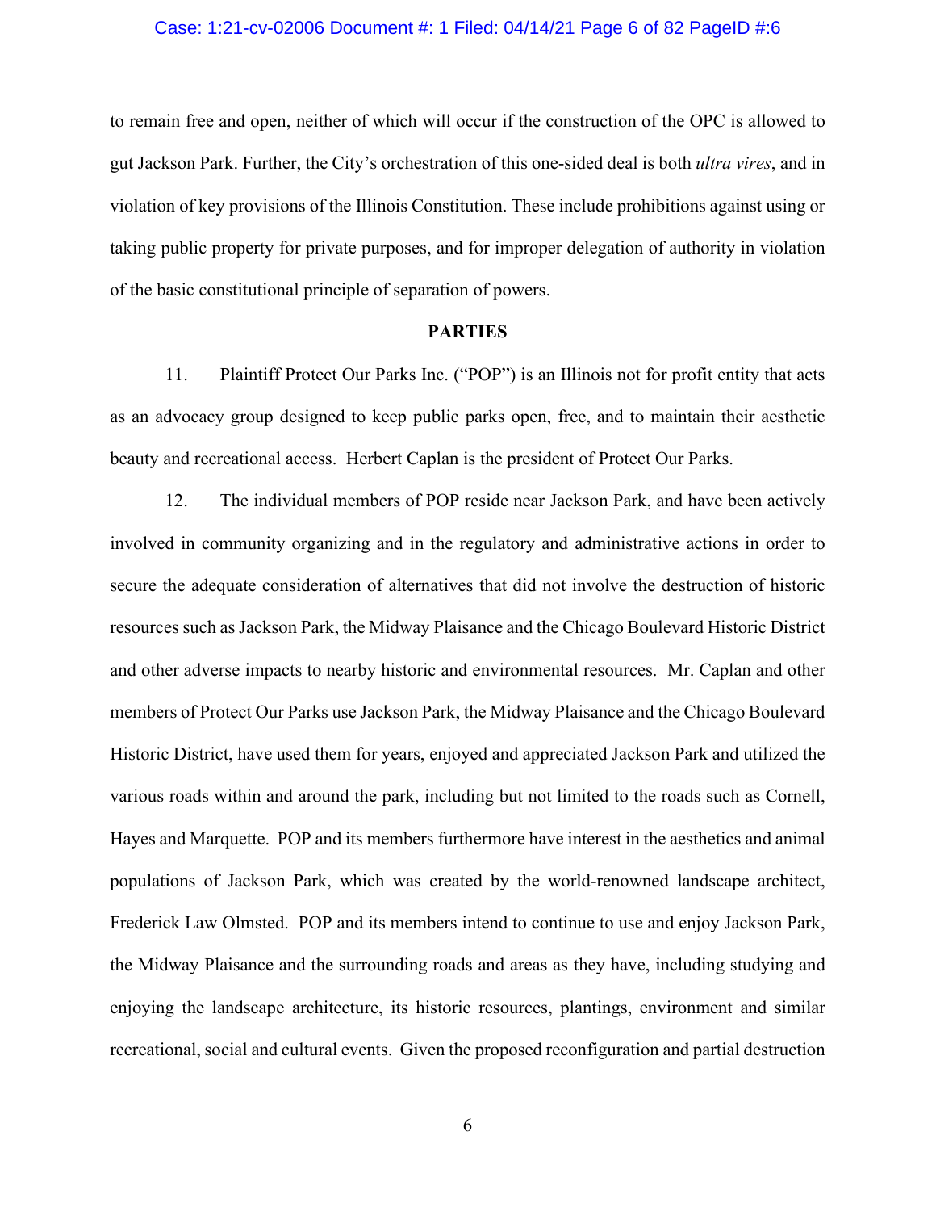to remain free and open, neither of which will occur if the construction of the OPC is allowed to gut Jackson Park. Further, the City's orchestration of this one-sided deal is both *ultra vires*, and in violation of key provisions of the Illinois Constitution. These include prohibitions against using or taking public property for private purposes, and for improper delegation of authority in violation of the basic constitutional principle of separation of powers.

## PARTIES

11. Plaintiff Protect Our Parks Inc. ("POP") is an Illinois not for profit entity that acts as an advocacy group designed to keep public parks open, free, and to maintain their aesthetic beauty and recreational access. Herbert Caplan is the president of Protect Our Parks.

12. The individual members of POP reside near Jackson Park, and have been actively involved in community organizing and in the regulatory and administrative actions in order to secure the adequate consideration of alternatives that did not involve the destruction of historic resources such as Jackson Park, the Midway Plaisance and the Chicago Boulevard Historic District and other adverse impacts to nearby historic and environmental resources. Mr. Caplan and other members of Protect Our Parks use Jackson Park, the Midway Plaisance and the Chicago Boulevard Historic District, have used them for years, enjoyed and appreciated Jackson Park and utilized the various roads within and around the park, including but not limited to the roads such as Cornell, Hayes and Marquette. POP and its members furthermore have interest in the aesthetics and animal populations of Jackson Park, which was created by the world-renowned landscape architect, Frederick Law Olmsted. POP and its members intend to continue to use and enjoy Jackson Park, the Midway Plaisance and the surrounding roads and areas as they have, including studying and enjoying the landscape architecture, its historic resources, plantings, environment and similar recreational, social and cultural events. Given the proposed reconfiguration and partial destruction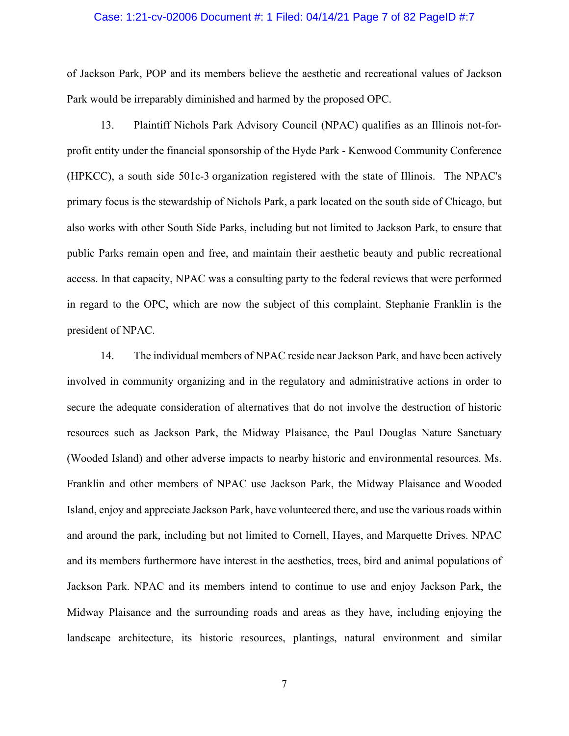of Jackson Park, POP and its members believe the aesthetic and recreational values of Jackson Park would be irreparably diminished and harmed by the proposed OPC.

13. Plaintiff Nichols Park Advisory Council (NPAC) qualifies as an Illinois not-for-profit entity under the financial sponsorship of the Hyde Park - Kenwood Community Conference (HPKCC), a south side 501c-3 organization registered with the state of Illinois. The NPAC's primary focus is the stewardship of Nichols Park, a park located on the south side of Chicago, but also works with other South Side Parks, including but not limited to Jackson Park, to ensure that public Parks remain open and free, and maintain their aesthetic beauty and public recreational access. In that capacity, NPAC was a consulting party to the federal reviews that were performed in regard to the OPC, which are now the subject of this complaint. Stephanie Franklin is the president of NPAC.

14. The individual members of NPAC reside near Jackson Park, and have been actively involved in community organizing and in the regulatory and administrative actions in order to secure the adequate consideration of alternatives that do not involve the destruction of historic resources such as Jackson Park, the Midway Plaisance, the Paul Douglas Nature Sanctuary (Wooded Island) and other adverse impacts to nearby historic and environmental resources. Ms. Franklin and other members of NPAC use Jackson Park, the Midway Plaisance and Wooded Island, enjoy and appreciate Jackson Park, have volunteered there, and use the various roads within and around the park, including but not limited to Cornell, Hayes, and Marquette Drives. NPAC and its members furthermore have interest in the aesthetics, trees, bird and animal populations of Jackson Park. NPAC and its members intend to continue to use and enjoy Jackson Park, the Midway Plaisance and the surrounding roads and areas as they have, including enjoying the landscape architecture, its historic resources, plantings, natural environment and similar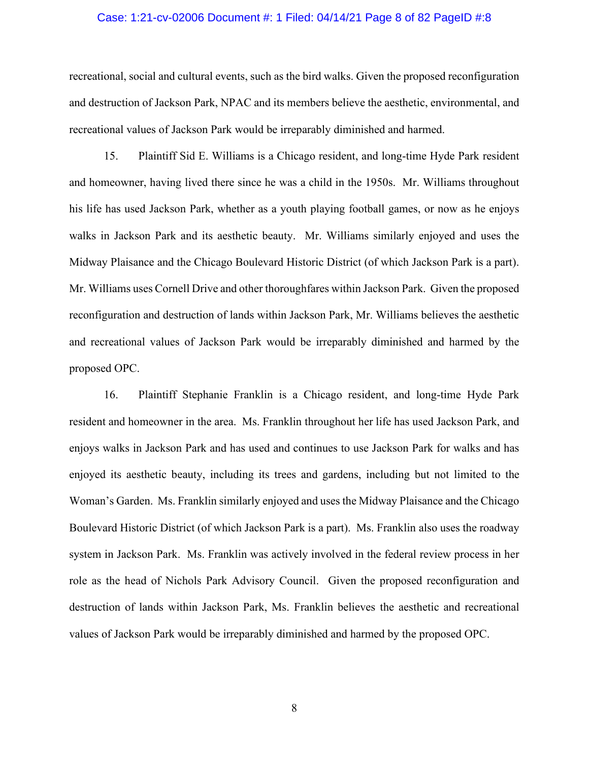recreational, social and cultural events, such as the bird walks. Given the proposed reconfiguration and destruction of Jackson Park, NPAC and its members believe the aesthetic, environmental, and recreational values of Jackson Park would be irreparably diminished and harmed.

15. Plaintiff Sid E. Williams is a Chicago resident, and long-time Hyde Park resident and homeowner, having lived there since he was a child in the 1950s. Mr. Williams throughout his life has used Jackson Park, whether as a youth playing football games, or now as he enjoys walks in Jackson Park and its aesthetic beauty. Mr. Williams similarly enjoyed and uses the Midway Plaisance and the Chicago Boulevard Historic District (of which Jackson Park is a part). Mr. Williams uses Cornell Drive and other thoroughfares within Jackson Park. Given the proposed reconfiguration and destruction of lands within Jackson Park, Mr. Williams believes the aesthetic and recreational values of Jackson Park would be irreparably diminished and harmed by the proposed OPC.

16. Plaintiff Stephanie Franklin is a Chicago resident, and long-time Hyde Park resident and homeowner in the area. Ms. Franklin throughout her life has used Jackson Park, and enjoys walks in Jackson Park and has used and continues to use Jackson Park for walks and has enjoyed its aesthetic beauty, including its trees and gardens, including but not limited to the Woman's Garden. Ms. Franklin similarly enjoyed and uses the Midway Plaisance and the Chicago Boulevard Historic District (of which Jackson Park is a part). Ms. Franklin also uses the roadway system in Jackson Park. Ms. Franklin was actively involved in the federal review process in her role as the head of Nichols Park Advisory Council. Given the proposed reconfiguration and destruction of lands within Jackson Park, Ms. Franklin believes the aesthetic and recreational values of Jackson Park would be irreparably diminished and harmed by the proposed OPC.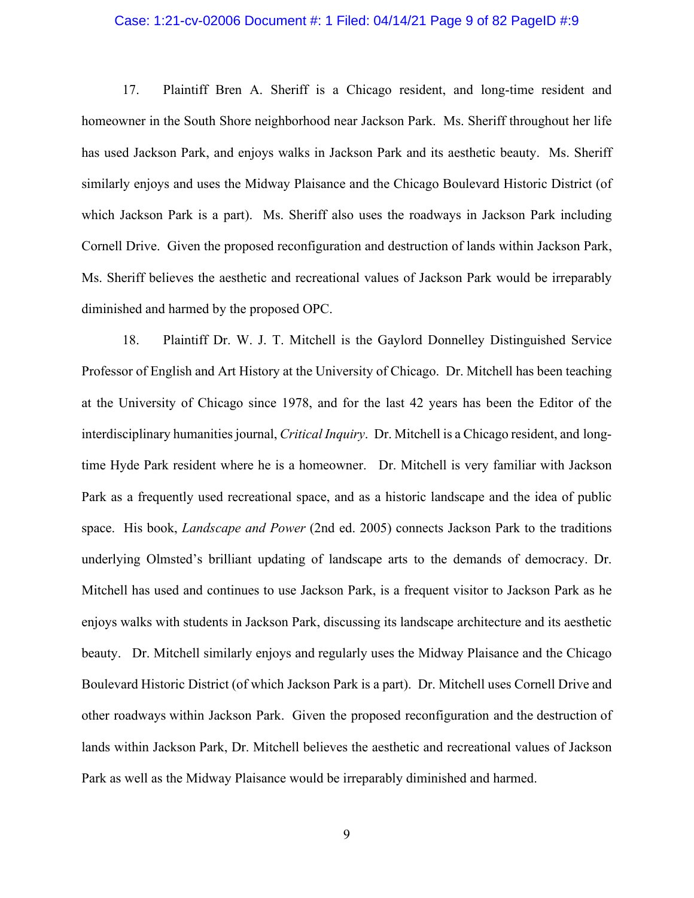17. Plaintiff Bren A. Sheriff is a Chicago resident, and long-time resident and homeowner in the South Shore neighborhood near Jackson Park. Ms. Sheriff throughout her life has used Jackson Park, and enjoys walks in Jackson Park and its aesthetic beauty. Ms. Sheriff similarly enjoys and uses the Midway Plaisance and the Chicago Boulevard Historic District (of which Jackson Park is a part). Ms. Sheriff also uses the roadways in Jackson Park including Cornell Drive. Given the proposed reconfiguration and destruction of lands within Jackson Park, Ms. Sheriff believes the aesthetic and recreational values of Jackson Park would be irreparably diminished and harmed by the proposed OPC.

18. Plaintiff Dr. W. J. T. Mitchell is the Gaylord Donnelley Distinguished Service Professor of English and Art History at the University of Chicago. Dr. Mitchell has been teaching at the University of Chicago since 1978, and for the last 42 years has been the Editor of the interdisciplinary humanities journal, *Critical Inquiry*. Dr. Mitchell is a Chicago resident, and long-time Hyde Park resident where he is a homeowner. Dr. Mitchell is very familiar with Jackson Park as a frequently used recreational space, and as a historic landscape and the idea of public space. His book, *Landscape and Power* (2nd ed. 2005) connects Jackson Park to the traditions underlying Olmsted's brilliant updating of landscape arts to the demands of democracy. Dr. Mitchell has used and continues to use Jackson Park, is a frequent visitor to Jackson Park as he enjoys walks with students in Jackson Park, discussing its landscape architecture and its aesthetic beauty. Dr. Mitchell similarly enjoys and regularly uses the Midway Plaisance and the Chicago Boulevard Historic District (of which Jackson Park is a part). Dr. Mitchell uses Cornell Drive and other roadways within Jackson Park. Given the proposed reconfiguration and the destruction of lands within Jackson Park, Dr. Mitchell believes the aesthetic and recreational values of Jackson Park as well as the Midway Plaisance would be irreparably diminished and harmed.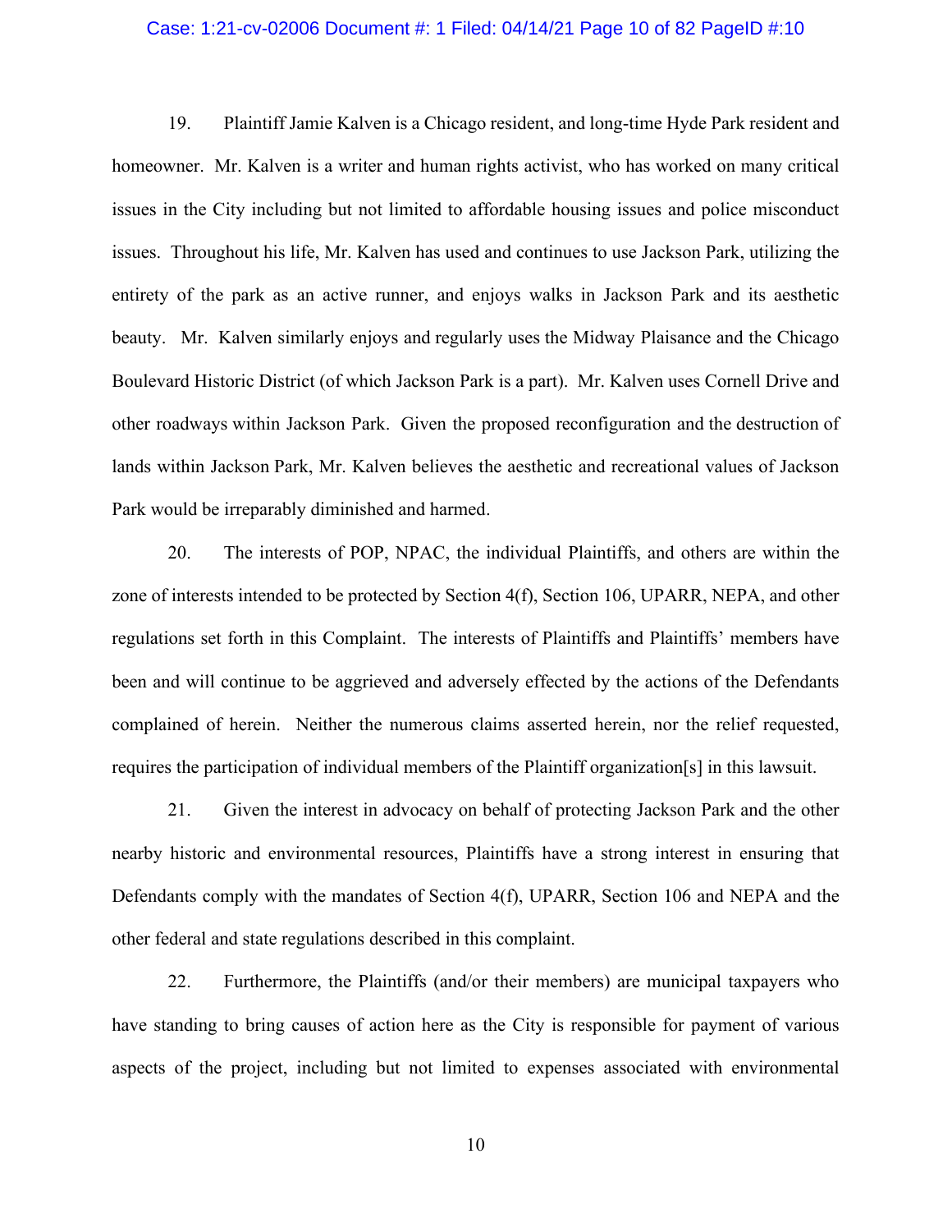19. Plaintiff Jamie Kalven is a Chicago resident, and long-time Hyde Park resident and homeowner. Mr. Kalven is a writer and human rights activist, who has worked on many critical issues in the City including but not limited to affordable housing issues and police misconduct issues. Throughout his life, Mr. Kalven has used and continues to use Jackson Park, utilizing the entirety of the park as an active runner, and enjoys walks in Jackson Park and its aesthetic beauty. Mr. Kalven similarly enjoys and regularly uses the Midway Plaisance and the Chicago Boulevard Historic District (of which Jackson Park is a part). Mr. Kalven uses Cornell Drive and other roadways within Jackson Park. Given the proposed reconfiguration and the destruction of lands within Jackson Park, Mr. Kalven believes the aesthetic and recreational values of Jackson Park would be irreparably diminished and harmed.

20. The interests of POP, NPAC, the individual Plaintiffs, and others are within the zone of interests intended to be protected by Section 4(f), Section 106, UPARR, NEPA, and other regulations set forth in this Complaint. The interests of Plaintiffs and Plaintiffs' members have been and will continue to be aggrieved and adversely effected by the actions of the Defendants complained of herein. Neither the numerous claims asserted herein, nor the relief requested, requires the participation of individual members of the Plaintiff organization[s] in this lawsuit.

21. Given the interest in advocacy on behalf of protecting Jackson Park and the other nearby historic and environmental resources, Plaintiffs have a strong interest in ensuring that Defendants comply with the mandates of Section 4(f), UPARR, Section 106 and NEPA and the other federal and state regulations described in this complaint.

22. Furthermore, the Plaintiffs (and/or their members) are municipal taxpayers who have standing to bring causes of action here as the City is responsible for payment of various aspects of the project, including but not limited to expenses associated with environmental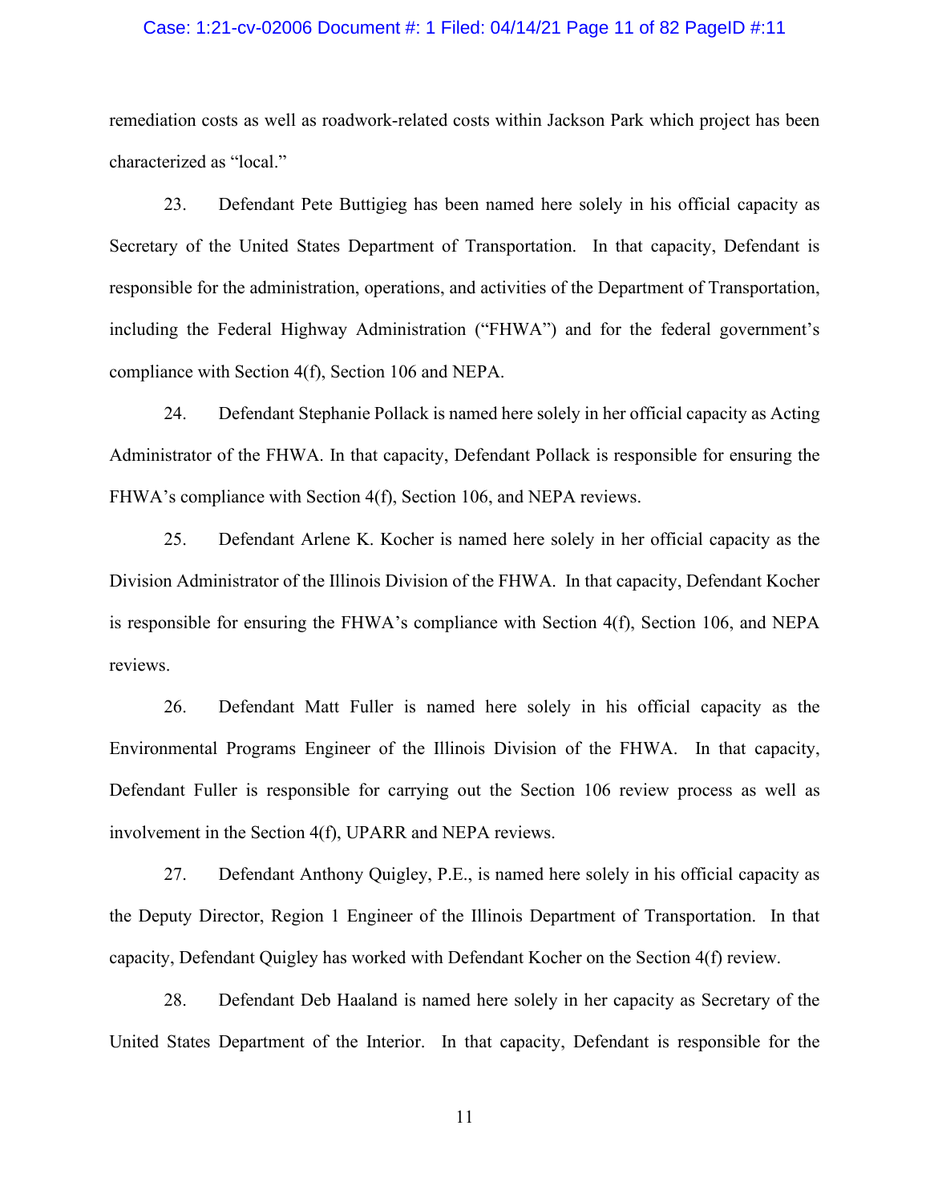remediation costs as well as roadwork-related costs within Jackson Park which project has been characterized as "local."

23. Defendant Pete Buttigieg has been named here solely in his official capacity as Secretary of the United States Department of Transportation. In that capacity, Defendant is responsible for the administration, operations, and activities of the Department of Transportation, including the Federal Highway Administration ("FHWA") and for the federal government's compliance with Section 4(f), Section 106 and NEPA.

24. Defendant Stephanie Pollack is named here solely in her official capacity as Acting Administrator of the FHWA. In that capacity, Defendant Pollack is responsible for ensuring the FHWA's compliance with Section 4(f), Section 106, and NEPA reviews.

25. Defendant Arlene K. Kocher is named here solely in her official capacity as the Division Administrator of the Illinois Division of the FHWA. In that capacity, Defendant Kocher is responsible for ensuring the FHWA's compliance with Section 4(f), Section 106, and NEPA reviews.

26. Defendant Matt Fuller is named here solely in his official capacity as the Environmental Programs Engineer of the Illinois Division of the FHWA. In that capacity, Defendant Fuller is responsible for carrying out the Section 106 review process as well as involvement in the Section 4(f), UPARR and NEPA reviews.

27. Defendant Anthony Quigley, P.E., is named here solely in his official capacity as the Deputy Director, Region 1 Engineer of the Illinois Department of Transportation. In that capacity, Defendant Quigley has worked with Defendant Kocher on the Section 4(f) review.

28. Defendant Deb Haaland is named here solely in her capacity as Secretary of the United States Department of the Interior. In that capacity, Defendant is responsible for the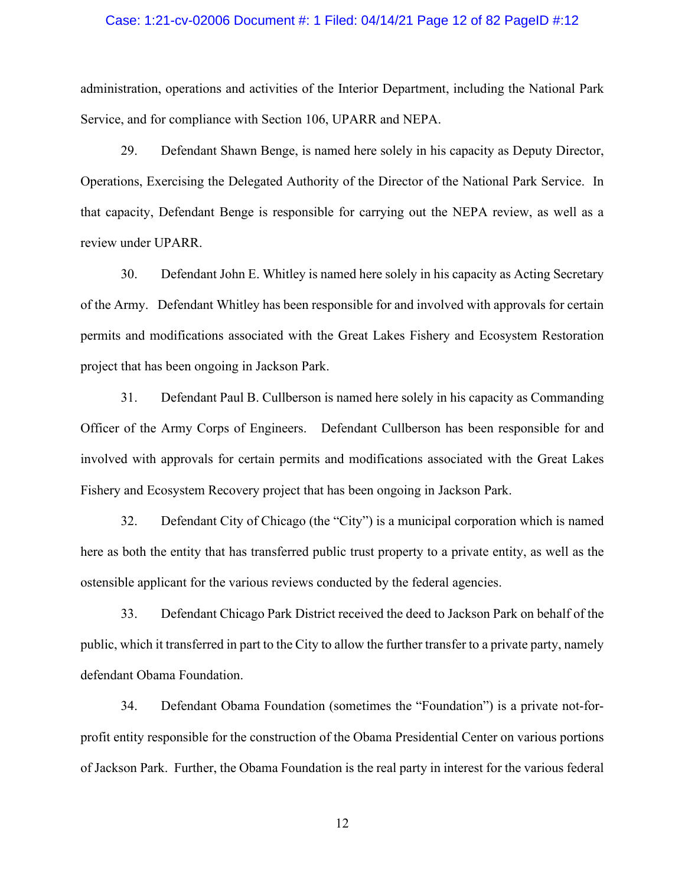administration, operations and activities of the Interior Department, including the National Park Service, and for compliance with Section 106, UPARR and NEPA.

29. Defendant Shawn Benge, is named here solely in his capacity as Deputy Director, Operations, Exercising the Delegated Authority of the Director of the National Park Service. In that capacity, Defendant Benge is responsible for carrying out the NEPA review, as well as a review under UPARR.

30. Defendant John E. Whitley is named here solely in his capacity as Acting Secretary of the Army. Defendant Whitley has been responsible for and involved with approvals for certain permits and modifications associated with the Great Lakes Fishery and Ecosystem Restoration project that has been ongoing in Jackson Park.

31. Defendant Paul B. Cullberson is named here solely in his capacity as Commanding Officer of the Army Corps of Engineers. Defendant Cullberson has been responsible for and involved with approvals for certain permits and modifications associated with the Great Lakes Fishery and Ecosystem Recovery project that has been ongoing in Jackson Park.

32. Defendant City of Chicago (the "City") is a municipal corporation which is named here as both the entity that has transferred public trust property to a private entity, as well as the ostensible applicant for the various reviews conducted by the federal agencies.

33. Defendant Chicago Park District received the deed to Jackson Park on behalf of the public, which it transferred in part to the City to allow the further transfer to a private party, namely defendant Obama Foundation.

34. Defendant Obama Foundation (sometimes the "Foundation") is a private not-for-profit entity responsible for the construction of the Obama Presidential Center on various portions of Jackson Park. Further, the Obama Foundation is the real party in interest for the various federal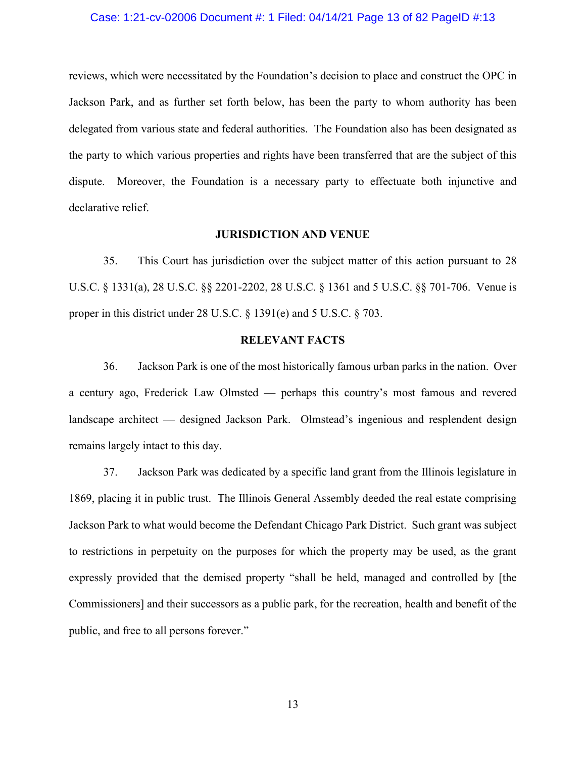reviews, which were necessitated by the Foundation's decision to place and construct the OPC in Jackson Park, and as further set forth below, has been the party to whom authority has been delegated from various state and federal authorities. The Foundation also has been designated as the party to which various properties and rights have been transferred that are the subject of this dispute. Moreover, the Foundation is a necessary party to effectuate both injunctive and declarative relief.

## JURISDICTION AND VENUE

35. This Court has jurisdiction over the subject matter of this action pursuant to 28 U.S.C. § 1331(a), 28 U.S.C. §§ 2201-2202, 28 U.S.C. § 1361 and 5 U.S.C. §§ 701-706. Venue is proper in this district under 28 U.S.C. § 1391(e) and 5 U.S.C. § 703.

## RELEVANT FACTS

36. Jackson Park is one of the most historically famous urban parks in the nation. Over a century ago, Frederick Law Olmsted — perhaps this country's most famous and revered landscape architect — designed Jackson Park. Olmstead's ingenious and resplendent design remains largely intact to this day.

37. Jackson Park was dedicated by a specific land grant from the Illinois legislature in 1869, placing it in public trust. The Illinois General Assembly deeded the real estate comprising Jackson Park to what would become the Defendant Chicago Park District. Such grant was subject to restrictions in perpetuity on the purposes for which the property may be used, as the grant expressly provided that the demised property "shall be held, managed and controlled by [the Commissioners] and their successors as a public park, for the recreation, health and benefit of the public, and free to all persons forever."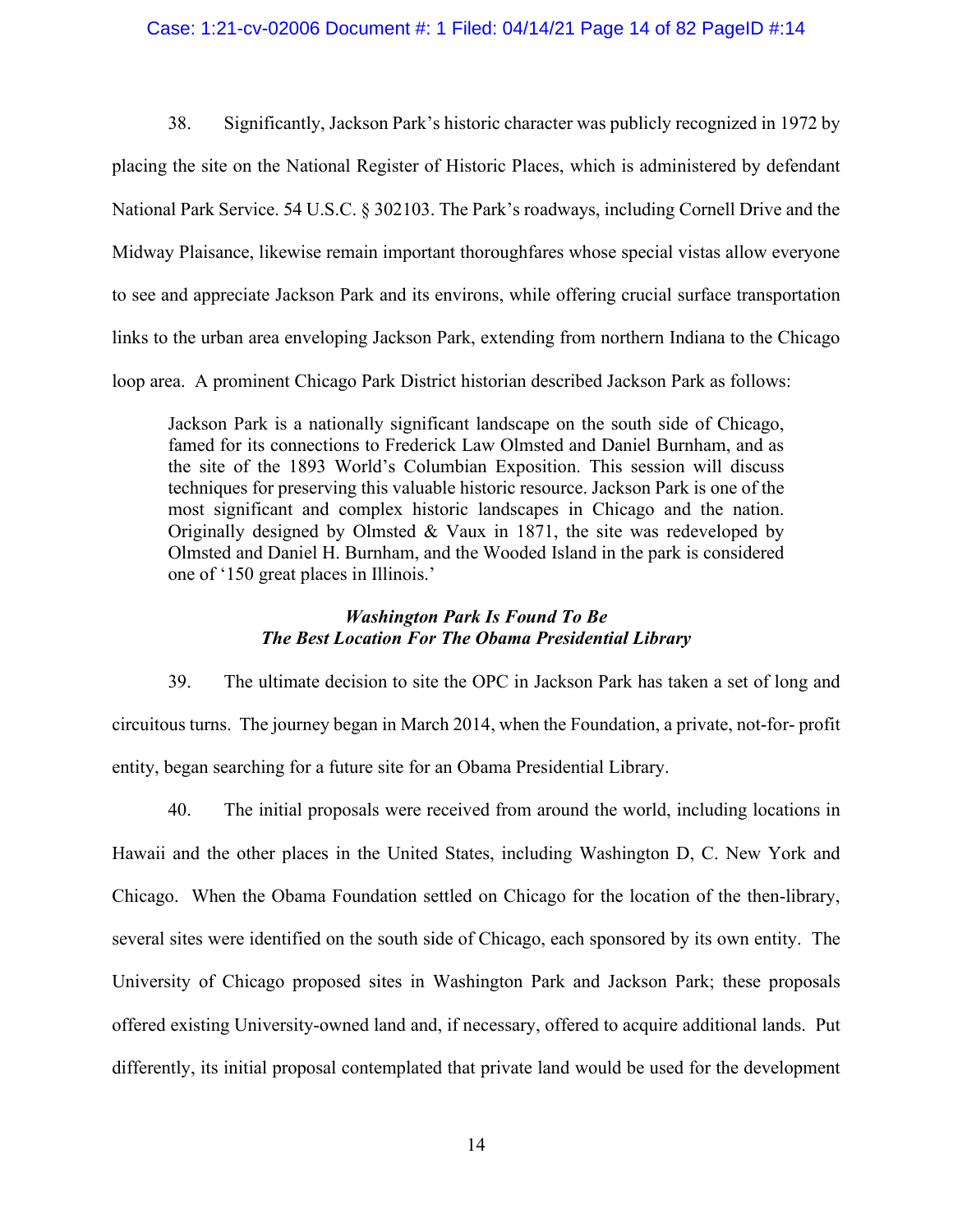38. Significantly, Jackson Park's historic character was publicly recognized in 1972 by placing the site on the National Register of Historic Places, which is administered by defendant National Park Service. 54 U.S.C. § 302103. The Park's roadways, including Cornell Drive and the Midway Plaisance, likewise remain important thoroughfares whose special vistas allow everyone to see and appreciate Jackson Park and its environs, while offering crucial surface transportation links to the urban area enveloping Jackson Park, extending from northern Indiana to the Chicago loop area. A prominent Chicago Park District historian described Jackson Park as follows:

> Jackson Park is a nationally significant landscape on the south side of Chicago, famed for its connections to Frederick Law Olmsted and Daniel Burnham, and as the site of the 1893 World's Columbian Exposition. This session will discuss techniques for preserving this valuable historic resource. Jackson Park is one of the most significant and complex historic landscapes in Chicago and the nation. Originally designed by Olmsted & Vaux in 1871, the site was redeveloped by Olmsted and Daniel H. Burnham, and the Wooded Island in the park is considered one of '150 great places in Illinois.'

***Washington Park Is Found To Be The Best Location For The Obama Presidential Library***

39. The ultimate decision to site the OPC in Jackson Park has taken a set of long and circuitous turns. The journey began in March 2014, when the Foundation, a private, not-for- profit entity, began searching for a future site for an Obama Presidential Library.

40. The initial proposals were received from around the world, including locations in Hawaii and the other places in the United States, including Washington D, C. New York and Chicago. When the Obama Foundation settled on Chicago for the location of the then-library, several sites were identified on the south side of Chicago, each sponsored by its own entity. The University of Chicago proposed sites in Washington Park and Jackson Park; these proposals offered existing University-owned land and, if necessary, offered to acquire additional lands. Put differently, its initial proposal contemplated that private land would be used for the development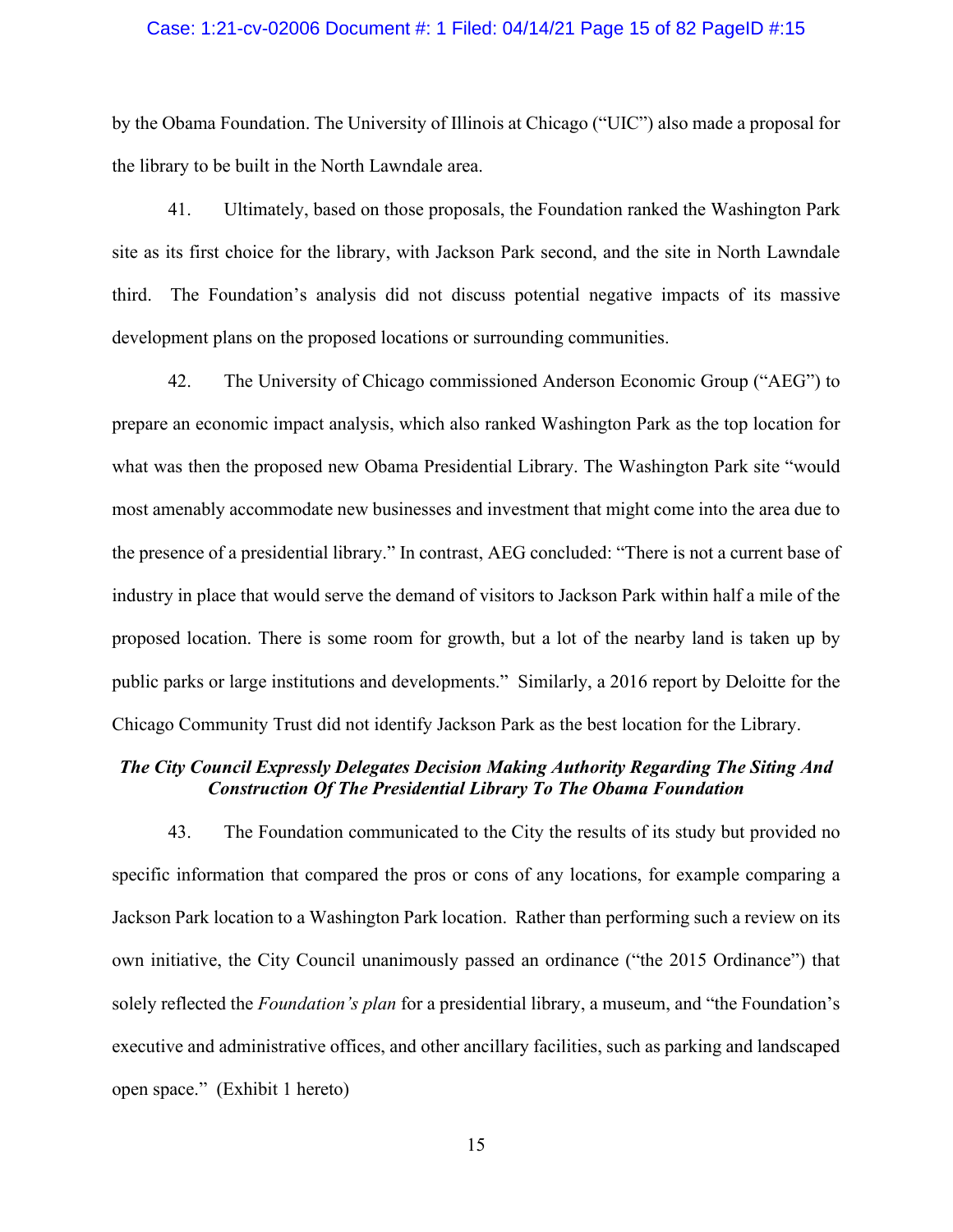by the Obama Foundation. The University of Illinois at Chicago ("UIC") also made a proposal for the library to be built in the North Lawndale area.

41. Ultimately, based on those proposals, the Foundation ranked the Washington Park site as its first choice for the library, with Jackson Park second, and the site in North Lawndale third. The Foundation's analysis did not discuss potential negative impacts of its massive development plans on the proposed locations or surrounding communities.

42. The University of Chicago commissioned Anderson Economic Group ("AEG") to prepare an economic impact analysis, which also ranked Washington Park as the top location for what was then the proposed new Obama Presidential Library. The Washington Park site "would most amenably accommodate new businesses and investment that might come into the area due to the presence of a presidential library." In contrast, AEG concluded: "There is not a current base of industry in place that would serve the demand of visitors to Jackson Park within half a mile of the proposed location. There is some room for growth, but a lot of the nearby land is taken up by public parks or large institutions and developments." Similarly, a 2016 report by Deloitte for the Chicago Community Trust did not identify Jackson Park as the best location for the Library.

***The City Council Expressly Delegates Decision Making Authority Regarding The Siting And Construction Of The Presidential Library To The Obama Foundation***

43. The Foundation communicated to the City the results of its study but provided no specific information that compared the pros or cons of any locations, for example comparing a Jackson Park location to a Washington Park location. Rather than performing such a review on its own initiative, the City Council unanimously passed an ordinance ("the 2015 Ordinance") that solely reflected the *Foundation's plan* for a presidential library, a museum, and "the Foundation's executive and administrative offices, and other ancillary facilities, such as parking and landscaped open space." (Exhibit 1 hereto)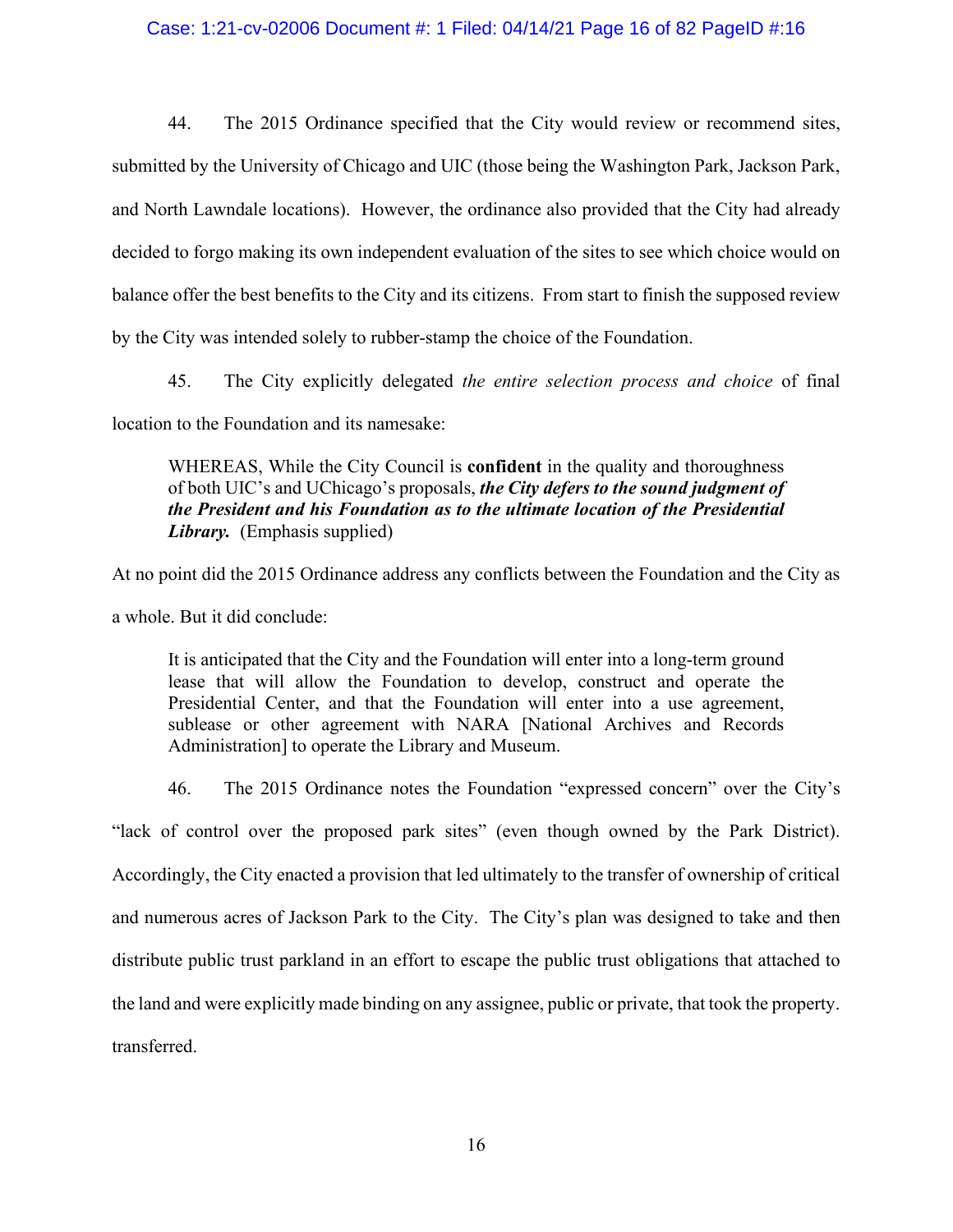44. The 2015 Ordinance specified that the City would review or recommend sites, submitted by the University of Chicago and UIC (those being the Washington Park, Jackson Park, and North Lawndale locations). However, the ordinance also provided that the City had already decided to forgo making its own independent evaluation of the sites to see which choice would on balance offer the best benefits to the City and its citizens. From start to finish the supposed review by the City was intended solely to rubber-stamp the choice of the Foundation.

45. The City explicitly delegated *the entire selection process and choice* of final location to the Foundation and its namesake:

> WHEREAS, While the City Council is **confident** in the quality and thoroughness of both UIC's and UChicago's proposals, ***the City defers to the sound judgment of the President and his Foundation as to the ultimate location of the Presidential Library.*** (Emphasis supplied)

At no point did the 2015 Ordinance address any conflicts between the Foundation and the City as a whole. But it did conclude:

> It is anticipated that the City and the Foundation will enter into a long-term ground lease that will allow the Foundation to develop, construct and operate the Presidential Center, and that the Foundation will enter into a use agreement, sublease or other agreement with NARA [National Archives and Records Administration] to operate the Library and Museum.

46. The 2015 Ordinance notes the Foundation "expressed concern" over the City's "lack of control over the proposed park sites" (even though owned by the Park District). Accordingly, the City enacted a provision that led ultimately to the transfer of ownership of critical and numerous acres of Jackson Park to the City. The City's plan was designed to take and then distribute public trust parkland in an effort to escape the public trust obligations that attached to the land and were explicitly made binding on any assignee, public or private, that took the property. transferred.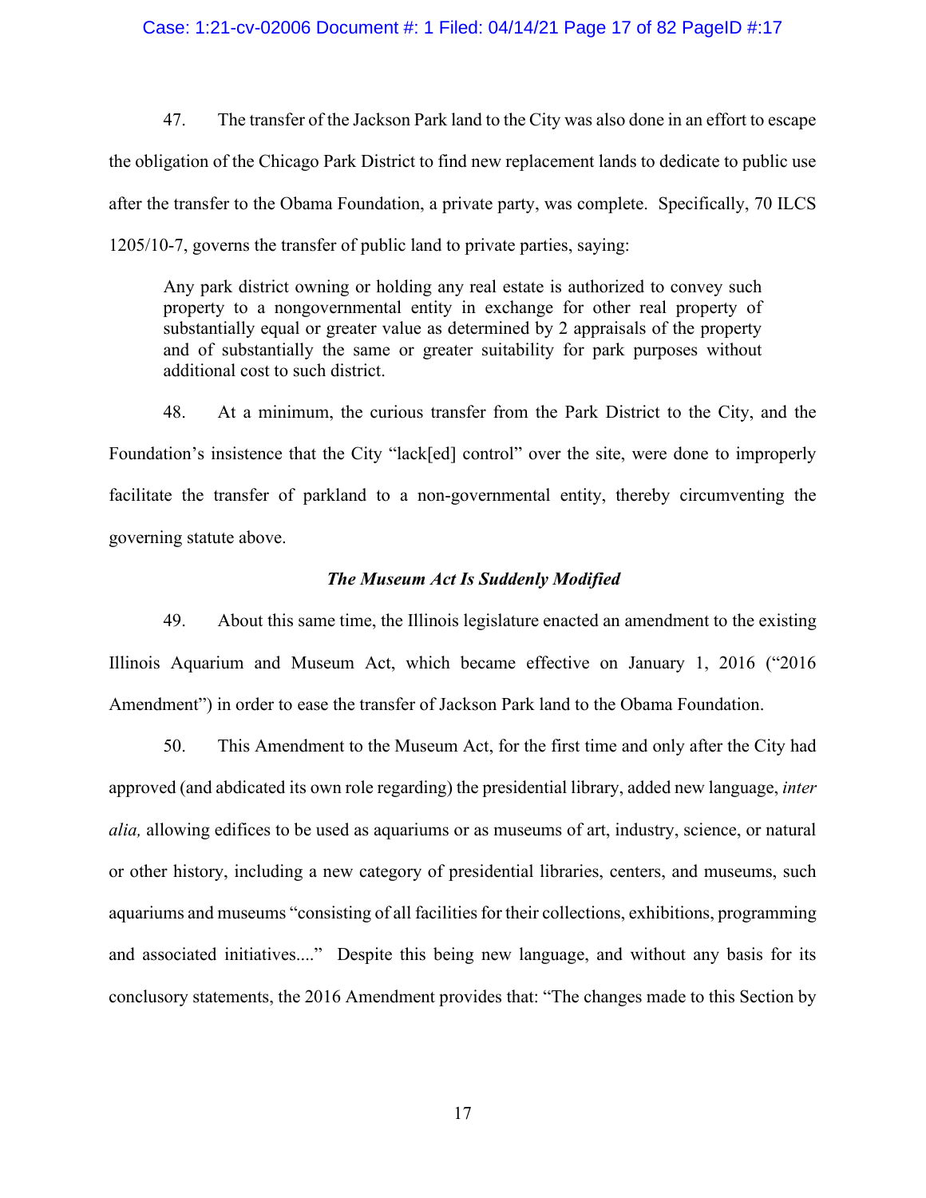47. The transfer of the Jackson Park land to the City was also done in an effort to escape the obligation of the Chicago Park District to find new replacement lands to dedicate to public use after the transfer to the Obama Foundation, a private party, was complete. Specifically, 70 ILCS 1205/10-7, governs the transfer of public land to private parties, saying:

> Any park district owning or holding any real estate is authorized to convey such property to a nongovernmental entity in exchange for other real property of substantially equal or greater value as determined by 2 appraisals of the property and of substantially the same or greater suitability for park purposes without additional cost to such district.

48. At a minimum, the curious transfer from the Park District to the City, and the Foundation's insistence that the City "lack[ed] control" over the site, were done to improperly facilitate the transfer of parkland to a non-governmental entity, thereby circumventing the governing statute above.

### *The Museum Act Is Suddenly Modified*

49. About this same time, the Illinois legislature enacted an amendment to the existing Illinois Aquarium and Museum Act, which became effective on January 1, 2016 ("2016 Amendment") in order to ease the transfer of Jackson Park land to the Obama Foundation.

50. This Amendment to the Museum Act, for the first time and only after the City had approved (and abdicated its own role regarding) the presidential library, added new language, *inter alia,* allowing edifices to be used as aquariums or as museums of art, industry, science, or natural or other history, including a new category of presidential libraries, centers, and museums, such aquariums and museums "consisting of all facilities for their collections, exhibitions, programming and associated initiatives...." Despite this being new language, and without any basis for its conclusory statements, the 2016 Amendment provides that: "The changes made to this Section by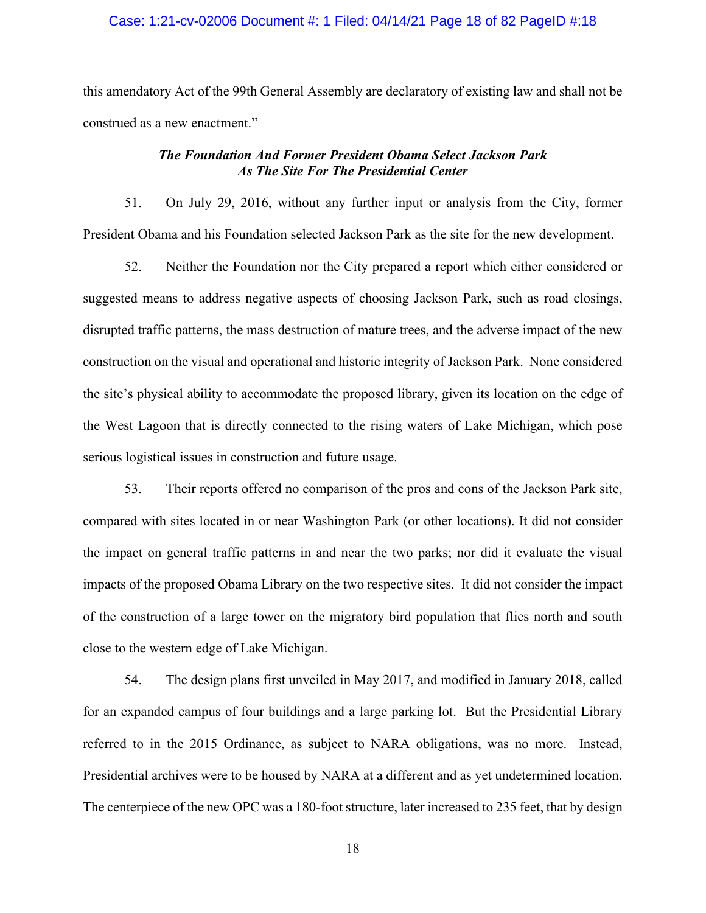this amendatory Act of the 99th General Assembly are declaratory of existing law and shall not be construed as a new enactment."

***The Foundation And Former President Obama Select Jackson Park As The Site For The Presidential Center***

51. On July 29, 2016, without any further input or analysis from the City, former President Obama and his Foundation selected Jackson Park as the site for the new development.

52. Neither the Foundation nor the City prepared a report which either considered or suggested means to address negative aspects of choosing Jackson Park, such as road closings, disrupted traffic patterns, the mass destruction of mature trees, and the adverse impact of the new construction on the visual and operational and historic integrity of Jackson Park. None considered the site's physical ability to accommodate the proposed library, given its location on the edge of the West Lagoon that is directly connected to the rising waters of Lake Michigan, which pose serious logistical issues in construction and future usage.

53. Their reports offered no comparison of the pros and cons of the Jackson Park site, compared with sites located in or near Washington Park (or other locations). It did not consider the impact on general traffic patterns in and near the two parks; nor did it evaluate the visual impacts of the proposed Obama Library on the two respective sites. It did not consider the impact of the construction of a large tower on the migratory bird population that flies north and south close to the western edge of Lake Michigan.

54. The design plans first unveiled in May 2017, and modified in January 2018, called for an expanded campus of four buildings and a large parking lot. But the Presidential Library referred to in the 2015 Ordinance, as subject to NARA obligations, was no more. Instead, Presidential archives were to be housed by NARA at a different and as yet undetermined location. The centerpiece of the new OPC was a 180-foot structure, later increased to 235 feet, that by design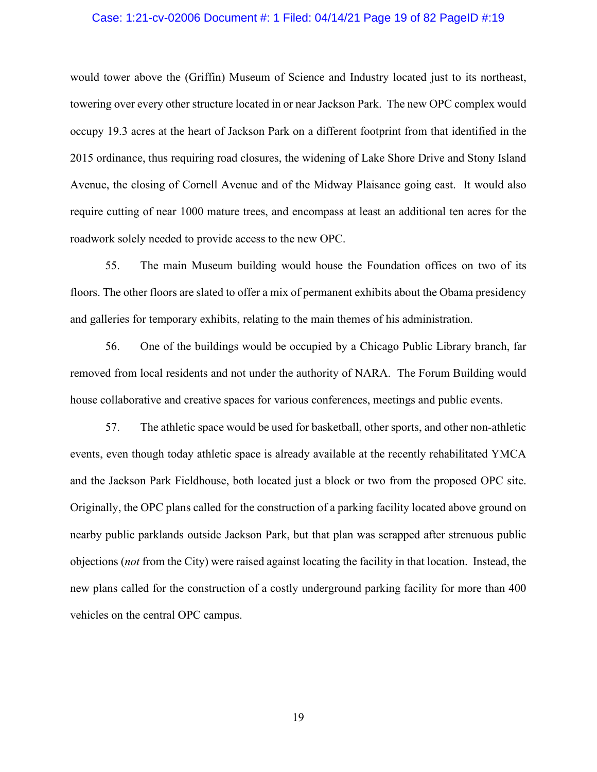would tower above the (Griffin) Museum of Science and Industry located just to its northeast, towering over every other structure located in or near Jackson Park. The new OPC complex would occupy 19.3 acres at the heart of Jackson Park on a different footprint from that identified in the 2015 ordinance, thus requiring road closures, the widening of Lake Shore Drive and Stony Island Avenue, the closing of Cornell Avenue and of the Midway Plaisance going east. It would also require cutting of near 1000 mature trees, and encompass at least an additional ten acres for the roadwork solely needed to provide access to the new OPC.

55. The main Museum building would house the Foundation offices on two of its floors. The other floors are slated to offer a mix of permanent exhibits about the Obama presidency and galleries for temporary exhibits, relating to the main themes of his administration.

56. One of the buildings would be occupied by a Chicago Public Library branch, far removed from local residents and not under the authority of NARA. The Forum Building would house collaborative and creative spaces for various conferences, meetings and public events.

57. The athletic space would be used for basketball, other sports, and other non-athletic events, even though today athletic space is already available at the recently rehabilitated YMCA and the Jackson Park Fieldhouse, both located just a block or two from the proposed OPC site. Originally, the OPC plans called for the construction of a parking facility located above ground on nearby public parklands outside Jackson Park, but that plan was scrapped after strenuous public objections (*not* from the City) were raised against locating the facility in that location. Instead, the new plans called for the construction of a costly underground parking facility for more than 400 vehicles on the central OPC campus.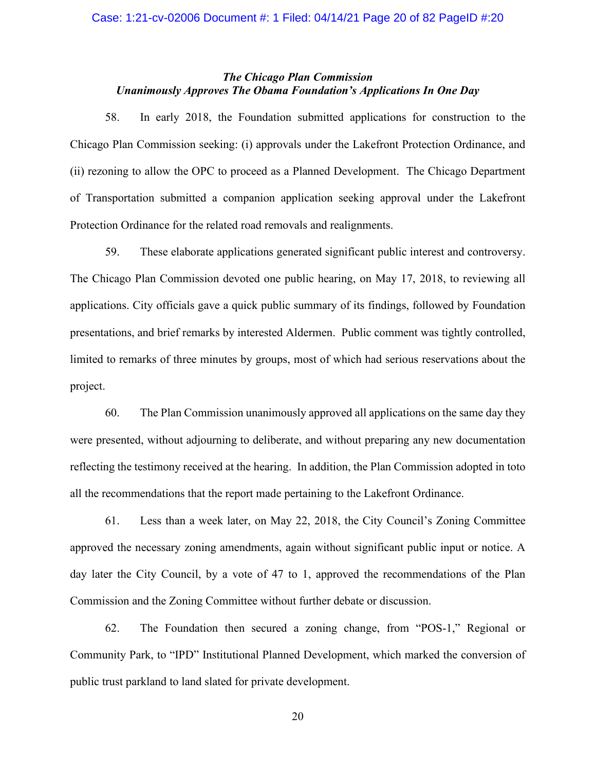### *The Chicago Plan Commission Unanimously Approves The Obama Foundation's Applications In One Day*

58. In early 2018, the Foundation submitted applications for construction to the Chicago Plan Commission seeking: (i) approvals under the Lakefront Protection Ordinance, and (ii) rezoning to allow the OPC to proceed as a Planned Development. The Chicago Department of Transportation submitted a companion application seeking approval under the Lakefront Protection Ordinance for the related road removals and realignments.

59. These elaborate applications generated significant public interest and controversy. The Chicago Plan Commission devoted one public hearing, on May 17, 2018, to reviewing all applications. City officials gave a quick public summary of its findings, followed by Foundation presentations, and brief remarks by interested Aldermen. Public comment was tightly controlled, limited to remarks of three minutes by groups, most of which had serious reservations about the project.

60. The Plan Commission unanimously approved all applications on the same day they were presented, without adjourning to deliberate, and without preparing any new documentation reflecting the testimony received at the hearing. In addition, the Plan Commission adopted in toto all the recommendations that the report made pertaining to the Lakefront Ordinance.

61. Less than a week later, on May 22, 2018, the City Council's Zoning Committee approved the necessary zoning amendments, again without significant public input or notice. A day later the City Council, by a vote of 47 to 1, approved the recommendations of the Plan Commission and the Zoning Committee without further debate or discussion.

62. The Foundation then secured a zoning change, from "POS-1," Regional or Community Park, to "IPD" Institutional Planned Development, which marked the conversion of public trust parkland to land slated for private development.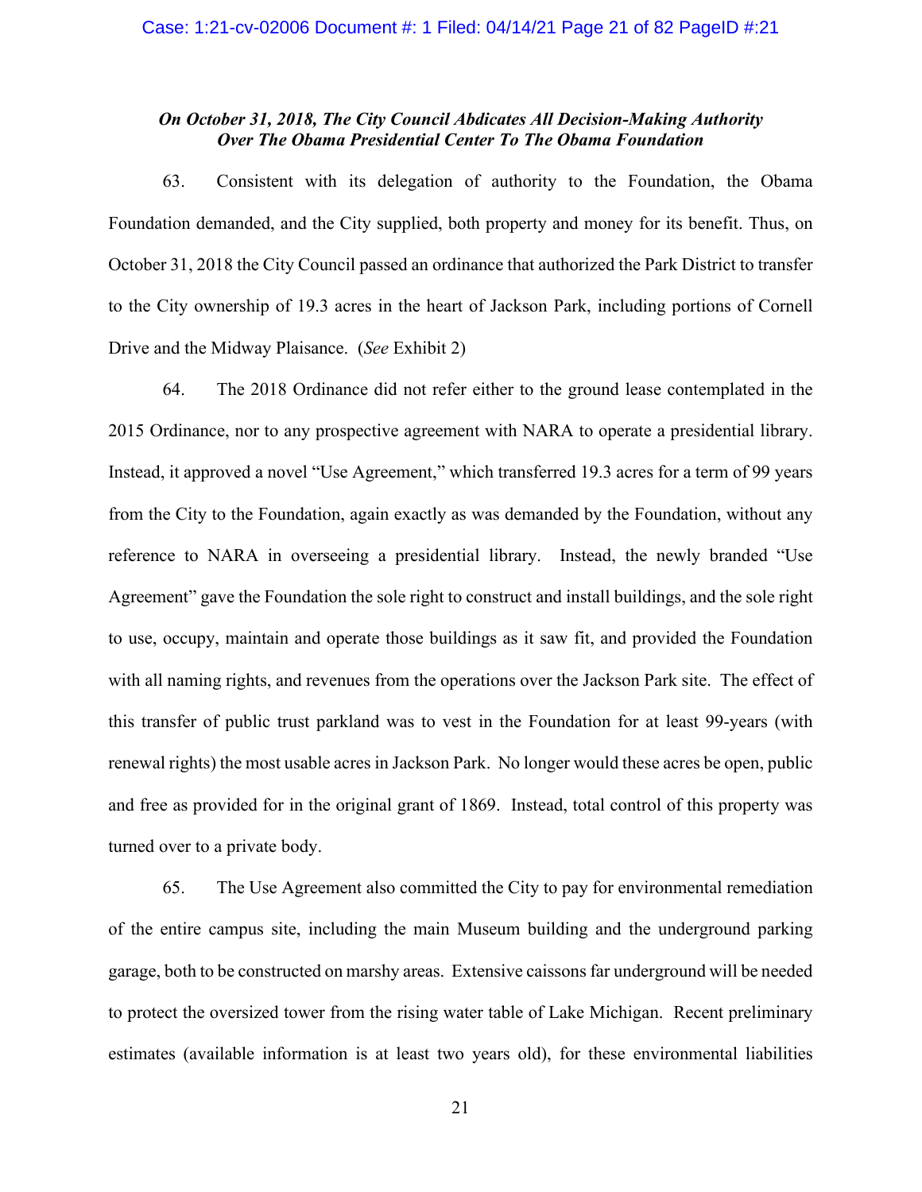### *On October 31, 2018, The City Council Abdicates All Decision-Making Authority Over The Obama Presidential Center To The Obama Foundation*

63. Consistent with its delegation of authority to the Foundation, the Obama Foundation demanded, and the City supplied, both property and money for its benefit. Thus, on October 31, 2018 the City Council passed an ordinance that authorized the Park District to transfer to the City ownership of 19.3 acres in the heart of Jackson Park, including portions of Cornell Drive and the Midway Plaisance. (*See* Exhibit 2)

64. The 2018 Ordinance did not refer either to the ground lease contemplated in the 2015 Ordinance, nor to any prospective agreement with NARA to operate a presidential library. Instead, it approved a novel "Use Agreement," which transferred 19.3 acres for a term of 99 years from the City to the Foundation, again exactly as was demanded by the Foundation, without any reference to NARA in overseeing a presidential library. Instead, the newly branded "Use Agreement" gave the Foundation the sole right to construct and install buildings, and the sole right to use, occupy, maintain and operate those buildings as it saw fit, and provided the Foundation with all naming rights, and revenues from the operations over the Jackson Park site. The effect of this transfer of public trust parkland was to vest in the Foundation for at least 99-years (with renewal rights) the most usable acres in Jackson Park. No longer would these acres be open, public and free as provided for in the original grant of 1869. Instead, total control of this property was turned over to a private body.

65. The Use Agreement also committed the City to pay for environmental remediation of the entire campus site, including the main Museum building and the underground parking garage, both to be constructed on marshy areas. Extensive caissons far underground will be needed to protect the oversized tower from the rising water table of Lake Michigan. Recent preliminary estimates (available information is at least two years old), for these environmental liabilities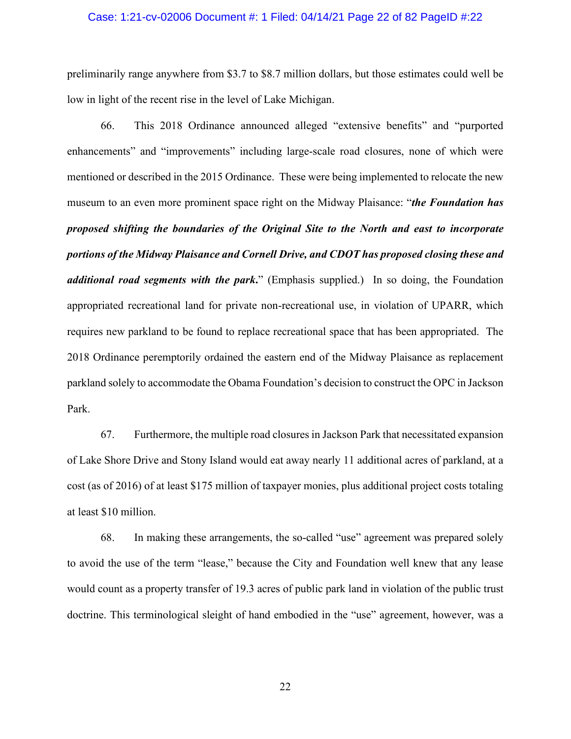preliminarily range anywhere from $3.7 to $8.7 million dollars, but those estimates could well be low in light of the recent rise in the level of Lake Michigan.

66. This 2018 Ordinance announced alleged "extensive benefits" and "purported enhancements" and "improvements" including large-scale road closures, none of which were mentioned or described in the 2015 Ordinance. These were being implemented to relocate the new museum to an even more prominent space right on the Midway Plaisance: "***the Foundation has proposed shifting the boundaries of the Original Site to the North and east to incorporate portions of the Midway Plaisance and Cornell Drive, and CDOT has proposed closing these and additional road segments with the park.***" (Emphasis supplied.) In so doing, the Foundation appropriated recreational land for private non-recreational use, in violation of UPARR, which requires new parkland to be found to replace recreational space that has been appropriated. The 2018 Ordinance peremptorily ordained the eastern end of the Midway Plaisance as replacement parkland solely to accommodate the Obama Foundation's decision to construct the OPC in Jackson Park.

67. Furthermore, the multiple road closures in Jackson Park that necessitated expansion of Lake Shore Drive and Stony Island would eat away nearly 11 additional acres of parkland, at a cost (as of 2016) of at least $175 million of taxpayer monies, plus additional project costs totaling at least $10 million.

68. In making these arrangements, the so-called "use" agreement was prepared solely to avoid the use of the term "lease," because the City and Foundation well knew that any lease would count as a property transfer of 19.3 acres of public park land in violation of the public trust doctrine. This terminological sleight of hand embodied in the "use" agreement, however, was a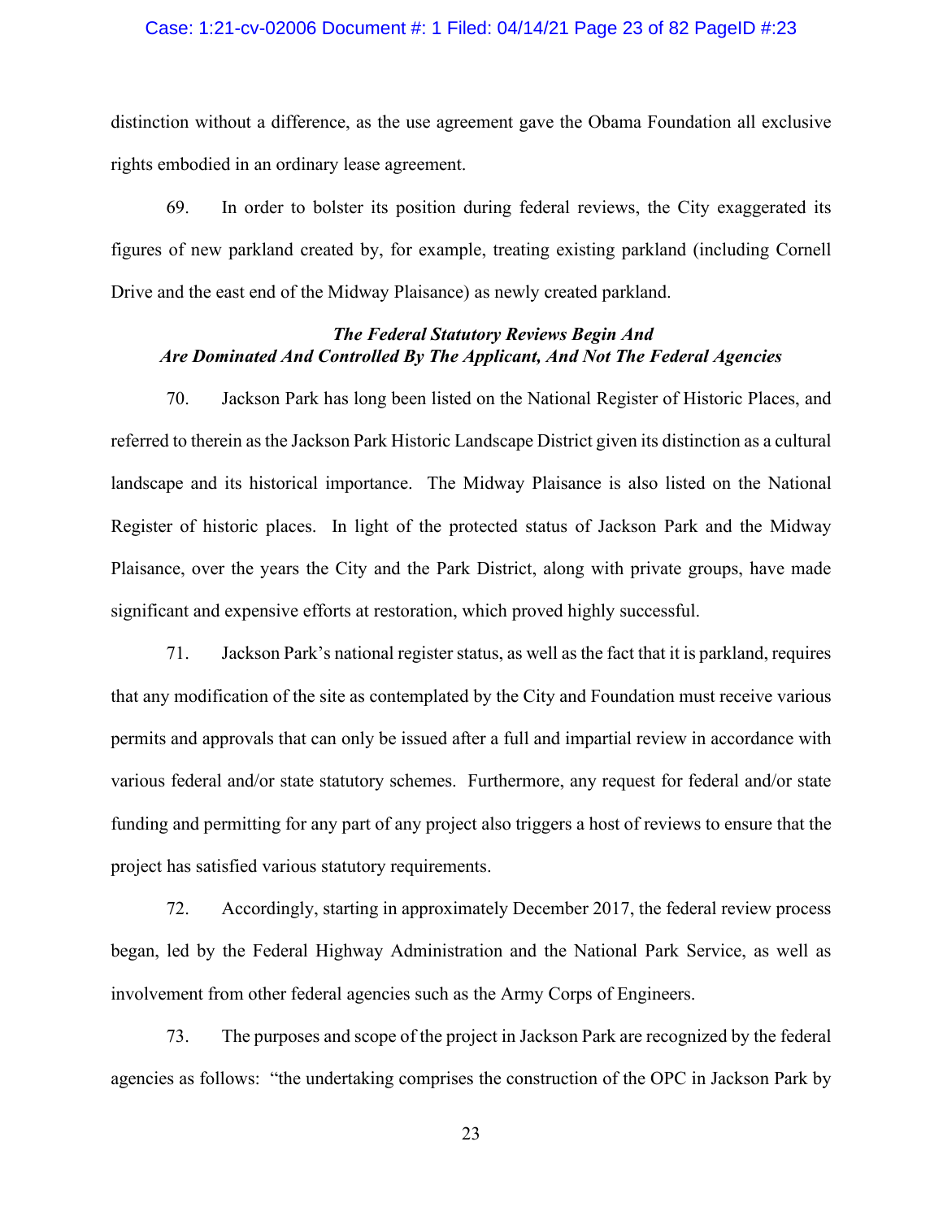distinction without a difference, as the use agreement gave the Obama Foundation all exclusive rights embodied in an ordinary lease agreement.

69. In order to bolster its position during federal reviews, the City exaggerated its figures of new parkland created by, for example, treating existing parkland (including Cornell Drive and the east end of the Midway Plaisance) as newly created parkland.

***The Federal Statutory Reviews Begin And Are Dominated And Controlled By The Applicant, And Not The Federal Agencies***

70. Jackson Park has long been listed on the National Register of Historic Places, and referred to therein as the Jackson Park Historic Landscape District given its distinction as a cultural landscape and its historical importance. The Midway Plaisance is also listed on the National Register of historic places. In light of the protected status of Jackson Park and the Midway Plaisance, over the years the City and the Park District, along with private groups, have made significant and expensive efforts at restoration, which proved highly successful.

71. Jackson Park's national register status, as well as the fact that it is parkland, requires that any modification of the site as contemplated by the City and Foundation must receive various permits and approvals that can only be issued after a full and impartial review in accordance with various federal and/or state statutory schemes. Furthermore, any request for federal and/or state funding and permitting for any part of any project also triggers a host of reviews to ensure that the project has satisfied various statutory requirements.

72. Accordingly, starting in approximately December 2017, the federal review process began, led by the Federal Highway Administration and the National Park Service, as well as involvement from other federal agencies such as the Army Corps of Engineers.

73. The purposes and scope of the project in Jackson Park are recognized by the federal agencies as follows: "the undertaking comprises the construction of the OPC in Jackson Park by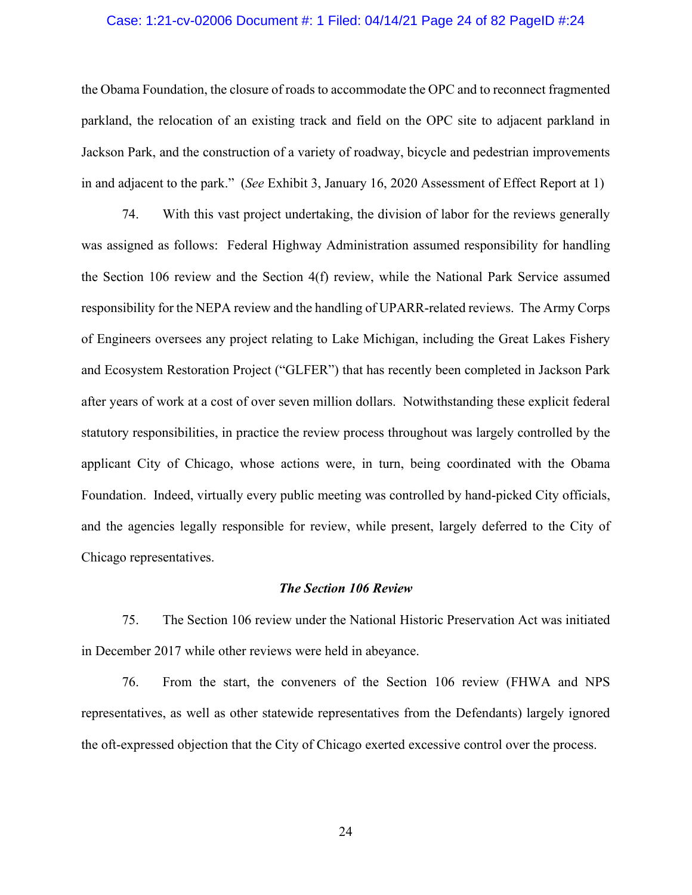the Obama Foundation, the closure of roads to accommodate the OPC and to reconnect fragmented parkland, the relocation of an existing track and field on the OPC site to adjacent parkland in Jackson Park, and the construction of a variety of roadway, bicycle and pedestrian improvements in and adjacent to the park." (*See* Exhibit 3, January 16, 2020 Assessment of Effect Report at 1)

74. With this vast project undertaking, the division of labor for the reviews generally was assigned as follows: Federal Highway Administration assumed responsibility for handling the Section 106 review and the Section 4(f) review, while the National Park Service assumed responsibility for the NEPA review and the handling of UPARR-related reviews. The Army Corps of Engineers oversees any project relating to Lake Michigan, including the Great Lakes Fishery and Ecosystem Restoration Project ("GLFER") that has recently been completed in Jackson Park after years of work at a cost of over seven million dollars. Notwithstanding these explicit federal statutory responsibilities, in practice the review process throughout was largely controlled by the applicant City of Chicago, whose actions were, in turn, being coordinated with the Obama Foundation. Indeed, virtually every public meeting was controlled by hand-picked City officials, and the agencies legally responsible for review, while present, largely deferred to the City of Chicago representatives.

***The Section 106 Review***

75. The Section 106 review under the National Historic Preservation Act was initiated in December 2017 while other reviews were held in abeyance.

76. From the start, the conveners of the Section 106 review (FHWA and NPS representatives, as well as other statewide representatives from the Defendants) largely ignored the oft-expressed objection that the City of Chicago exerted excessive control over the process.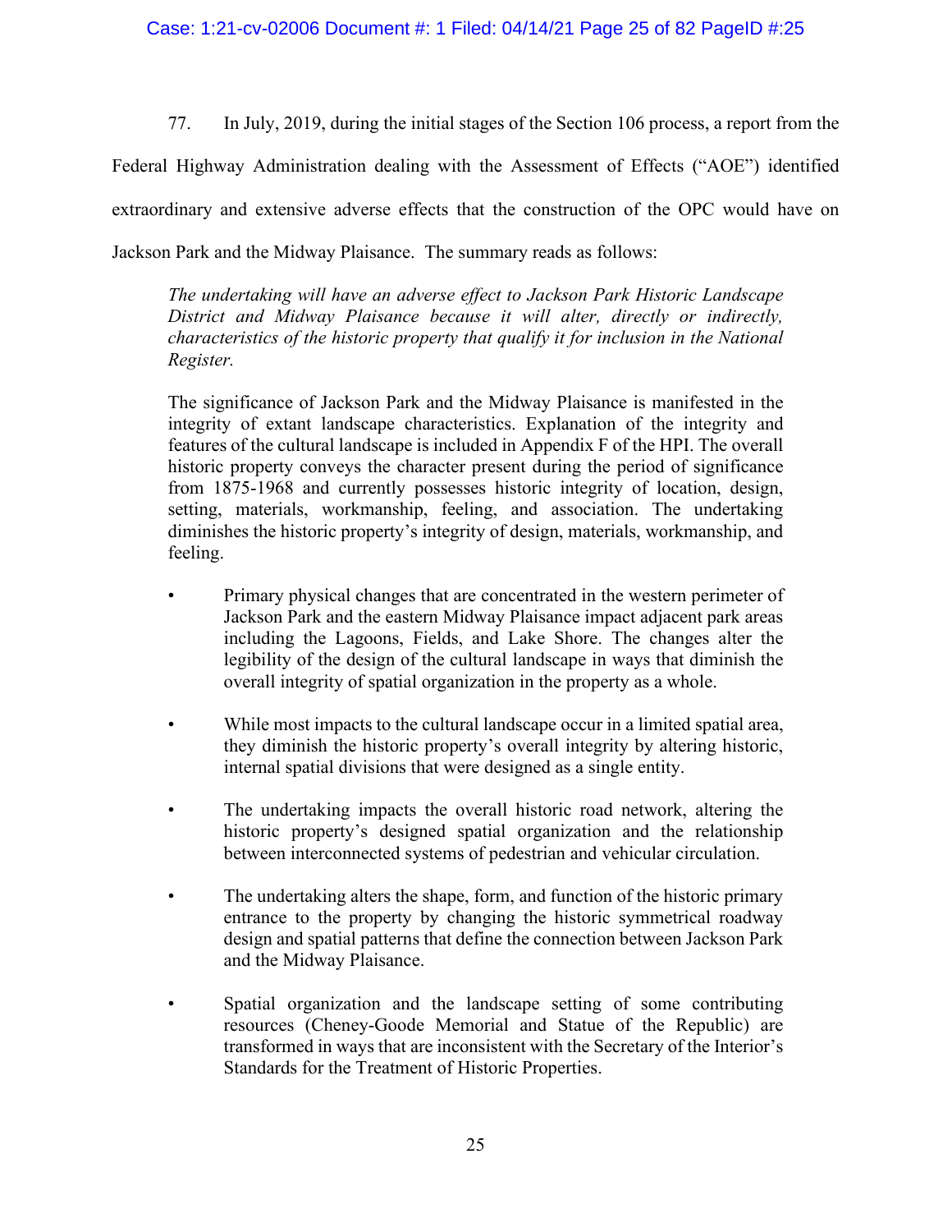77. In July, 2019, during the initial stages of the Section 106 process, a report from the Federal Highway Administration dealing with the Assessment of Effects ("AOE") identified extraordinary and extensive adverse effects that the construction of the OPC would have on Jackson Park and the Midway Plaisance. The summary reads as follows:

> *The undertaking will have an adverse effect to Jackson Park Historic Landscape District and Midway Plaisance because it will alter, directly or indirectly, characteristics of the historic property that qualify it for inclusion in the National Register.*
>
> The significance of Jackson Park and the Midway Plaisance is manifested in the integrity of extant landscape characteristics. Explanation of the integrity and features of the cultural landscape is included in Appendix F of the HPI. The overall historic property conveys the character present during the period of significance from 1875-1968 and currently possesses historic integrity of location, design, setting, materials, workmanship, feeling, and association. The undertaking diminishes the historic property's integrity of design, materials, workmanship, and feeling.
>
> - Primary physical changes that are concentrated in the western perimeter of Jackson Park and the eastern Midway Plaisance impact adjacent park areas including the Lagoons, Fields, and Lake Shore. The changes alter the legibility of the design of the cultural landscape in ways that diminish the overall integrity of spatial organization in the property as a whole.
> - While most impacts to the cultural landscape occur in a limited spatial area, they diminish the historic property's overall integrity by altering historic, internal spatial divisions that were designed as a single entity.
> - The undertaking impacts the overall historic road network, altering the historic property's designed spatial organization and the relationship between interconnected systems of pedestrian and vehicular circulation.
> - The undertaking alters the shape, form, and function of the historic primary entrance to the property by changing the historic symmetrical roadway design and spatial patterns that define the connection between Jackson Park and the Midway Plaisance.
> - Spatial organization and the landscape setting of some contributing resources (Cheney-Goode Memorial and Statue of the Republic) are transformed in ways that are inconsistent with the Secretary of the Interior's Standards for the Treatment of Historic Properties.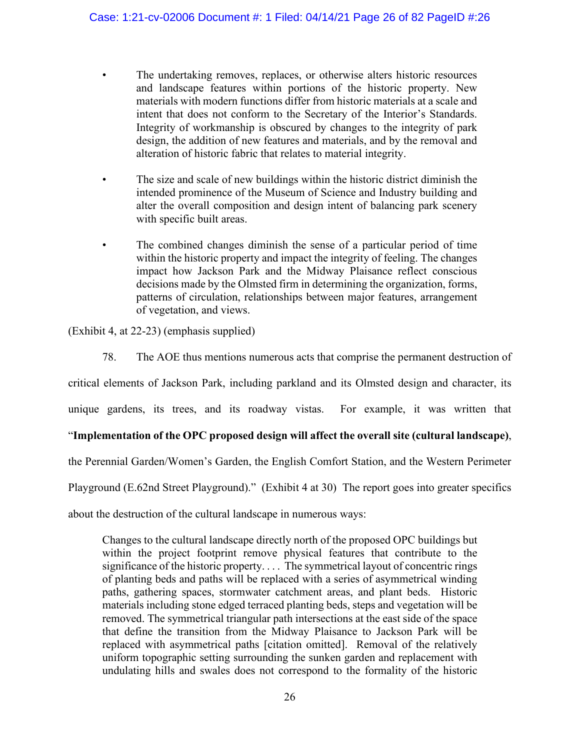- The undertaking removes, replaces, or otherwise alters historic resources and landscape features within portions of the historic property. New materials with modern functions differ from historic materials at a scale and intent that does not conform to the Secretary of the Interior's Standards. Integrity of workmanship is obscured by changes to the integrity of park design, the addition of new features and materials, and by the removal and alteration of historic fabric that relates to material integrity.

- The size and scale of new buildings within the historic district diminish the intended prominence of the Museum of Science and Industry building and alter the overall composition and design intent of balancing park scenery with specific built areas.

- The combined changes diminish the sense of a particular period of time within the historic property and impact the integrity of feeling. The changes impact how Jackson Park and the Midway Plaisance reflect conscious decisions made by the Olmsted firm in determining the organization, forms, patterns of circulation, relationships between major features, arrangement of vegetation, and views.

(Exhibit 4, at 22-23) (emphasis supplied)

78. The AOE thus mentions numerous acts that comprise the permanent destruction of critical elements of Jackson Park, including parkland and its Olmsted design and character, its unique gardens, its trees, and its roadway vistas. For example, it was written that "**Implementation of the OPC proposed design will affect the overall site (cultural landscape)**, the Perennial Garden/Women's Garden, the English Comfort Station, and the Western Perimeter Playground (E.62nd Street Playground)." (Exhibit 4 at 30) The report goes into greater specifics about the destruction of the cultural landscape in numerous ways:

> Changes to the cultural landscape directly north of the proposed OPC buildings but within the project footprint remove physical features that contribute to the significance of the historic property. . . . The symmetrical layout of concentric rings of planting beds and paths will be replaced with a series of asymmetrical winding paths, gathering spaces, stormwater catchment areas, and plant beds. Historic materials including stone edged terraced planting beds, steps and vegetation will be removed. The symmetrical triangular path intersections at the east side of the space that define the transition from the Midway Plaisance to Jackson Park will be replaced with asymmetrical paths [citation omitted]. Removal of the relatively uniform topographic setting surrounding the sunken garden and replacement with undulating hills and swales does not correspond to the formality of the historic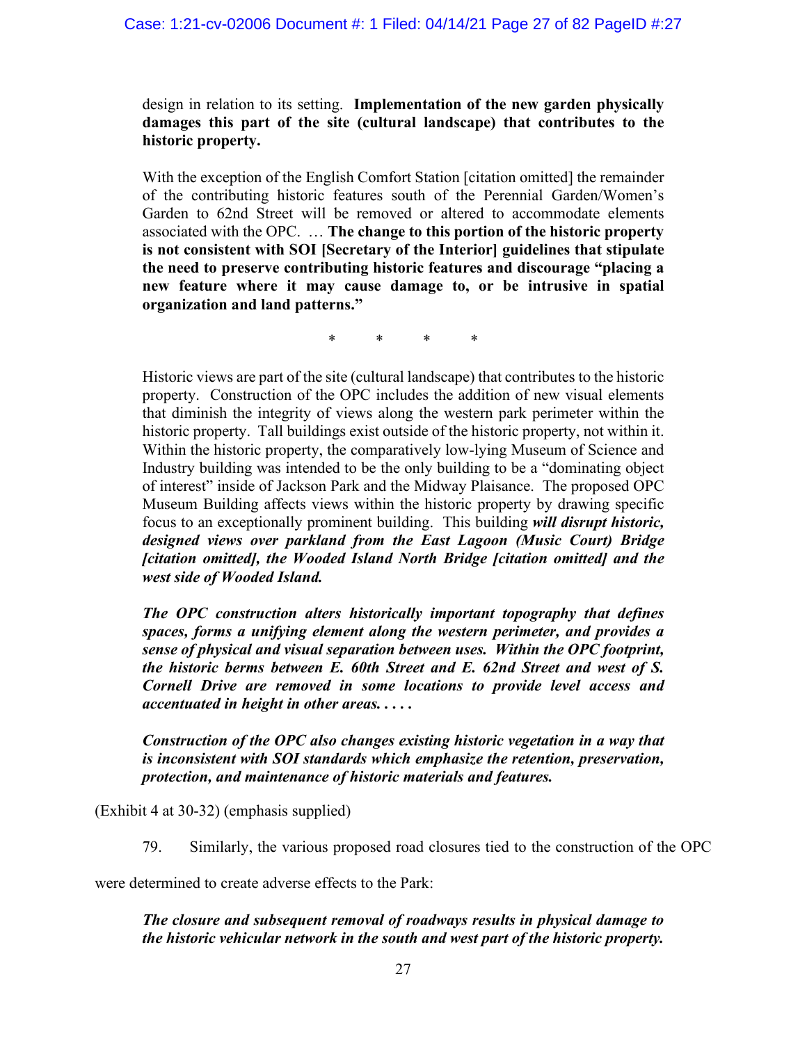> design in relation to its setting. **Implementation of the new garden physically damages this part of the site (cultural landscape) that contributes to the historic property.**
>
> With the exception of the English Comfort Station [citation omitted] the remainder of the contributing historic features south of the Perennial Garden/Women's Garden to 62nd Street will be removed or altered to accommodate elements associated with the OPC. … **The change to this portion of the historic property is not consistent with SOI [Secretary of the Interior] guidelines that stipulate the need to preserve contributing historic features and discourage "placing a new feature where it may cause damage to, or be intrusive in spatial organization and land patterns."**
>
> \*    \*    \*    \*
>
> Historic views are part of the site (cultural landscape) that contributes to the historic property. Construction of the OPC includes the addition of new visual elements that diminish the integrity of views along the western park perimeter within the historic property. Tall buildings exist outside of the historic property, not within it. Within the historic property, the comparatively low-lying Museum of Science and Industry building was intended to be the only building to be a "dominating object of interest" inside of Jackson Park and the Midway Plaisance. The proposed OPC Museum Building affects views within the historic property by drawing specific focus to an exceptionally prominent building. This building ***will disrupt historic, designed views over parkland from the East Lagoon (Music Court) Bridge [citation omitted], the Wooded Island North Bridge [citation omitted] and the west side of Wooded Island.***
>
> ***The OPC construction alters historically important topography that defines spaces, forms a unifying element along the western perimeter, and provides a sense of physical and visual separation between uses. Within the OPC footprint, the historic berms between E. 60th Street and E. 62nd Street and west of S. Cornell Drive are removed in some locations to provide level access and accentuated in height in other areas. . . . .***
>
> ***Construction of the OPC also changes existing historic vegetation in a way that is inconsistent with SOI standards which emphasize the retention, preservation, protection, and maintenance of historic materials and features.***

(Exhibit 4 at 30-32) (emphasis supplied)

79. Similarly, the various proposed road closures tied to the construction of the OPC were determined to create adverse effects to the Park:

> ***The closure and subsequent removal of roadways results in physical damage to the historic vehicular network in the south and west part of the historic property.***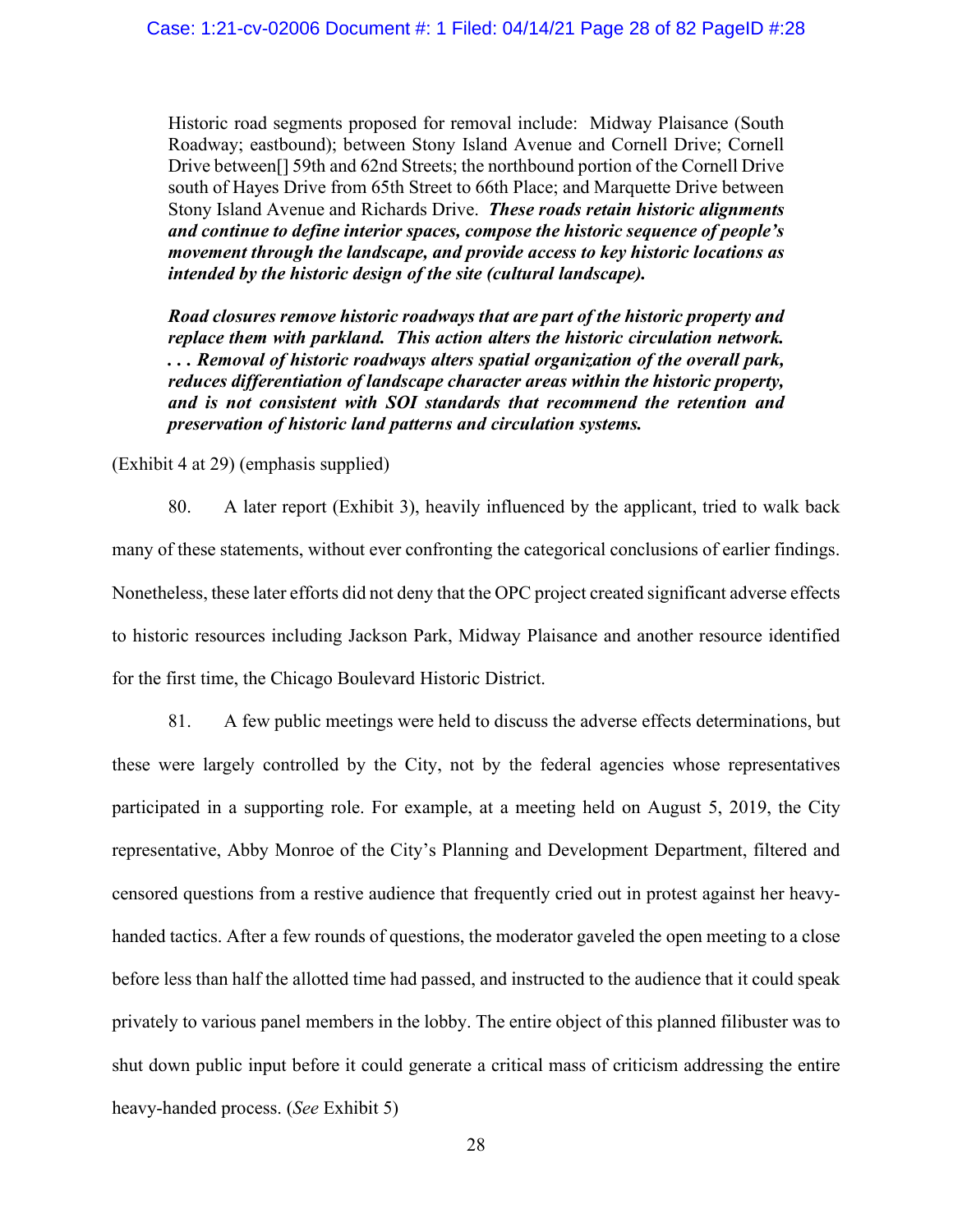> Historic road segments proposed for removal include: Midway Plaisance (South Roadway; eastbound); between Stony Island Avenue and Cornell Drive; Cornell Drive between[] 59th and 62nd Streets; the northbound portion of the Cornell Drive south of Hayes Drive from 65th Street to 66th Place; and Marquette Drive between Stony Island Avenue and Richards Drive. ***These roads retain historic alignments and continue to define interior spaces, compose the historic sequence of people's movement through the landscape, and provide access to key historic locations as intended by the historic design of the site (cultural landscape).***
>
> ***Road closures remove historic roadways that are part of the historic property and replace them with parkland. This action alters the historic circulation network. . . . Removal of historic roadways alters spatial organization of the overall park, reduces differentiation of landscape character areas within the historic property, and is not consistent with SOI standards that recommend the retention and preservation of historic land patterns and circulation systems.***

(Exhibit 4 at 29) (emphasis supplied)

80. A later report (Exhibit 3), heavily influenced by the applicant, tried to walk back many of these statements, without ever confronting the categorical conclusions of earlier findings. Nonetheless, these later efforts did not deny that the OPC project created significant adverse effects to historic resources including Jackson Park, Midway Plaisance and another resource identified for the first time, the Chicago Boulevard Historic District.

81. A few public meetings were held to discuss the adverse effects determinations, but these were largely controlled by the City, not by the federal agencies whose representatives participated in a supporting role. For example, at a meeting held on August 5, 2019, the City representative, Abby Monroe of the City's Planning and Development Department, filtered and censored questions from a restive audience that frequently cried out in protest against her heavy-handed tactics. After a few rounds of questions, the moderator gaveled the open meeting to a close before less than half the allotted time had passed, and instructed to the audience that it could speak privately to various panel members in the lobby. The entire object of this planned filibuster was to shut down public input before it could generate a critical mass of criticism addressing the entire heavy-handed process. (*See* Exhibit 5)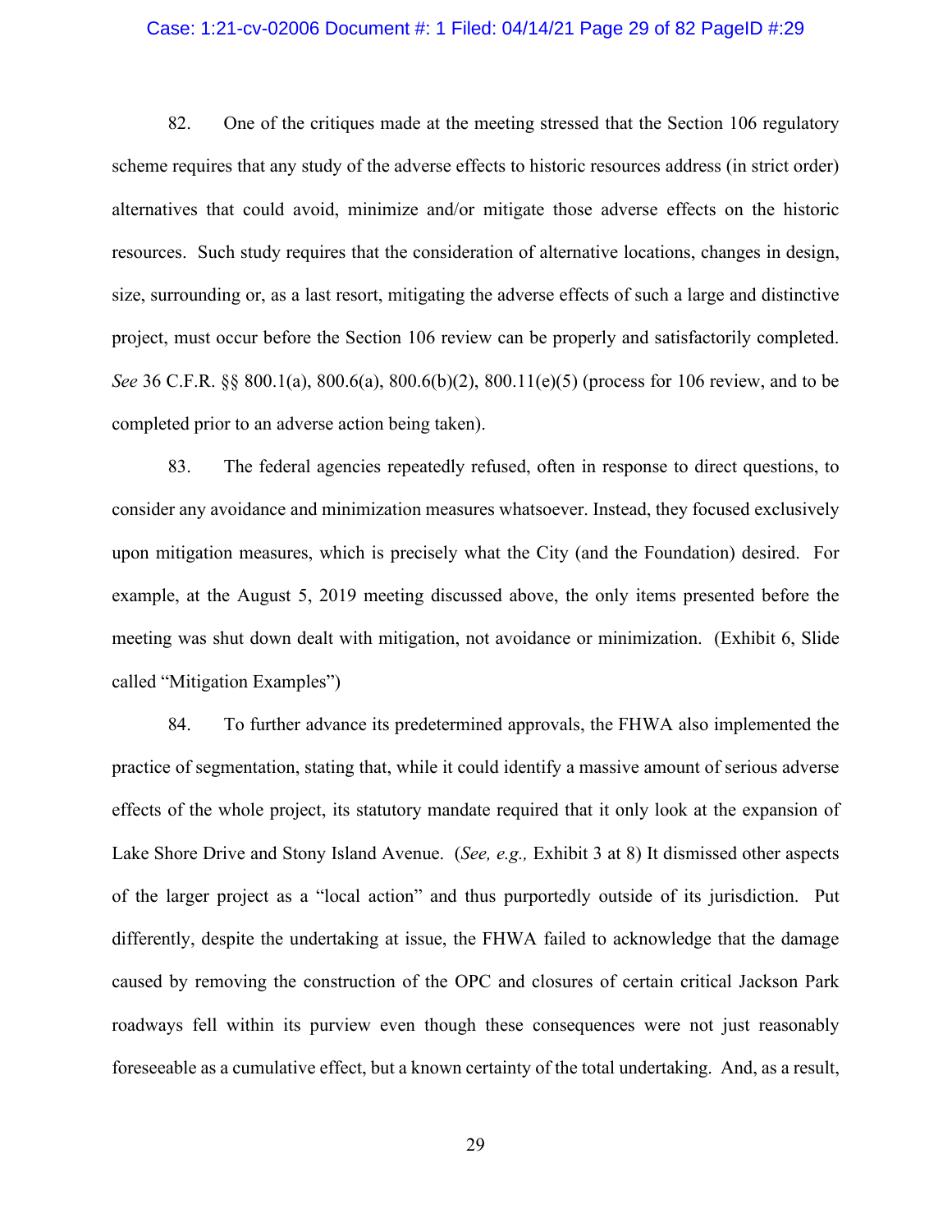82. One of the critiques made at the meeting stressed that the Section 106 regulatory scheme requires that any study of the adverse effects to historic resources address (in strict order) alternatives that could avoid, minimize and/or mitigate those adverse effects on the historic resources. Such study requires that the consideration of alternative locations, changes in design, size, surrounding or, as a last resort, mitigating the adverse effects of such a large and distinctive project, must occur before the Section 106 review can be properly and satisfactorily completed. *See* 36 C.F.R. §§ 800.1(a), 800.6(a), 800.6(b)(2), 800.11(e)(5) (process for 106 review, and to be completed prior to an adverse action being taken).

83. The federal agencies repeatedly refused, often in response to direct questions, to consider any avoidance and minimization measures whatsoever. Instead, they focused exclusively upon mitigation measures, which is precisely what the City (and the Foundation) desired. For example, at the August 5, 2019 meeting discussed above, the only items presented before the meeting was shut down dealt with mitigation, not avoidance or minimization. (Exhibit 6, Slide called "Mitigation Examples")

84. To further advance its predetermined approvals, the FHWA also implemented the practice of segmentation, stating that, while it could identify a massive amount of serious adverse effects of the whole project, its statutory mandate required that it only look at the expansion of Lake Shore Drive and Stony Island Avenue. (*See, e.g.,* Exhibit 3 at 8) It dismissed other aspects of the larger project as a "local action" and thus purportedly outside of its jurisdiction. Put differently, despite the undertaking at issue, the FHWA failed to acknowledge that the damage caused by removing the construction of the OPC and closures of certain critical Jackson Park roadways fell within its purview even though these consequences were not just reasonably foreseeable as a cumulative effect, but a known certainty of the total undertaking. And, as a result,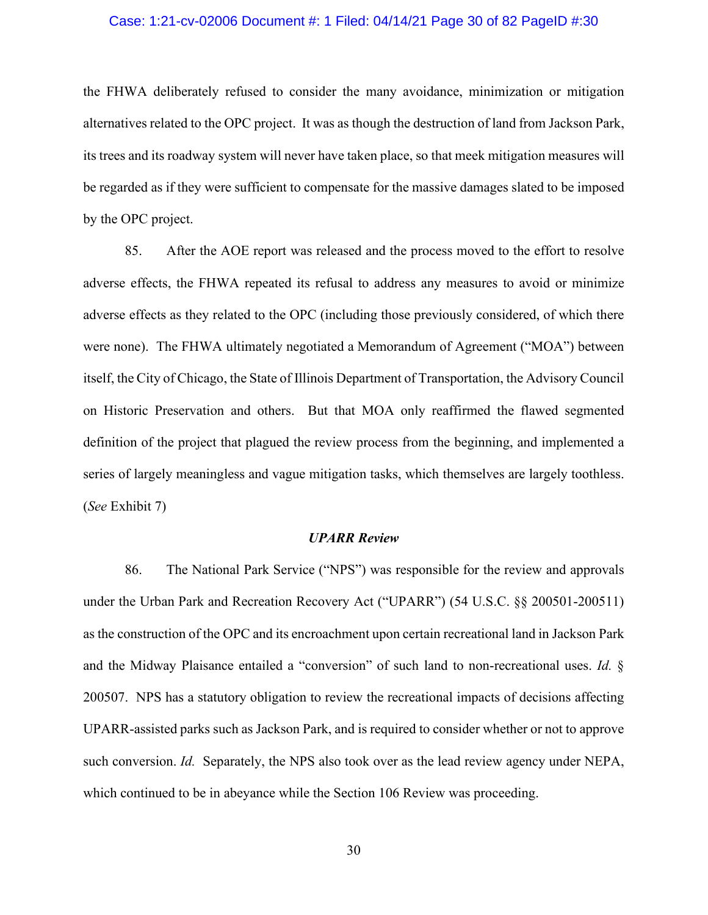the FHWA deliberately refused to consider the many avoidance, minimization or mitigation alternatives related to the OPC project. It was as though the destruction of land from Jackson Park, its trees and its roadway system will never have taken place, so that meek mitigation measures will be regarded as if they were sufficient to compensate for the massive damages slated to be imposed by the OPC project.

85. After the AOE report was released and the process moved to the effort to resolve adverse effects, the FHWA repeated its refusal to address any measures to avoid or minimize adverse effects as they related to the OPC (including those previously considered, of which there were none). The FHWA ultimately negotiated a Memorandum of Agreement ("MOA") between itself, the City of Chicago, the State of Illinois Department of Transportation, the Advisory Council on Historic Preservation and others. But that MOA only reaffirmed the flawed segmented definition of the project that plagued the review process from the beginning, and implemented a series of largely meaningless and vague mitigation tasks, which themselves are largely toothless. (*See* Exhibit 7)

***UPARR Review***

86. The National Park Service ("NPS") was responsible for the review and approvals under the Urban Park and Recreation Recovery Act ("UPARR") (54 U.S.C. §§ 200501-200511) as the construction of the OPC and its encroachment upon certain recreational land in Jackson Park and the Midway Plaisance entailed a "conversion" of such land to non-recreational uses. *Id.* § 200507. NPS has a statutory obligation to review the recreational impacts of decisions affecting UPARR-assisted parks such as Jackson Park, and is required to consider whether or not to approve such conversion. *Id.* Separately, the NPS also took over as the lead review agency under NEPA, which continued to be in abeyance while the Section 106 Review was proceeding.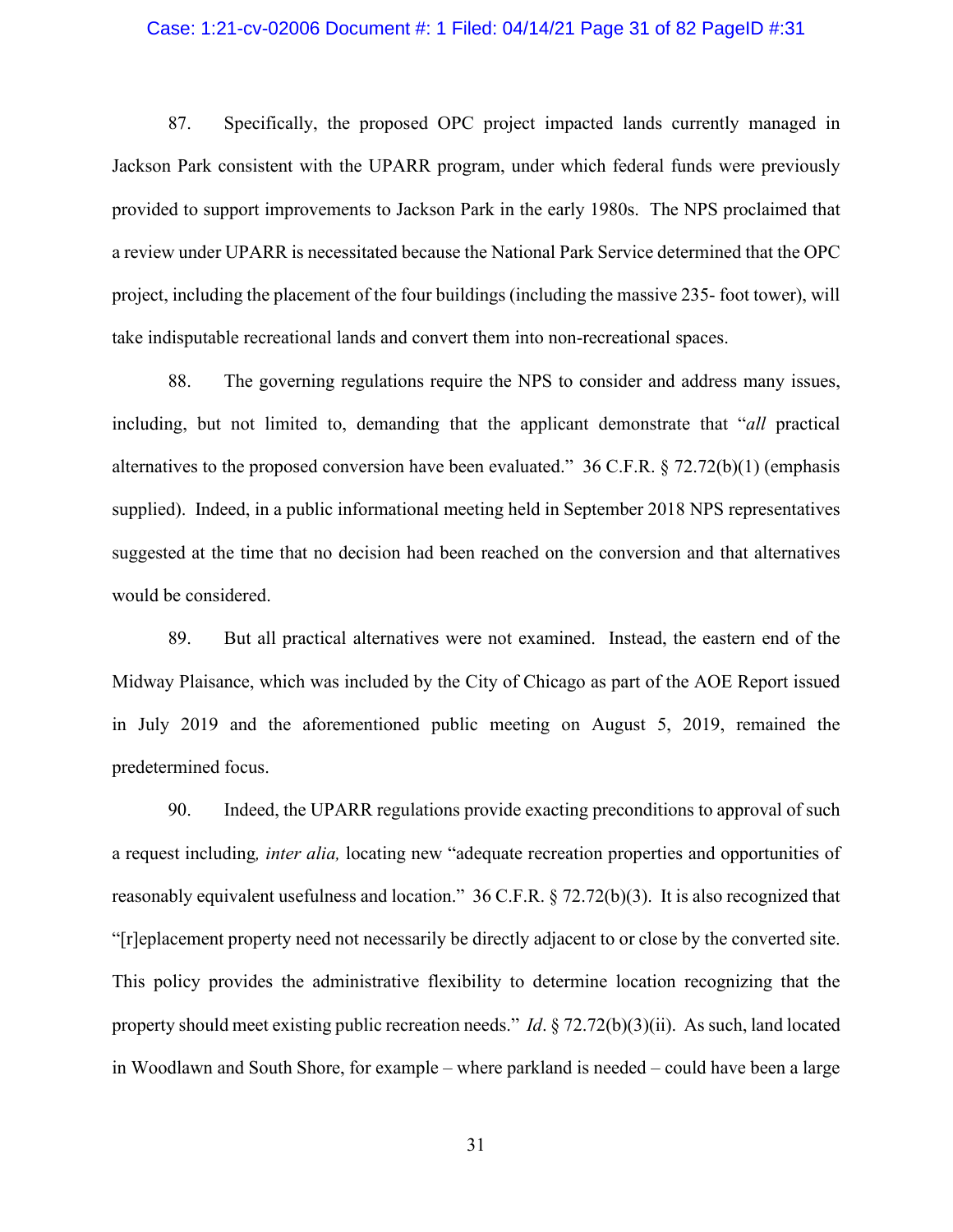87. Specifically, the proposed OPC project impacted lands currently managed in Jackson Park consistent with the UPARR program, under which federal funds were previously provided to support improvements to Jackson Park in the early 1980s. The NPS proclaimed that a review under UPARR is necessitated because the National Park Service determined that the OPC project, including the placement of the four buildings (including the massive 235- foot tower), will take indisputable recreational lands and convert them into non-recreational spaces.

88. The governing regulations require the NPS to consider and address many issues, including, but not limited to, demanding that the applicant demonstrate that "*all* practical alternatives to the proposed conversion have been evaluated." 36 C.F.R. § 72.72(b)(1) (emphasis supplied). Indeed, in a public informational meeting held in September 2018 NPS representatives suggested at the time that no decision had been reached on the conversion and that alternatives would be considered.

89. But all practical alternatives were not examined. Instead, the eastern end of the Midway Plaisance, which was included by the City of Chicago as part of the AOE Report issued in July 2019 and the aforementioned public meeting on August 5, 2019, remained the predetermined focus.

90. Indeed, the UPARR regulations provide exacting preconditions to approval of such a request including*, inter alia,* locating new "adequate recreation properties and opportunities of reasonably equivalent usefulness and location." 36 C.F.R. § 72.72(b)(3). It is also recognized that "[r]eplacement property need not necessarily be directly adjacent to or close by the converted site. This policy provides the administrative flexibility to determine location recognizing that the property should meet existing public recreation needs." *Id*. § 72.72(b)(3)(ii). As such, land located in Woodlawn and South Shore, for example – where parkland is needed – could have been a large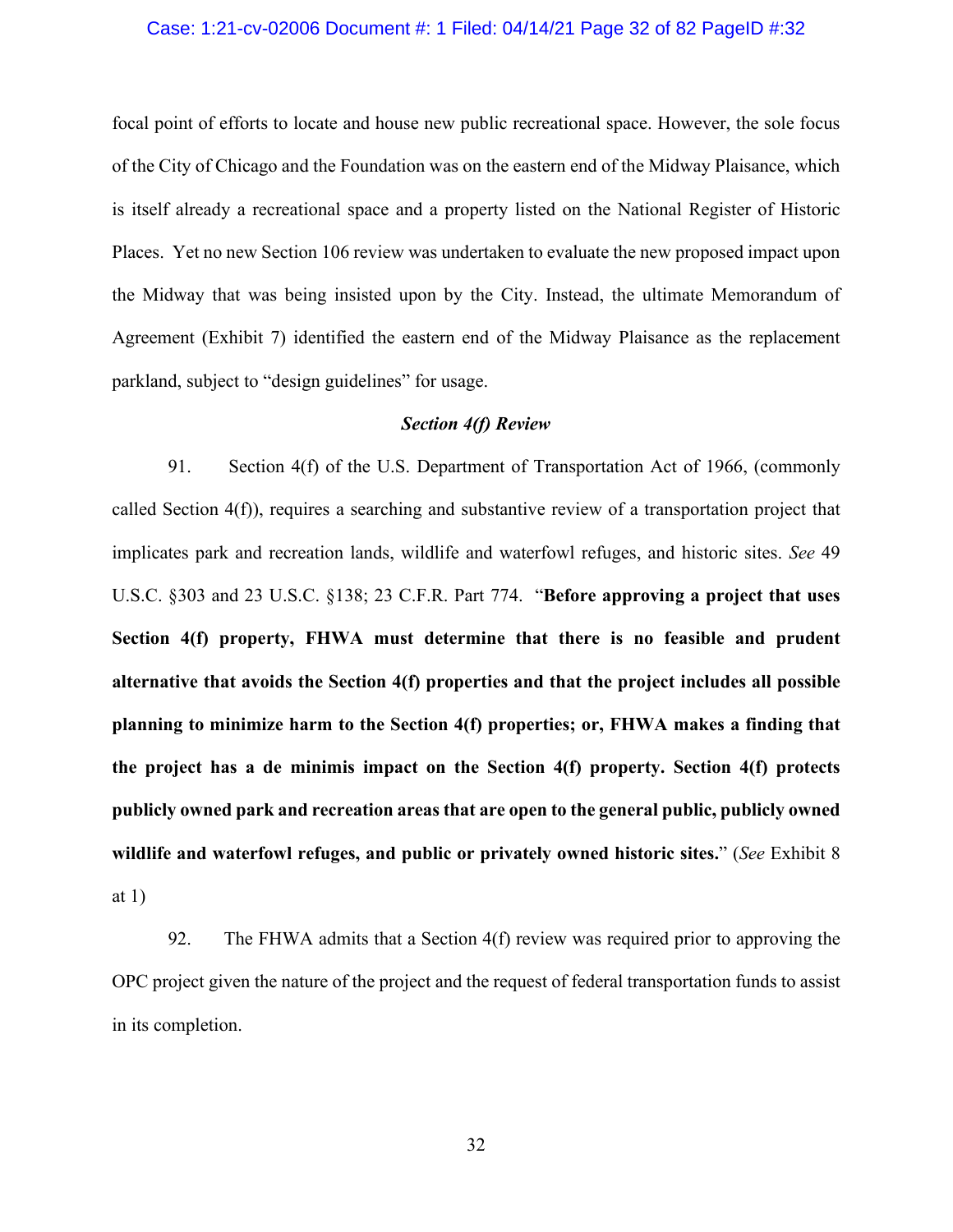focal point of efforts to locate and house new public recreational space. However, the sole focus of the City of Chicago and the Foundation was on the eastern end of the Midway Plaisance, which is itself already a recreational space and a property listed on the National Register of Historic Places. Yet no new Section 106 review was undertaken to evaluate the new proposed impact upon the Midway that was being insisted upon by the City. Instead, the ultimate Memorandum of Agreement (Exhibit 7) identified the eastern end of the Midway Plaisance as the replacement parkland, subject to "design guidelines" for usage.

### *Section 4(f) Review*

91. Section 4(f) of the U.S. Department of Transportation Act of 1966, (commonly called Section 4(f)), requires a searching and substantive review of a transportation project that implicates park and recreation lands, wildlife and waterfowl refuges, and historic sites. *See* 49 U.S.C. §303 and 23 U.S.C. §138; 23 C.F.R. Part 774. "**Before approving a project that uses Section 4(f) property, FHWA must determine that there is no feasible and prudent alternative that avoids the Section 4(f) properties and that the project includes all possible planning to minimize harm to the Section 4(f) properties; or, FHWA makes a finding that the project has a de minimis impact on the Section 4(f) property. Section 4(f) protects publicly owned park and recreation areas that are open to the general public, publicly owned wildlife and waterfowl refuges, and public or privately owned historic sites.**" (*See* Exhibit 8 at 1)

92. The FHWA admits that a Section 4(f) review was required prior to approving the OPC project given the nature of the project and the request of federal transportation funds to assist in its completion.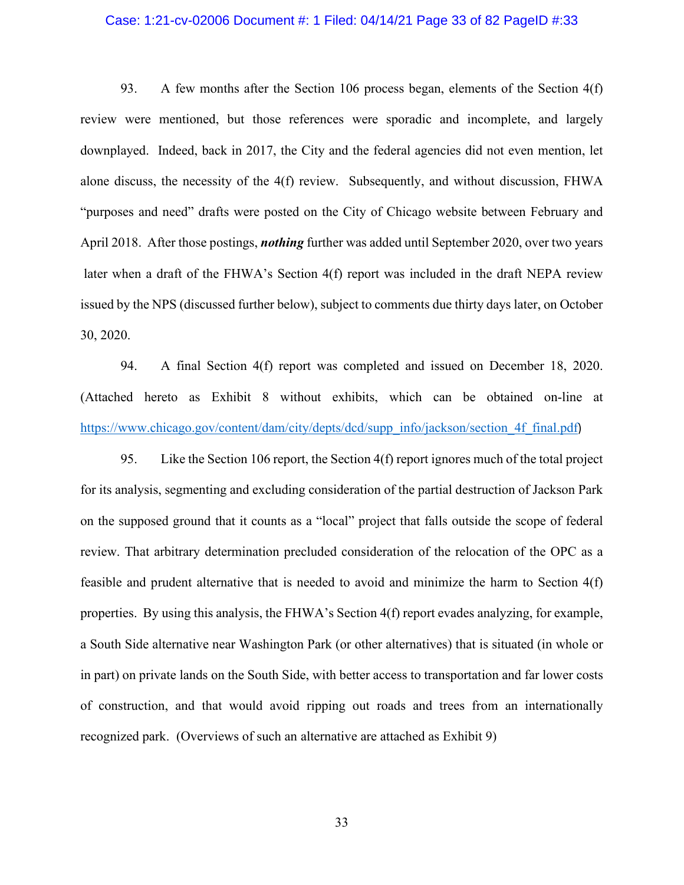93. A few months after the Section 106 process began, elements of the Section 4(f) review were mentioned, but those references were sporadic and incomplete, and largely downplayed. Indeed, back in 2017, the City and the federal agencies did not even mention, let alone discuss, the necessity of the 4(f) review. Subsequently, and without discussion, FHWA "purposes and need" drafts were posted on the City of Chicago website between February and April 2018. After those postings, ***nothing*** further was added until September 2020, over two years later when a draft of the FHWA's Section 4(f) report was included in the draft NEPA review issued by the NPS (discussed further below), subject to comments due thirty days later, on October 30, 2020.

94. A final Section 4(f) report was completed and issued on December 18, 2020. (Attached hereto as Exhibit 8 without exhibits, which can be obtained on-line at https://www.chicago.gov/content/dam/city/depts/dcd/supp_info/jackson/section_4f_final.pdf)

95. Like the Section 106 report, the Section 4(f) report ignores much of the total project for its analysis, segmenting and excluding consideration of the partial destruction of Jackson Park on the supposed ground that it counts as a "local" project that falls outside the scope of federal review. That arbitrary determination precluded consideration of the relocation of the OPC as a feasible and prudent alternative that is needed to avoid and minimize the harm to Section 4(f) properties. By using this analysis, the FHWA's Section 4(f) report evades analyzing, for example, a South Side alternative near Washington Park (or other alternatives) that is situated (in whole or in part) on private lands on the South Side, with better access to transportation and far lower costs of construction, and that would avoid ripping out roads and trees from an internationally recognized park. (Overviews of such an alternative are attached as Exhibit 9)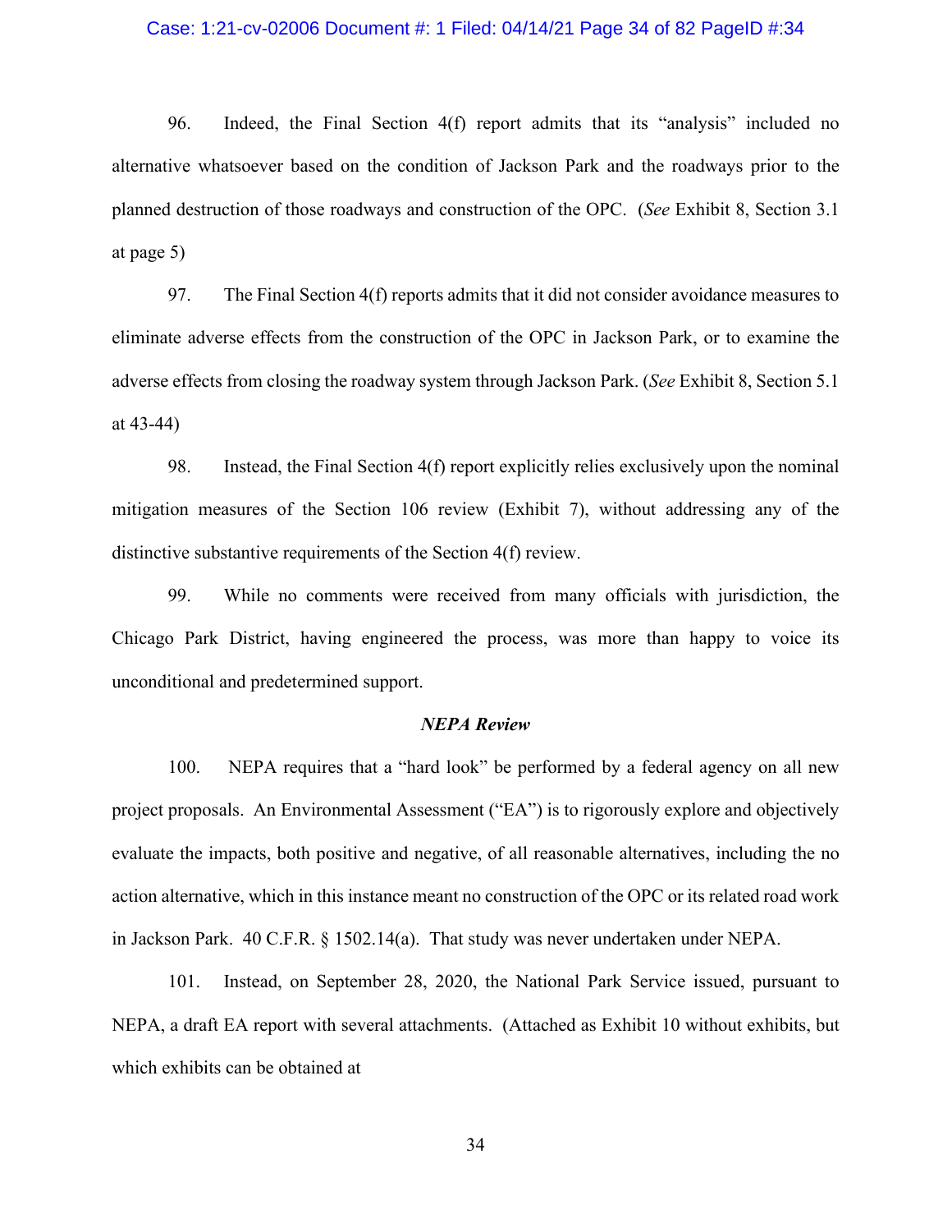96. Indeed, the Final Section 4(f) report admits that its "analysis" included no alternative whatsoever based on the condition of Jackson Park and the roadways prior to the planned destruction of those roadways and construction of the OPC. (*See* Exhibit 8, Section 3.1 at page 5)

97. The Final Section 4(f) reports admits that it did not consider avoidance measures to eliminate adverse effects from the construction of the OPC in Jackson Park, or to examine the adverse effects from closing the roadway system through Jackson Park. (*See* Exhibit 8, Section 5.1 at 43-44)

98. Instead, the Final Section 4(f) report explicitly relies exclusively upon the nominal mitigation measures of the Section 106 review (Exhibit 7), without addressing any of the distinctive substantive requirements of the Section 4(f) review.

99. While no comments were received from many officials with jurisdiction, the Chicago Park District, having engineered the process, was more than happy to voice its unconditional and predetermined support.

***NEPA Review***

100. NEPA requires that a "hard look" be performed by a federal agency on all new project proposals. An Environmental Assessment ("EA") is to rigorously explore and objectively evaluate the impacts, both positive and negative, of all reasonable alternatives, including the no action alternative, which in this instance meant no construction of the OPC or its related road work in Jackson Park. 40 C.F.R. § 1502.14(a). That study was never undertaken under NEPA.

101. Instead, on September 28, 2020, the National Park Service issued, pursuant to NEPA, a draft EA report with several attachments. (Attached as Exhibit 10 without exhibits, but which exhibits can be obtained at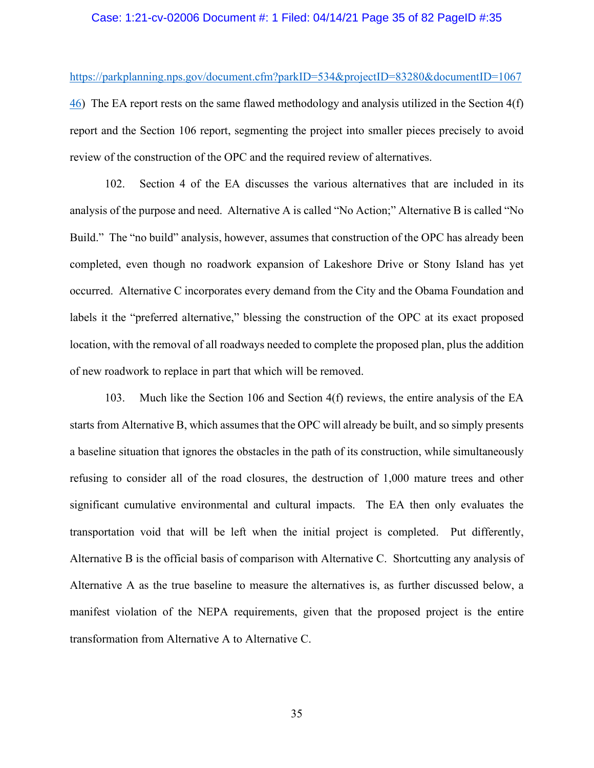https://parkplanning.nps.gov/document.cfm?parkID=534&projectID=83280&documentID=106746) The EA report rests on the same flawed methodology and analysis utilized in the Section 4(f) report and the Section 106 report, segmenting the project into smaller pieces precisely to avoid review of the construction of the OPC and the required review of alternatives.

102. Section 4 of the EA discusses the various alternatives that are included in its analysis of the purpose and need. Alternative A is called "No Action;" Alternative B is called "No Build." The "no build" analysis, however, assumes that construction of the OPC has already been completed, even though no roadwork expansion of Lakeshore Drive or Stony Island has yet occurred. Alternative C incorporates every demand from the City and the Obama Foundation and labels it the "preferred alternative," blessing the construction of the OPC at its exact proposed location, with the removal of all roadways needed to complete the proposed plan, plus the addition of new roadwork to replace in part that which will be removed.

103. Much like the Section 106 and Section 4(f) reviews, the entire analysis of the EA starts from Alternative B, which assumes that the OPC will already be built, and so simply presents a baseline situation that ignores the obstacles in the path of its construction, while simultaneously refusing to consider all of the road closures, the destruction of 1,000 mature trees and other significant cumulative environmental and cultural impacts. The EA then only evaluates the transportation void that will be left when the initial project is completed. Put differently, Alternative B is the official basis of comparison with Alternative C. Shortcutting any analysis of Alternative A as the true baseline to measure the alternatives is, as further discussed below, a manifest violation of the NEPA requirements, given that the proposed project is the entire transformation from Alternative A to Alternative C.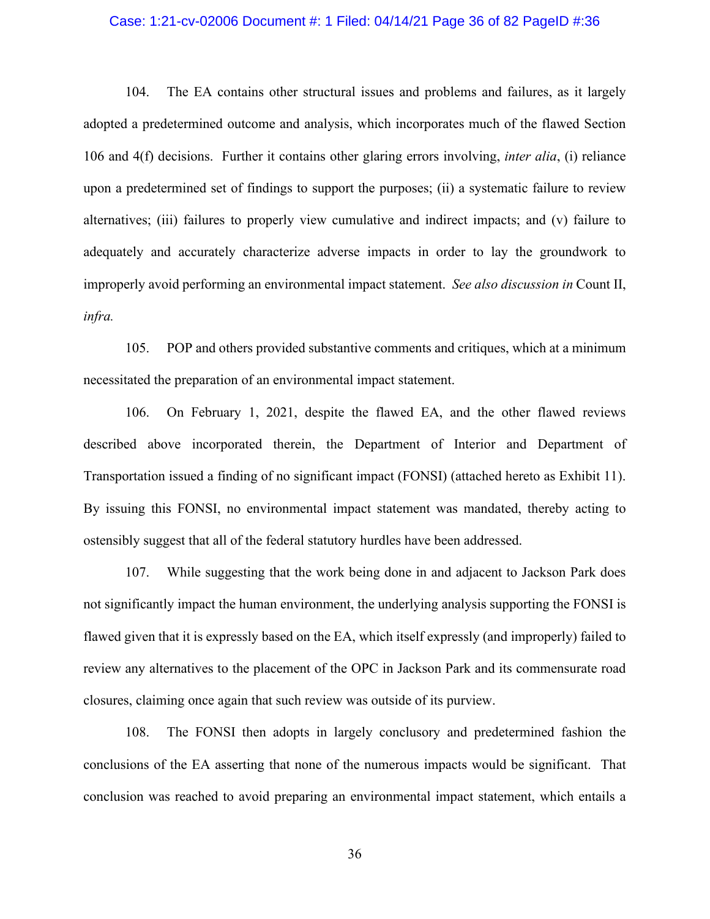104. The EA contains other structural issues and problems and failures, as it largely adopted a predetermined outcome and analysis, which incorporates much of the flawed Section 106 and 4(f) decisions. Further it contains other glaring errors involving, *inter alia*, (i) reliance upon a predetermined set of findings to support the purposes; (ii) a systematic failure to review alternatives; (iii) failures to properly view cumulative and indirect impacts; and (v) failure to adequately and accurately characterize adverse impacts in order to lay the groundwork to improperly avoid performing an environmental impact statement. *See also discussion in* Count II, *infra.*

105. POP and others provided substantive comments and critiques, which at a minimum necessitated the preparation of an environmental impact statement.

106. On February 1, 2021, despite the flawed EA, and the other flawed reviews described above incorporated therein, the Department of Interior and Department of Transportation issued a finding of no significant impact (FONSI) (attached hereto as Exhibit 11). By issuing this FONSI, no environmental impact statement was mandated, thereby acting to ostensibly suggest that all of the federal statutory hurdles have been addressed.

107. While suggesting that the work being done in and adjacent to Jackson Park does not significantly impact the human environment, the underlying analysis supporting the FONSI is flawed given that it is expressly based on the EA, which itself expressly (and improperly) failed to review any alternatives to the placement of the OPC in Jackson Park and its commensurate road closures, claiming once again that such review was outside of its purview.

108. The FONSI then adopts in largely conclusory and predetermined fashion the conclusions of the EA asserting that none of the numerous impacts would be significant. That conclusion was reached to avoid preparing an environmental impact statement, which entails a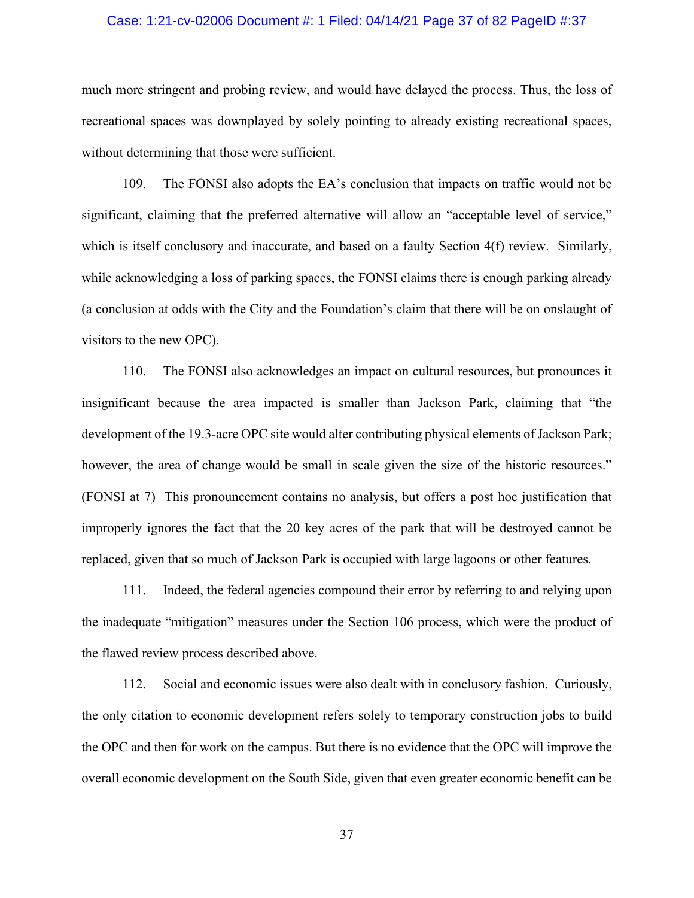much more stringent and probing review, and would have delayed the process. Thus, the loss of recreational spaces was downplayed by solely pointing to already existing recreational spaces, without determining that those were sufficient.

109. The FONSI also adopts the EA's conclusion that impacts on traffic would not be significant, claiming that the preferred alternative will allow an "acceptable level of service," which is itself conclusory and inaccurate, and based on a faulty Section 4(f) review. Similarly, while acknowledging a loss of parking spaces, the FONSI claims there is enough parking already (a conclusion at odds with the City and the Foundation's claim that there will be on onslaught of visitors to the new OPC).

110. The FONSI also acknowledges an impact on cultural resources, but pronounces it insignificant because the area impacted is smaller than Jackson Park, claiming that "the development of the 19.3-acre OPC site would alter contributing physical elements of Jackson Park; however, the area of change would be small in scale given the size of the historic resources." (FONSI at 7) This pronouncement contains no analysis, but offers a post hoc justification that improperly ignores the fact that the 20 key acres of the park that will be destroyed cannot be replaced, given that so much of Jackson Park is occupied with large lagoons or other features.

111. Indeed, the federal agencies compound their error by referring to and relying upon the inadequate "mitigation" measures under the Section 106 process, which were the product of the flawed review process described above.

112. Social and economic issues were also dealt with in conclusory fashion. Curiously, the only citation to economic development refers solely to temporary construction jobs to build the OPC and then for work on the campus. But there is no evidence that the OPC will improve the overall economic development on the South Side, given that even greater economic benefit can be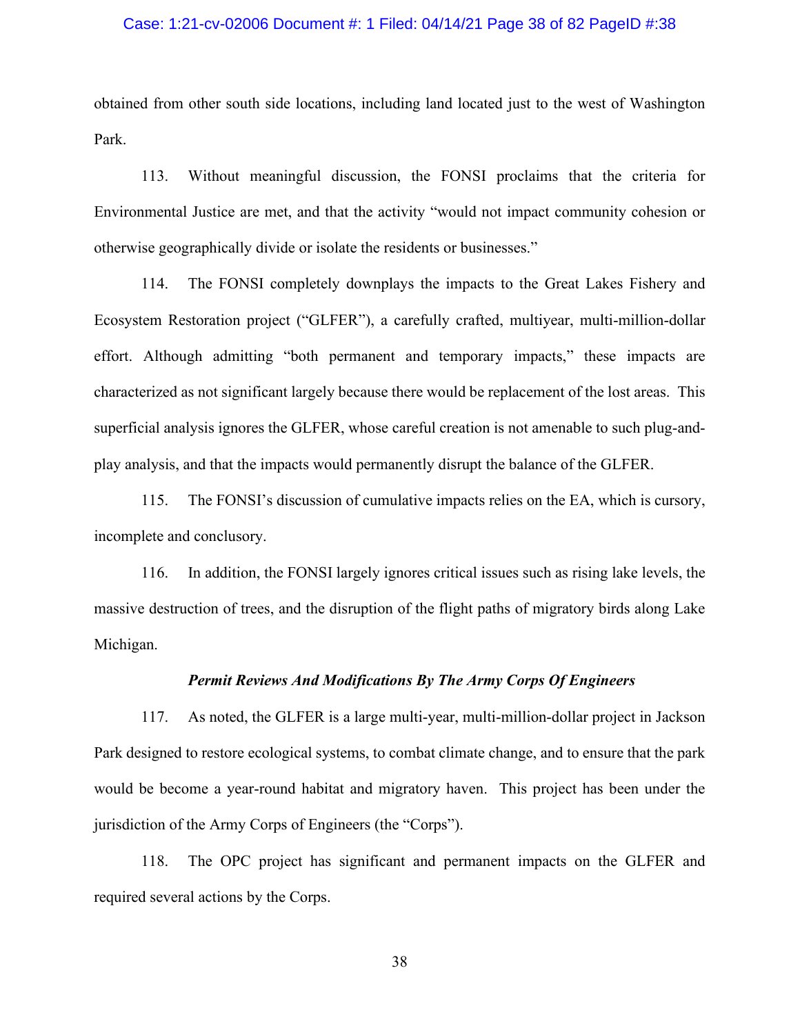obtained from other south side locations, including land located just to the west of Washington Park.

113. Without meaningful discussion, the FONSI proclaims that the criteria for Environmental Justice are met, and that the activity "would not impact community cohesion or otherwise geographically divide or isolate the residents or businesses."

114. The FONSI completely downplays the impacts to the Great Lakes Fishery and Ecosystem Restoration project ("GLFER"), a carefully crafted, multiyear, multi-million-dollar effort. Although admitting "both permanent and temporary impacts," these impacts are characterized as not significant largely because there would be replacement of the lost areas. This superficial analysis ignores the GLFER, whose careful creation is not amenable to such plug-and-play analysis, and that the impacts would permanently disrupt the balance of the GLFER.

115. The FONSI's discussion of cumulative impacts relies on the EA, which is cursory, incomplete and conclusory.

116. In addition, the FONSI largely ignores critical issues such as rising lake levels, the massive destruction of trees, and the disruption of the flight paths of migratory birds along Lake Michigan.

***Permit Reviews And Modifications By The Army Corps Of Engineers***

117. As noted, the GLFER is a large multi-year, multi-million-dollar project in Jackson Park designed to restore ecological systems, to combat climate change, and to ensure that the park would be become a year-round habitat and migratory haven. This project has been under the jurisdiction of the Army Corps of Engineers (the "Corps").

118. The OPC project has significant and permanent impacts on the GLFER and required several actions by the Corps.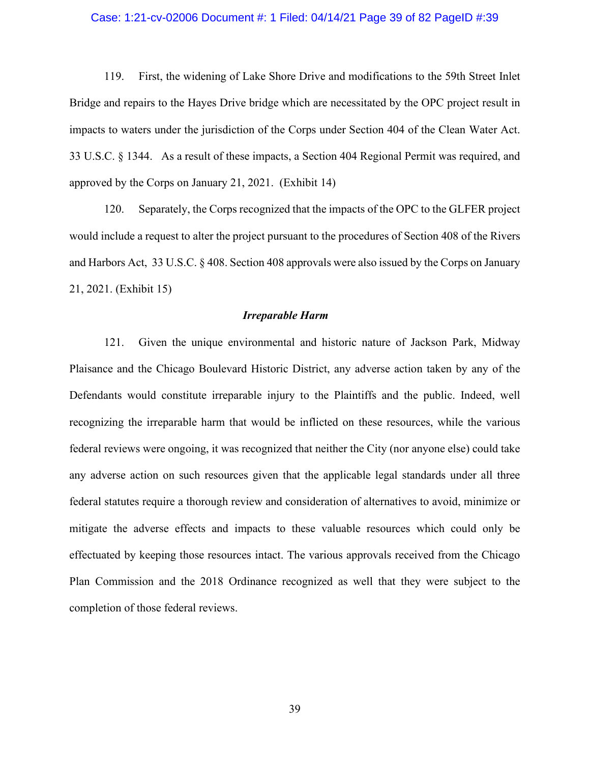119. First, the widening of Lake Shore Drive and modifications to the 59th Street Inlet Bridge and repairs to the Hayes Drive bridge which are necessitated by the OPC project result in impacts to waters under the jurisdiction of the Corps under Section 404 of the Clean Water Act. 33 U.S.C. § 1344. As a result of these impacts, a Section 404 Regional Permit was required, and approved by the Corps on January 21, 2021. (Exhibit 14)

120. Separately, the Corps recognized that the impacts of the OPC to the GLFER project would include a request to alter the project pursuant to the procedures of Section 408 of the Rivers and Harbors Act, 33 U.S.C. § 408. Section 408 approvals were also issued by the Corps on January 21, 2021. (Exhibit 15)

***Irreparable Harm***

121. Given the unique environmental and historic nature of Jackson Park, Midway Plaisance and the Chicago Boulevard Historic District, any adverse action taken by any of the Defendants would constitute irreparable injury to the Plaintiffs and the public. Indeed, well recognizing the irreparable harm that would be inflicted on these resources, while the various federal reviews were ongoing, it was recognized that neither the City (nor anyone else) could take any adverse action on such resources given that the applicable legal standards under all three federal statutes require a thorough review and consideration of alternatives to avoid, minimize or mitigate the adverse effects and impacts to these valuable resources which could only be effectuated by keeping those resources intact. The various approvals received from the Chicago Plan Commission and the 2018 Ordinance recognized as well that they were subject to the completion of those federal reviews.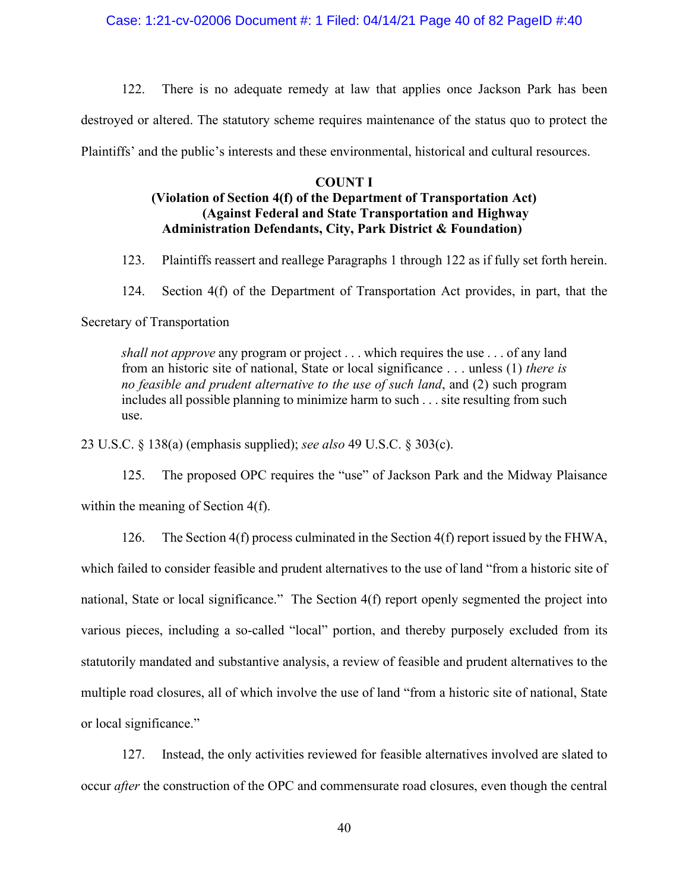122. There is no adequate remedy at law that applies once Jackson Park has been destroyed or altered. The statutory scheme requires maintenance of the status quo to protect the Plaintiffs' and the public's interests and these environmental, historical and cultural resources.

**COUNT I**
**(Violation of Section 4(f) of the Department of Transportation Act)**
**(Against Federal and State Transportation and Highway Administration Defendants, City, Park District & Foundation)**

123. Plaintiffs reassert and reallege Paragraphs 1 through 122 as if fully set forth herein.

124. Section 4(f) of the Department of Transportation Act provides, in part, that the Secretary of Transportation

> *shall not approve* any program or project . . . which requires the use . . . of any land from an historic site of national, State or local significance . . . unless (1) *there is no feasible and prudent alternative to the use of such land*, and (2) such program includes all possible planning to minimize harm to such . . . site resulting from such use.

23 U.S.C. § 138(a) (emphasis supplied); *see also* 49 U.S.C. § 303(c).

125. The proposed OPC requires the "use" of Jackson Park and the Midway Plaisance within the meaning of Section 4(f).

126. The Section 4(f) process culminated in the Section 4(f) report issued by the FHWA, which failed to consider feasible and prudent alternatives to the use of land "from a historic site of national, State or local significance." The Section 4(f) report openly segmented the project into various pieces, including a so-called "local" portion, and thereby purposely excluded from its statutorily mandated and substantive analysis, a review of feasible and prudent alternatives to the multiple road closures, all of which involve the use of land "from a historic site of national, State or local significance."

127. Instead, the only activities reviewed for feasible alternatives involved are slated to occur *after* the construction of the OPC and commensurate road closures, even though the central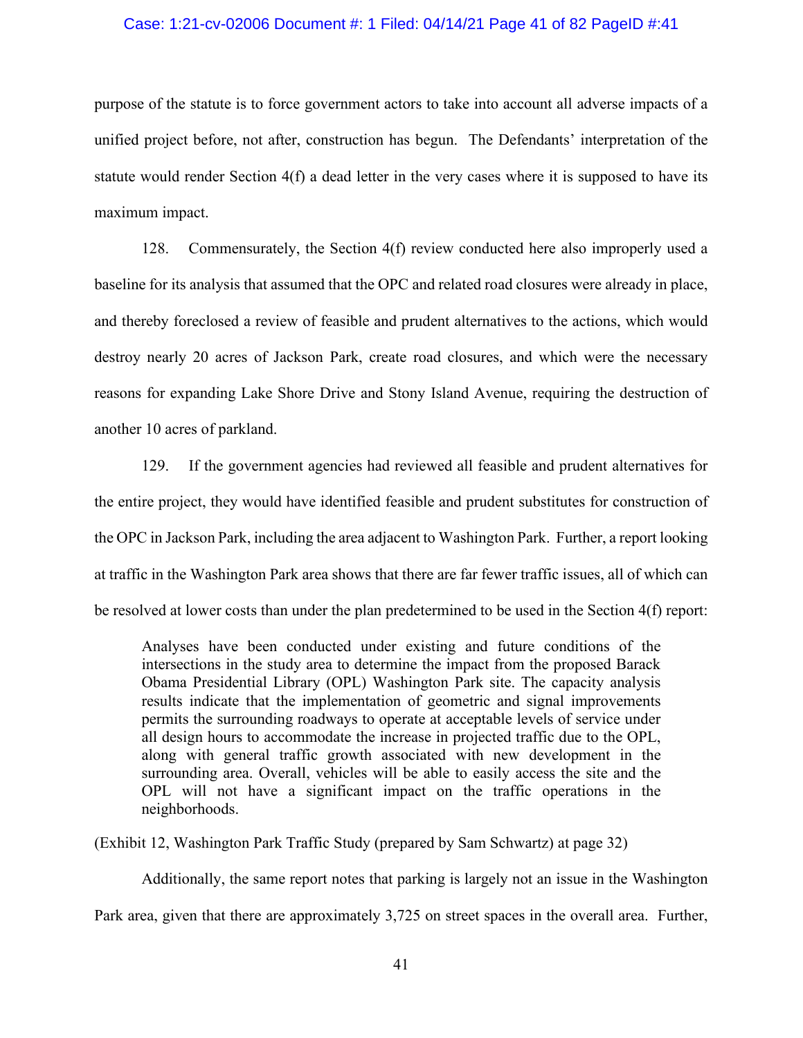purpose of the statute is to force government actors to take into account all adverse impacts of a unified project before, not after, construction has begun. The Defendants' interpretation of the statute would render Section 4(f) a dead letter in the very cases where it is supposed to have its maximum impact.

128. Commensurately, the Section 4(f) review conducted here also improperly used a baseline for its analysis that assumed that the OPC and related road closures were already in place, and thereby foreclosed a review of feasible and prudent alternatives to the actions, which would destroy nearly 20 acres of Jackson Park, create road closures, and which were the necessary reasons for expanding Lake Shore Drive and Stony Island Avenue, requiring the destruction of another 10 acres of parkland.

129. If the government agencies had reviewed all feasible and prudent alternatives for the entire project, they would have identified feasible and prudent substitutes for construction of the OPC in Jackson Park, including the area adjacent to Washington Park. Further, a report looking at traffic in the Washington Park area shows that there are far fewer traffic issues, all of which can be resolved at lower costs than under the plan predetermined to be used in the Section 4(f) report:

> Analyses have been conducted under existing and future conditions of the intersections in the study area to determine the impact from the proposed Barack Obama Presidential Library (OPL) Washington Park site. The capacity analysis results indicate that the implementation of geometric and signal improvements permits the surrounding roadways to operate at acceptable levels of service under all design hours to accommodate the increase in projected traffic due to the OPL, along with general traffic growth associated with new development in the surrounding area. Overall, vehicles will be able to easily access the site and the OPL will not have a significant impact on the traffic operations in the neighborhoods.

(Exhibit 12, Washington Park Traffic Study (prepared by Sam Schwartz) at page 32)

Additionally, the same report notes that parking is largely not an issue in the Washington Park area, given that there are approximately 3,725 on street spaces in the overall area. Further,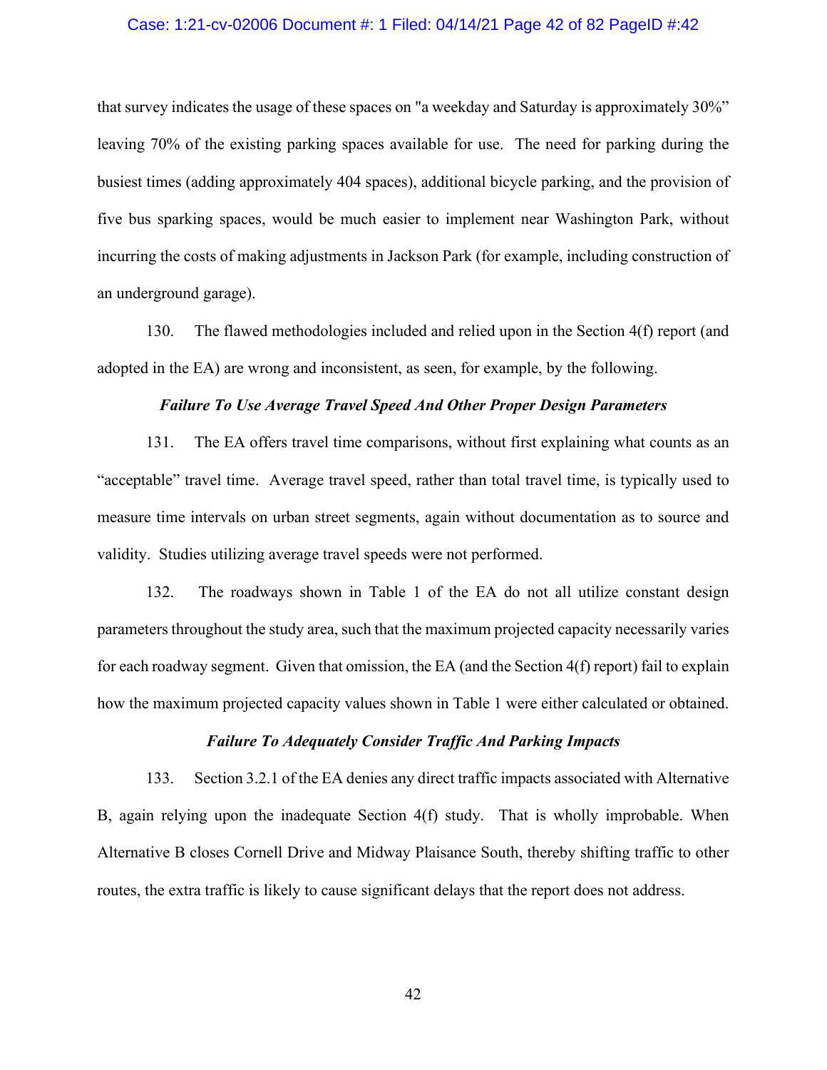that survey indicates the usage of these spaces on "a weekday and Saturday is approximately 30%" leaving 70% of the existing parking spaces available for use. The need for parking during the busiest times (adding approximately 404 spaces), additional bicycle parking, and the provision of five bus sparking spaces, would be much easier to implement near Washington Park, without incurring the costs of making adjustments in Jackson Park (for example, including construction of an underground garage).

130. The flawed methodologies included and relied upon in the Section 4(f) report (and adopted in the EA) are wrong and inconsistent, as seen, for example, by the following.

***Failure To Use Average Travel Speed And Other Proper Design Parameters***

131. The EA offers travel time comparisons, without first explaining what counts as an "acceptable" travel time. Average travel speed, rather than total travel time, is typically used to measure time intervals on urban street segments, again without documentation as to source and validity. Studies utilizing average travel speeds were not performed.

132. The roadways shown in Table 1 of the EA do not all utilize constant design parameters throughout the study area, such that the maximum projected capacity necessarily varies for each roadway segment. Given that omission, the EA (and the Section 4(f) report) fail to explain how the maximum projected capacity values shown in Table 1 were either calculated or obtained.

***Failure To Adequately Consider Traffic And Parking Impacts***

133. Section 3.2.1 of the EA denies any direct traffic impacts associated with Alternative B, again relying upon the inadequate Section 4(f) study. That is wholly improbable. When Alternative B closes Cornell Drive and Midway Plaisance South, thereby shifting traffic to other routes, the extra traffic is likely to cause significant delays that the report does not address.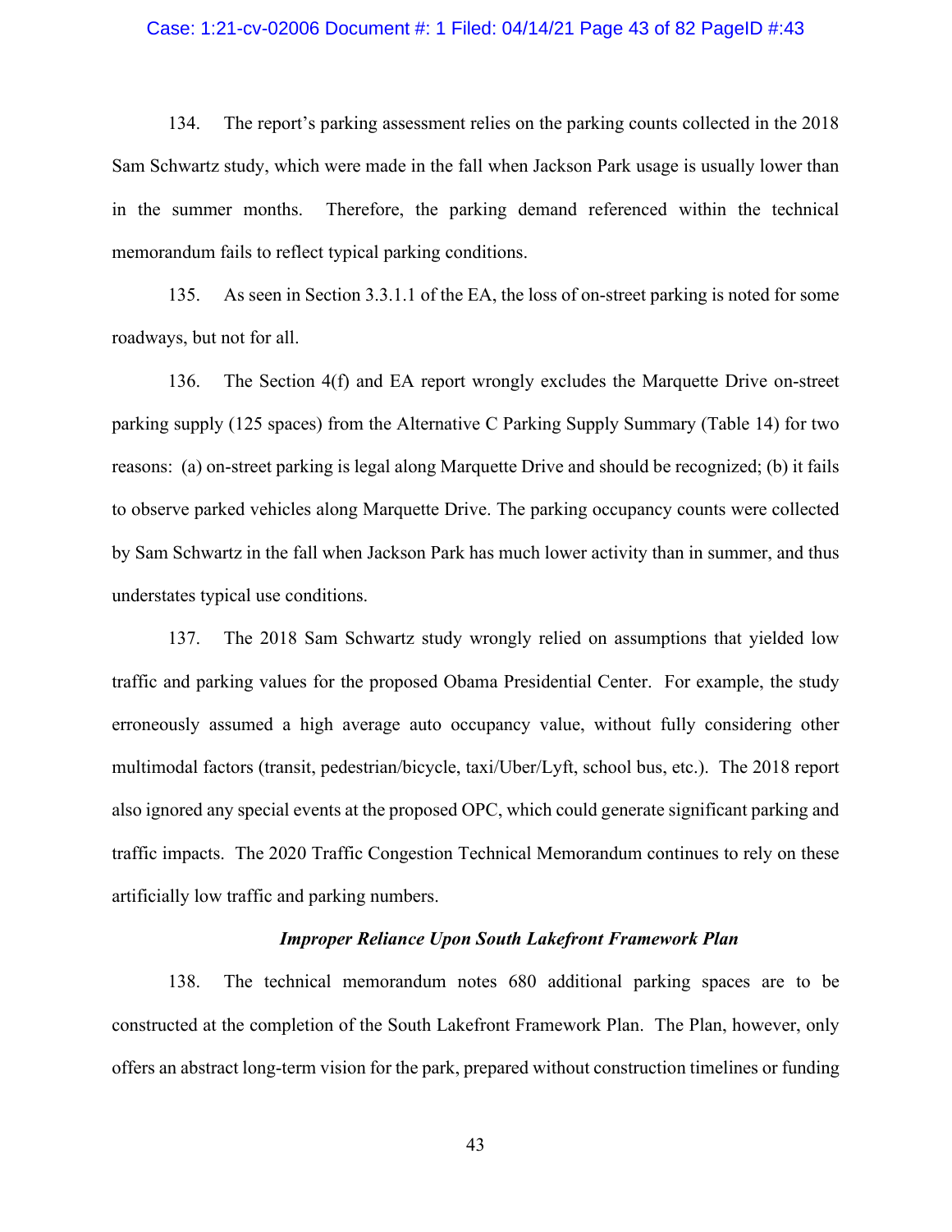134. The report's parking assessment relies on the parking counts collected in the 2018 Sam Schwartz study, which were made in the fall when Jackson Park usage is usually lower than in the summer months. Therefore, the parking demand referenced within the technical memorandum fails to reflect typical parking conditions.

135. As seen in Section 3.3.1.1 of the EA, the loss of on-street parking is noted for some roadways, but not for all.

136. The Section 4(f) and EA report wrongly excludes the Marquette Drive on-street parking supply (125 spaces) from the Alternative C Parking Supply Summary (Table 14) for two reasons: (a) on-street parking is legal along Marquette Drive and should be recognized; (b) it fails to observe parked vehicles along Marquette Drive. The parking occupancy counts were collected by Sam Schwartz in the fall when Jackson Park has much lower activity than in summer, and thus understates typical use conditions.

137. The 2018 Sam Schwartz study wrongly relied on assumptions that yielded low traffic and parking values for the proposed Obama Presidential Center. For example, the study erroneously assumed a high average auto occupancy value, without fully considering other multimodal factors (transit, pedestrian/bicycle, taxi/Uber/Lyft, school bus, etc.). The 2018 report also ignored any special events at the proposed OPC, which could generate significant parking and traffic impacts. The 2020 Traffic Congestion Technical Memorandum continues to rely on these artificially low traffic and parking numbers.

***Improper Reliance Upon South Lakefront Framework Plan***

138. The technical memorandum notes 680 additional parking spaces are to be constructed at the completion of the South Lakefront Framework Plan. The Plan, however, only offers an abstract long-term vision for the park, prepared without construction timelines or funding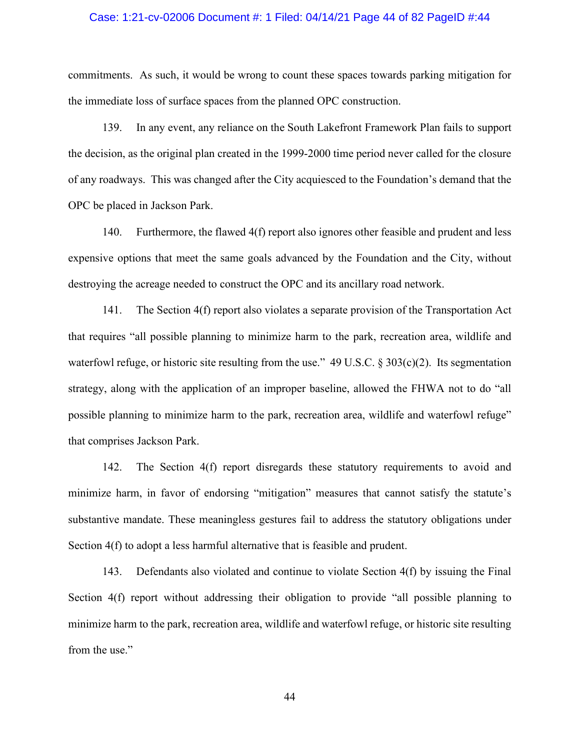commitments. As such, it would be wrong to count these spaces towards parking mitigation for the immediate loss of surface spaces from the planned OPC construction.

139. In any event, any reliance on the South Lakefront Framework Plan fails to support the decision, as the original plan created in the 1999-2000 time period never called for the closure of any roadways. This was changed after the City acquiesced to the Foundation's demand that the OPC be placed in Jackson Park.

140. Furthermore, the flawed 4(f) report also ignores other feasible and prudent and less expensive options that meet the same goals advanced by the Foundation and the City, without destroying the acreage needed to construct the OPC and its ancillary road network.

141. The Section 4(f) report also violates a separate provision of the Transportation Act that requires "all possible planning to minimize harm to the park, recreation area, wildlife and waterfowl refuge, or historic site resulting from the use." 49 U.S.C. § 303(c)(2). Its segmentation strategy, along with the application of an improper baseline, allowed the FHWA not to do "all possible planning to minimize harm to the park, recreation area, wildlife and waterfowl refuge" that comprises Jackson Park.

142. The Section 4(f) report disregards these statutory requirements to avoid and minimize harm, in favor of endorsing "mitigation" measures that cannot satisfy the statute's substantive mandate. These meaningless gestures fail to address the statutory obligations under Section 4(f) to adopt a less harmful alternative that is feasible and prudent.

143. Defendants also violated and continue to violate Section 4(f) by issuing the Final Section 4(f) report without addressing their obligation to provide "all possible planning to minimize harm to the park, recreation area, wildlife and waterfowl refuge, or historic site resulting from the use."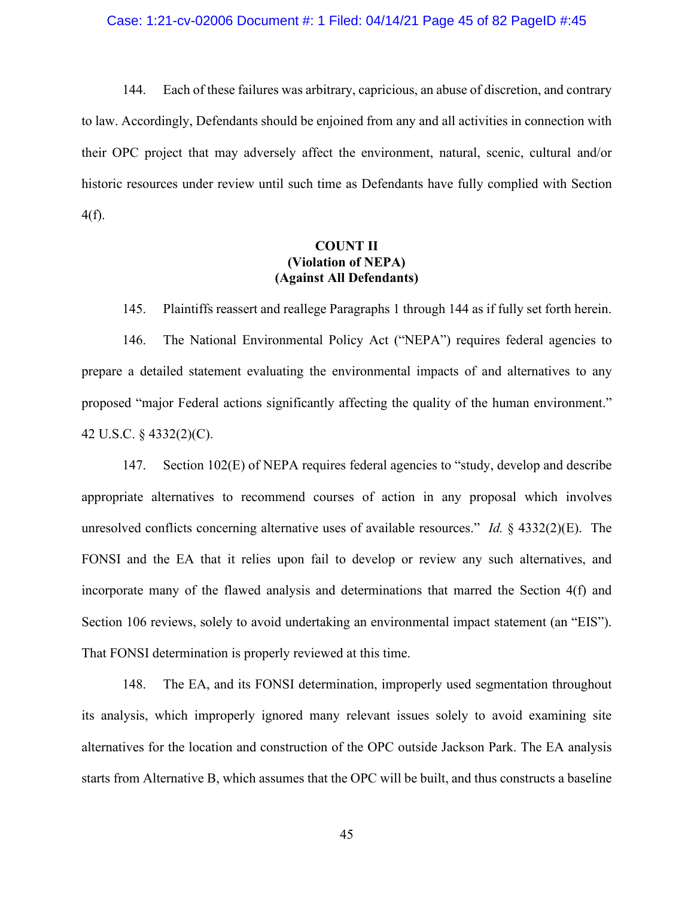144. Each of these failures was arbitrary, capricious, an abuse of discretion, and contrary to law. Accordingly, Defendants should be enjoined from any and all activities in connection with their OPC project that may adversely affect the environment, natural, scenic, cultural and/or historic resources under review until such time as Defendants have fully complied with Section 4(f).

**COUNT II**
**(Violation of NEPA)**
**(Against All Defendants)**

145. Plaintiffs reassert and reallege Paragraphs 1 through 144 as if fully set forth herein.

146. The National Environmental Policy Act ("NEPA") requires federal agencies to prepare a detailed statement evaluating the environmental impacts of and alternatives to any proposed "major Federal actions significantly affecting the quality of the human environment." 42 U.S.C. § 4332(2)(C).

147. Section 102(E) of NEPA requires federal agencies to "study, develop and describe appropriate alternatives to recommend courses of action in any proposal which involves unresolved conflicts concerning alternative uses of available resources." *Id.* § 4332(2)(E). The FONSI and the EA that it relies upon fail to develop or review any such alternatives, and incorporate many of the flawed analysis and determinations that marred the Section 4(f) and Section 106 reviews, solely to avoid undertaking an environmental impact statement (an "EIS"). That FONSI determination is properly reviewed at this time.

148. The EA, and its FONSI determination, improperly used segmentation throughout its analysis, which improperly ignored many relevant issues solely to avoid examining site alternatives for the location and construction of the OPC outside Jackson Park. The EA analysis starts from Alternative B, which assumes that the OPC will be built, and thus constructs a baseline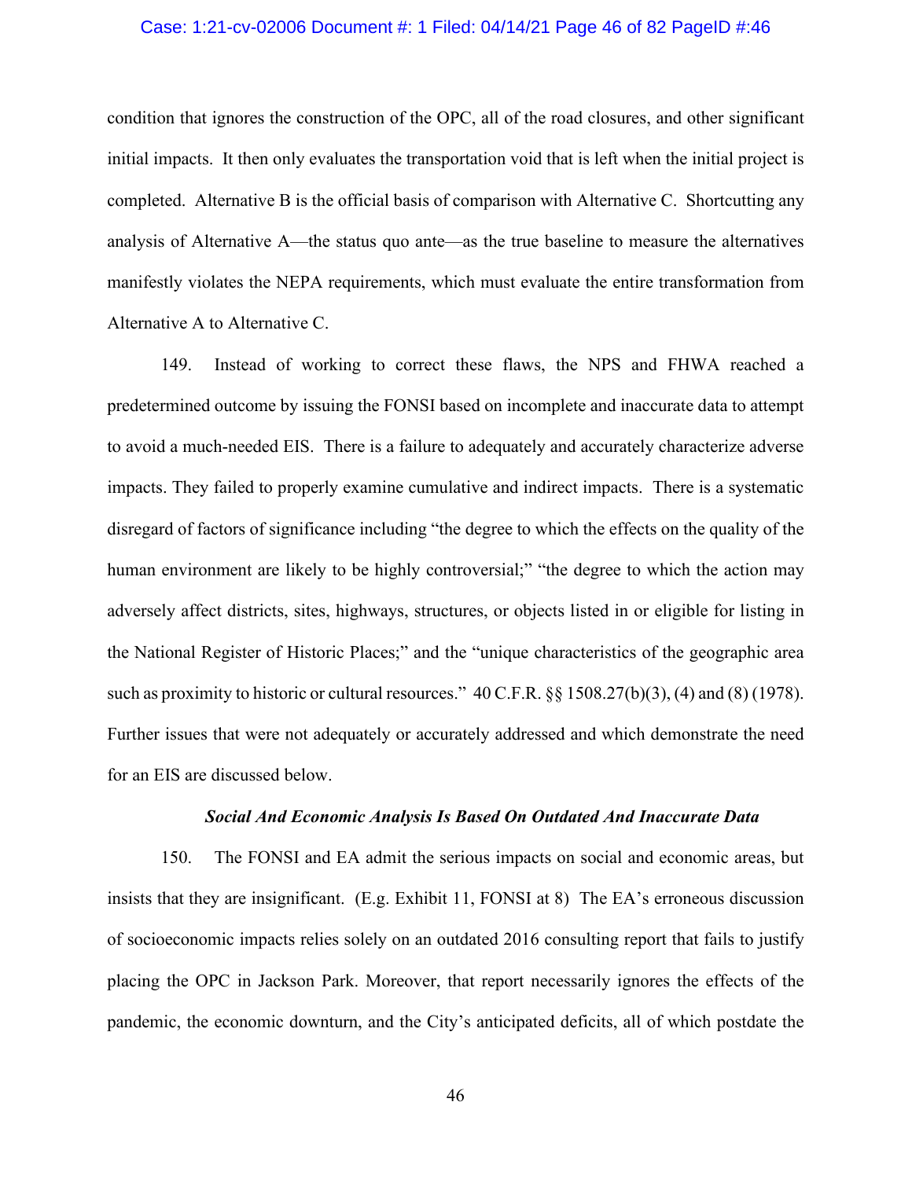condition that ignores the construction of the OPC, all of the road closures, and other significant initial impacts. It then only evaluates the transportation void that is left when the initial project is completed. Alternative B is the official basis of comparison with Alternative C. Shortcutting any analysis of Alternative A—the status quo ante—as the true baseline to measure the alternatives manifestly violates the NEPA requirements, which must evaluate the entire transformation from Alternative A to Alternative C.

149. Instead of working to correct these flaws, the NPS and FHWA reached a predetermined outcome by issuing the FONSI based on incomplete and inaccurate data to attempt to avoid a much-needed EIS. There is a failure to adequately and accurately characterize adverse impacts. They failed to properly examine cumulative and indirect impacts. There is a systematic disregard of factors of significance including "the degree to which the effects on the quality of the human environment are likely to be highly controversial;" "the degree to which the action may adversely affect districts, sites, highways, structures, or objects listed in or eligible for listing in the National Register of Historic Places;" and the "unique characteristics of the geographic area such as proximity to historic or cultural resources." 40 C.F.R. §§ 1508.27(b)(3), (4) and (8) (1978). Further issues that were not adequately or accurately addressed and which demonstrate the need for an EIS are discussed below.

***Social And Economic Analysis Is Based On Outdated And Inaccurate Data***

150. The FONSI and EA admit the serious impacts on social and economic areas, but insists that they are insignificant. (E.g. Exhibit 11, FONSI at 8) The EA's erroneous discussion of socioeconomic impacts relies solely on an outdated 2016 consulting report that fails to justify placing the OPC in Jackson Park. Moreover, that report necessarily ignores the effects of the pandemic, the economic downturn, and the City's anticipated deficits, all of which postdate the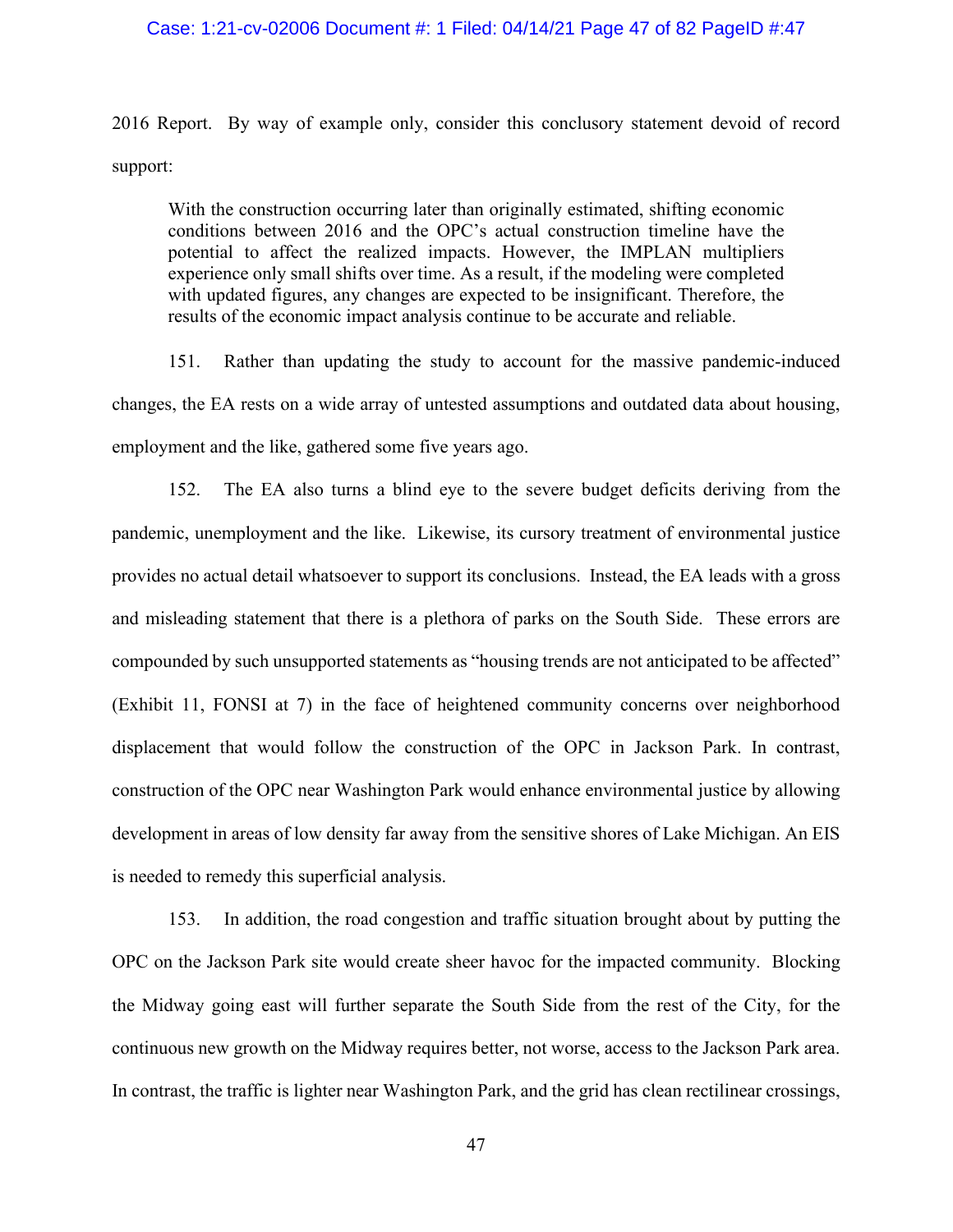2016 Report. By way of example only, consider this conclusory statement devoid of record support:

> With the construction occurring later than originally estimated, shifting economic conditions between 2016 and the OPC's actual construction timeline have the potential to affect the realized impacts. However, the IMPLAN multipliers experience only small shifts over time. As a result, if the modeling were completed with updated figures, any changes are expected to be insignificant. Therefore, the results of the economic impact analysis continue to be accurate and reliable.

151. Rather than updating the study to account for the massive pandemic-induced changes, the EA rests on a wide array of untested assumptions and outdated data about housing, employment and the like, gathered some five years ago.

152. The EA also turns a blind eye to the severe budget deficits deriving from the pandemic, unemployment and the like. Likewise, its cursory treatment of environmental justice provides no actual detail whatsoever to support its conclusions. Instead, the EA leads with a gross and misleading statement that there is a plethora of parks on the South Side. These errors are compounded by such unsupported statements as "housing trends are not anticipated to be affected" (Exhibit 11, FONSI at 7) in the face of heightened community concerns over neighborhood displacement that would follow the construction of the OPC in Jackson Park. In contrast, construction of the OPC near Washington Park would enhance environmental justice by allowing development in areas of low density far away from the sensitive shores of Lake Michigan. An EIS is needed to remedy this superficial analysis.

153. In addition, the road congestion and traffic situation brought about by putting the OPC on the Jackson Park site would create sheer havoc for the impacted community. Blocking the Midway going east will further separate the South Side from the rest of the City, for the continuous new growth on the Midway requires better, not worse, access to the Jackson Park area. In contrast, the traffic is lighter near Washington Park, and the grid has clean rectilinear crossings,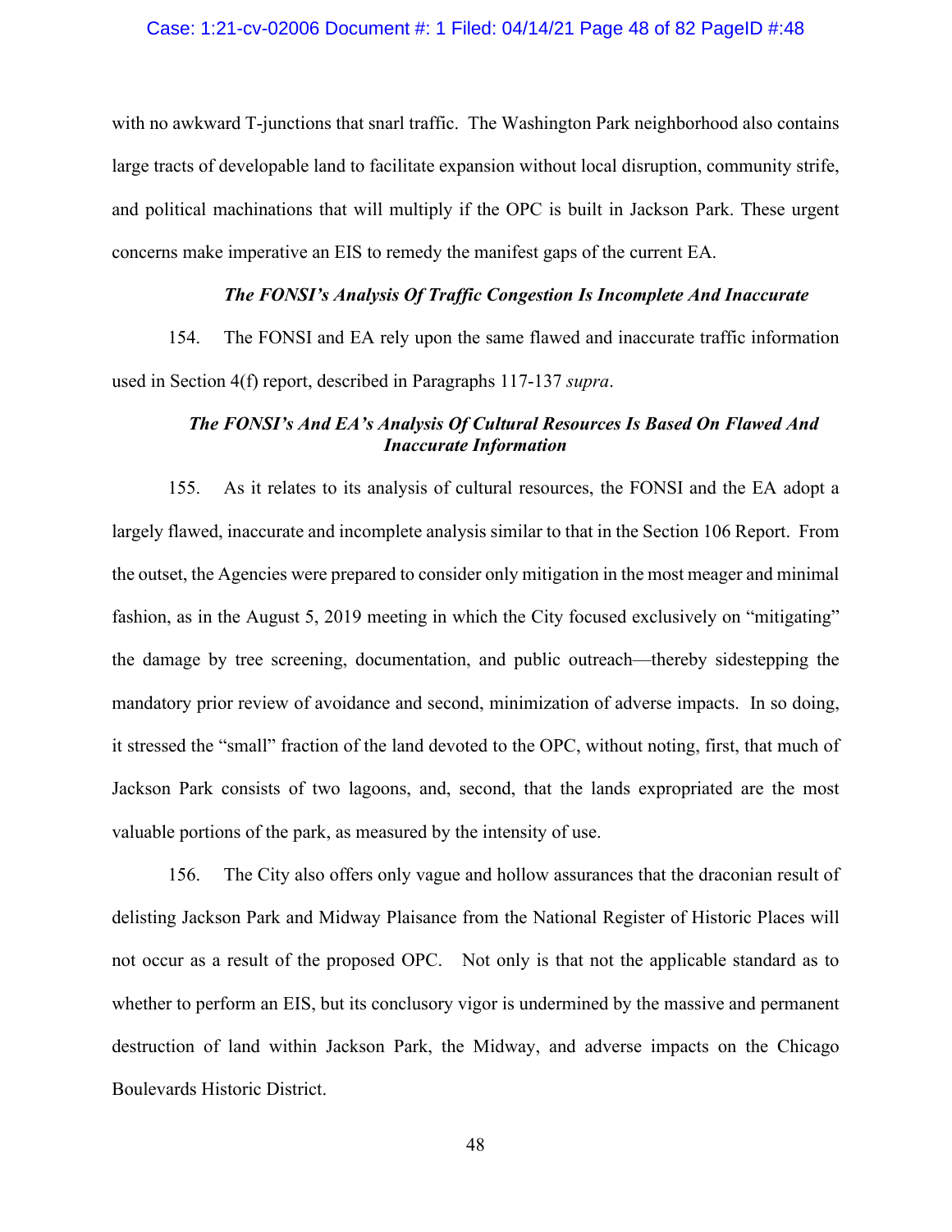with no awkward T-junctions that snarl traffic. The Washington Park neighborhood also contains large tracts of developable land to facilitate expansion without local disruption, community strife, and political machinations that will multiply if the OPC is built in Jackson Park. These urgent concerns make imperative an EIS to remedy the manifest gaps of the current EA.

***The FONSI's Analysis Of Traffic Congestion Is Incomplete And Inaccurate***

154. The FONSI and EA rely upon the same flawed and inaccurate traffic information used in Section 4(f) report, described in Paragraphs 117-137 *supra*.

***The FONSI's And EA's Analysis Of Cultural Resources Is Based On Flawed And Inaccurate Information***

155. As it relates to its analysis of cultural resources, the FONSI and the EA adopt a largely flawed, inaccurate and incomplete analysis similar to that in the Section 106 Report. From the outset, the Agencies were prepared to consider only mitigation in the most meager and minimal fashion, as in the August 5, 2019 meeting in which the City focused exclusively on "mitigating" the damage by tree screening, documentation, and public outreach—thereby sidestepping the mandatory prior review of avoidance and second, minimization of adverse impacts. In so doing, it stressed the "small" fraction of the land devoted to the OPC, without noting, first, that much of Jackson Park consists of two lagoons, and, second, that the lands expropriated are the most valuable portions of the park, as measured by the intensity of use.

156. The City also offers only vague and hollow assurances that the draconian result of delisting Jackson Park and Midway Plaisance from the National Register of Historic Places will not occur as a result of the proposed OPC. Not only is that not the applicable standard as to whether to perform an EIS, but its conclusory vigor is undermined by the massive and permanent destruction of land within Jackson Park, the Midway, and adverse impacts on the Chicago Boulevards Historic District.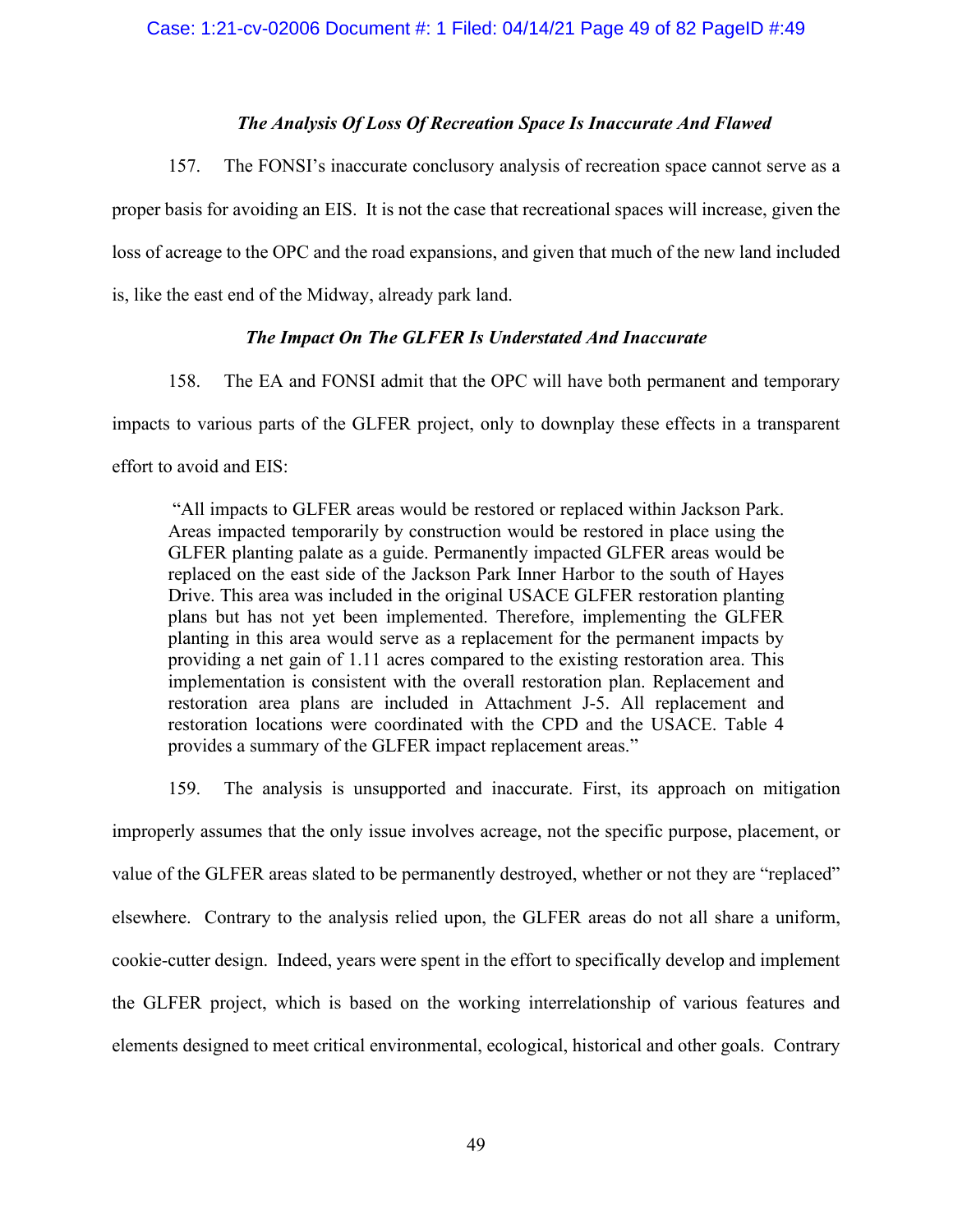### *The Analysis Of Loss Of Recreation Space Is Inaccurate And Flawed*

157. The FONSI's inaccurate conclusory analysis of recreation space cannot serve as a proper basis for avoiding an EIS. It is not the case that recreational spaces will increase, given the loss of acreage to the OPC and the road expansions, and given that much of the new land included is, like the east end of the Midway, already park land.

### *The Impact On The GLFER Is Understated And Inaccurate*

158. The EA and FONSI admit that the OPC will have both permanent and temporary impacts to various parts of the GLFER project, only to downplay these effects in a transparent effort to avoid and EIS:

> "All impacts to GLFER areas would be restored or replaced within Jackson Park. Areas impacted temporarily by construction would be restored in place using the GLFER planting palate as a guide. Permanently impacted GLFER areas would be replaced on the east side of the Jackson Park Inner Harbor to the south of Hayes Drive. This area was included in the original USACE GLFER restoration planting plans but has not yet been implemented. Therefore, implementing the GLFER planting in this area would serve as a replacement for the permanent impacts by providing a net gain of 1.11 acres compared to the existing restoration area. This implementation is consistent with the overall restoration plan. Replacement and restoration area plans are included in Attachment J-5. All replacement and restoration locations were coordinated with the CPD and the USACE. Table 4 provides a summary of the GLFER impact replacement areas."

159. The analysis is unsupported and inaccurate. First, its approach on mitigation improperly assumes that the only issue involves acreage, not the specific purpose, placement, or value of the GLFER areas slated to be permanently destroyed, whether or not they are "replaced" elsewhere. Contrary to the analysis relied upon, the GLFER areas do not all share a uniform, cookie-cutter design. Indeed, years were spent in the effort to specifically develop and implement the GLFER project, which is based on the working interrelationship of various features and elements designed to meet critical environmental, ecological, historical and other goals. Contrary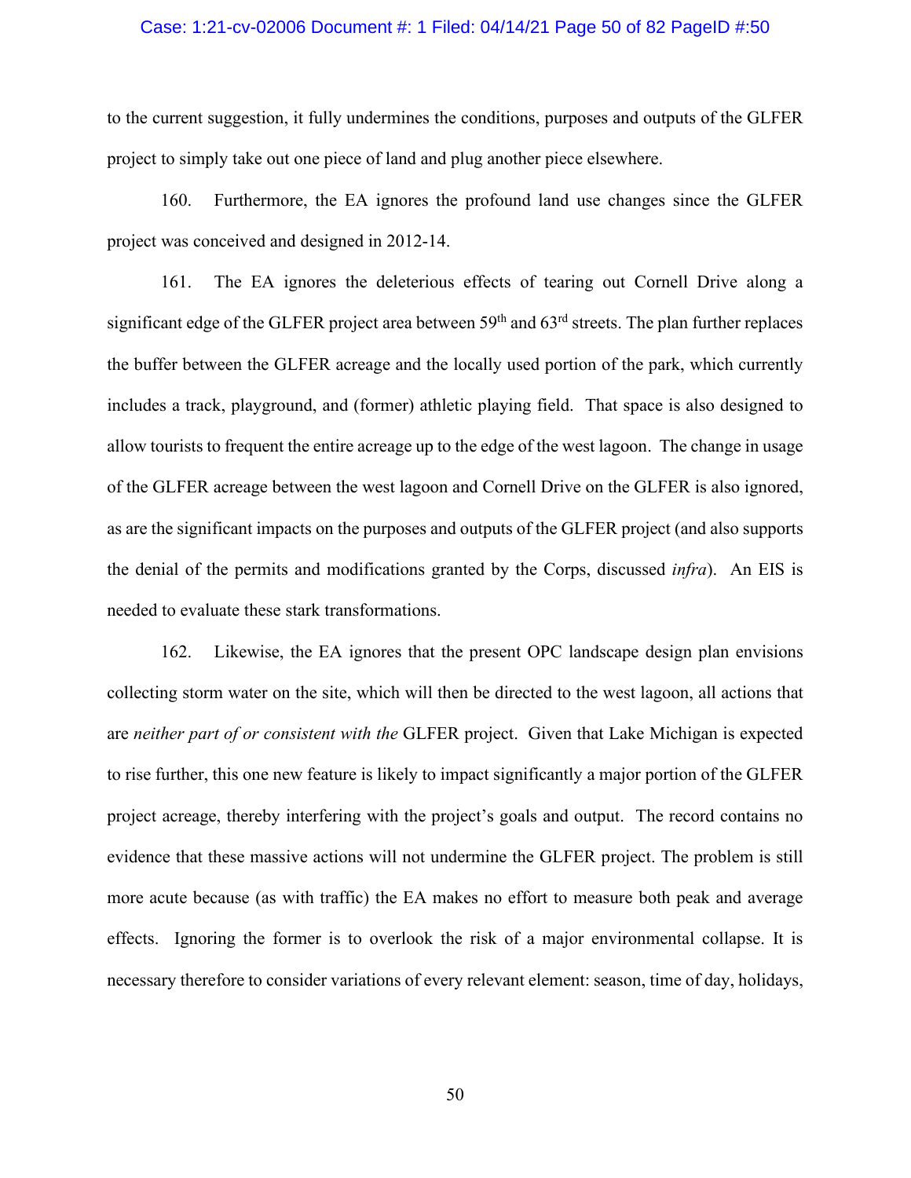to the current suggestion, it fully undermines the conditions, purposes and outputs of the GLFER project to simply take out one piece of land and plug another piece elsewhere.

160. Furthermore, the EA ignores the profound land use changes since the GLFER project was conceived and designed in 2012-14.

161. The EA ignores the deleterious effects of tearing out Cornell Drive along a significant edge of the GLFER project area between 59th and 63rd streets. The plan further replaces the buffer between the GLFER acreage and the locally used portion of the park, which currently includes a track, playground, and (former) athletic playing field. That space is also designed to allow tourists to frequent the entire acreage up to the edge of the west lagoon. The change in usage of the GLFER acreage between the west lagoon and Cornell Drive on the GLFER is also ignored, as are the significant impacts on the purposes and outputs of the GLFER project (and also supports the denial of the permits and modifications granted by the Corps, discussed *infra*). An EIS is needed to evaluate these stark transformations.

162. Likewise, the EA ignores that the present OPC landscape design plan envisions collecting storm water on the site, which will then be directed to the west lagoon, all actions that are *neither part of or consistent with the* GLFER project. Given that Lake Michigan is expected to rise further, this one new feature is likely to impact significantly a major portion of the GLFER project acreage, thereby interfering with the project's goals and output. The record contains no evidence that these massive actions will not undermine the GLFER project. The problem is still more acute because (as with traffic) the EA makes no effort to measure both peak and average effects. Ignoring the former is to overlook the risk of a major environmental collapse. It is necessary therefore to consider variations of every relevant element: season, time of day, holidays,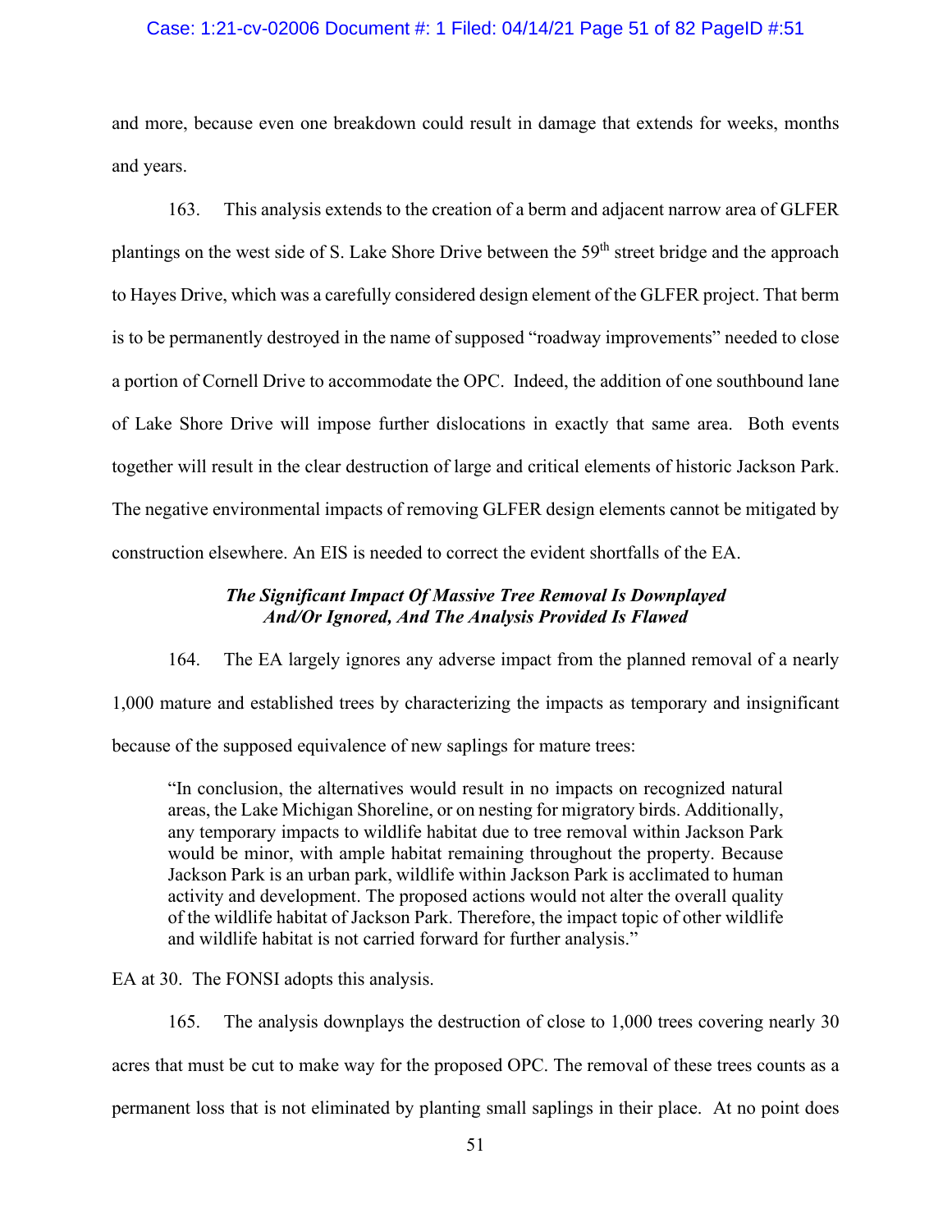and more, because even one breakdown could result in damage that extends for weeks, months and years.

163. This analysis extends to the creation of a berm and adjacent narrow area of GLFER plantings on the west side of S. Lake Shore Drive between the 59th street bridge and the approach to Hayes Drive, which was a carefully considered design element of the GLFER project. That berm is to be permanently destroyed in the name of supposed "roadway improvements" needed to close a portion of Cornell Drive to accommodate the OPC. Indeed, the addition of one southbound lane of Lake Shore Drive will impose further dislocations in exactly that same area. Both events together will result in the clear destruction of large and critical elements of historic Jackson Park. The negative environmental impacts of removing GLFER design elements cannot be mitigated by construction elsewhere. An EIS is needed to correct the evident shortfalls of the EA.

***The Significant Impact Of Massive Tree Removal Is Downplayed And/Or Ignored, And The Analysis Provided Is Flawed***

164. The EA largely ignores any adverse impact from the planned removal of a nearly 1,000 mature and established trees by characterizing the impacts as temporary and insignificant because of the supposed equivalence of new saplings for mature trees:

> "In conclusion, the alternatives would result in no impacts on recognized natural areas, the Lake Michigan Shoreline, or on nesting for migratory birds. Additionally, any temporary impacts to wildlife habitat due to tree removal within Jackson Park would be minor, with ample habitat remaining throughout the property. Because Jackson Park is an urban park, wildlife within Jackson Park is acclimated to human activity and development. The proposed actions would not alter the overall quality of the wildlife habitat of Jackson Park. Therefore, the impact topic of other wildlife and wildlife habitat is not carried forward for further analysis."

EA at 30. The FONSI adopts this analysis.

165. The analysis downplays the destruction of close to 1,000 trees covering nearly 30 acres that must be cut to make way for the proposed OPC. The removal of these trees counts as a permanent loss that is not eliminated by planting small saplings in their place. At no point does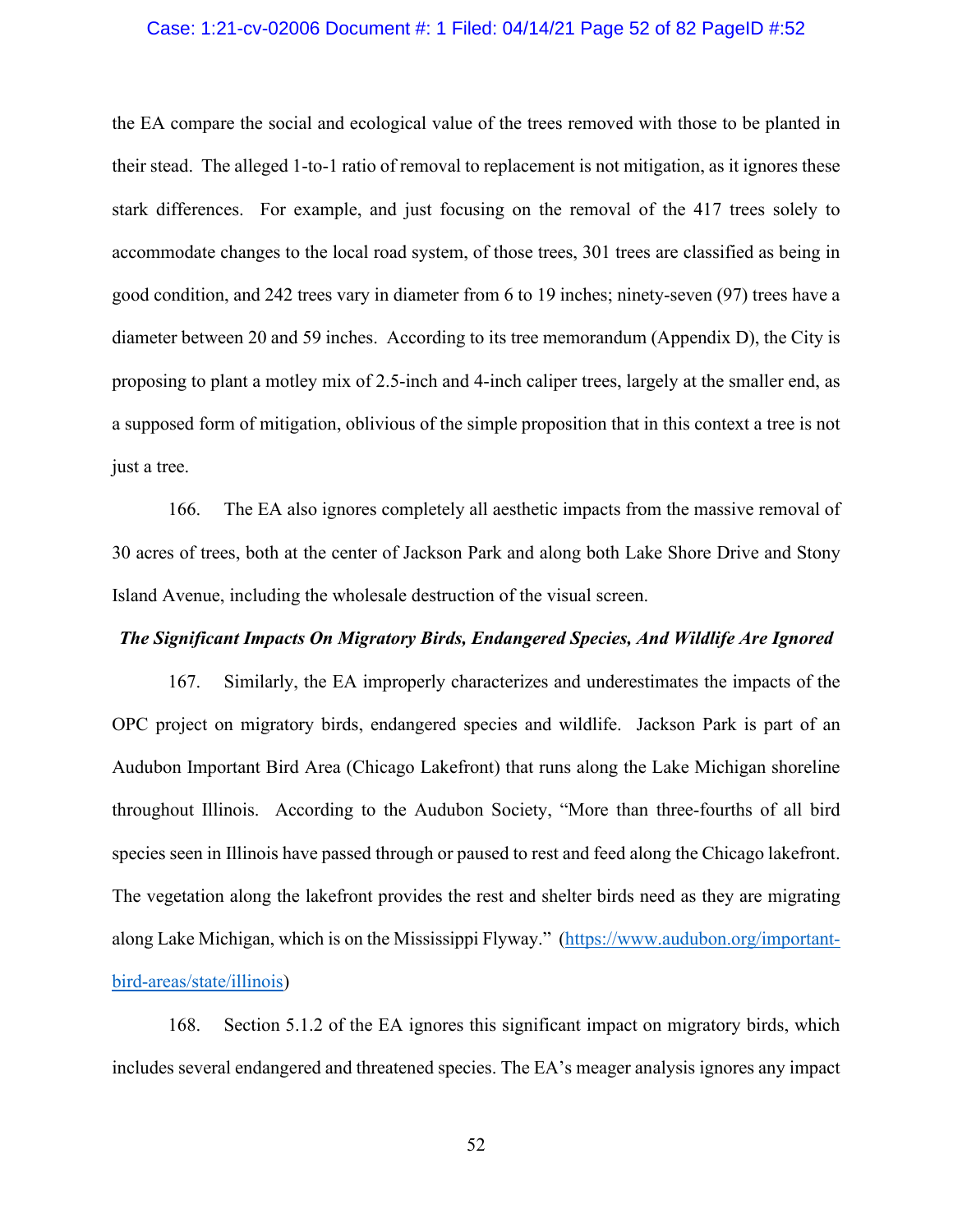the EA compare the social and ecological value of the trees removed with those to be planted in their stead. The alleged 1-to-1 ratio of removal to replacement is not mitigation, as it ignores these stark differences. For example, and just focusing on the removal of the 417 trees solely to accommodate changes to the local road system, of those trees, 301 trees are classified as being in good condition, and 242 trees vary in diameter from 6 to 19 inches; ninety-seven (97) trees have a diameter between 20 and 59 inches. According to its tree memorandum (Appendix D), the City is proposing to plant a motley mix of 2.5-inch and 4-inch caliper trees, largely at the smaller end, as a supposed form of mitigation, oblivious of the simple proposition that in this context a tree is not just a tree.

166. The EA also ignores completely all aesthetic impacts from the massive removal of 30 acres of trees, both at the center of Jackson Park and along both Lake Shore Drive and Stony Island Avenue, including the wholesale destruction of the visual screen.

***The Significant Impacts On Migratory Birds, Endangered Species, And Wildlife Are Ignored***

167. Similarly, the EA improperly characterizes and underestimates the impacts of the OPC project on migratory birds, endangered species and wildlife. Jackson Park is part of an Audubon Important Bird Area (Chicago Lakefront) that runs along the Lake Michigan shoreline throughout Illinois. According to the Audubon Society, "More than three-fourths of all bird species seen in Illinois have passed through or paused to rest and feed along the Chicago lakefront. The vegetation along the lakefront provides the rest and shelter birds need as they are migrating along Lake Michigan, which is on the Mississippi Flyway." (https://www.audubon.org/important-bird-areas/state/illinois)

168. Section 5.1.2 of the EA ignores this significant impact on migratory birds, which includes several endangered and threatened species. The EA's meager analysis ignores any impact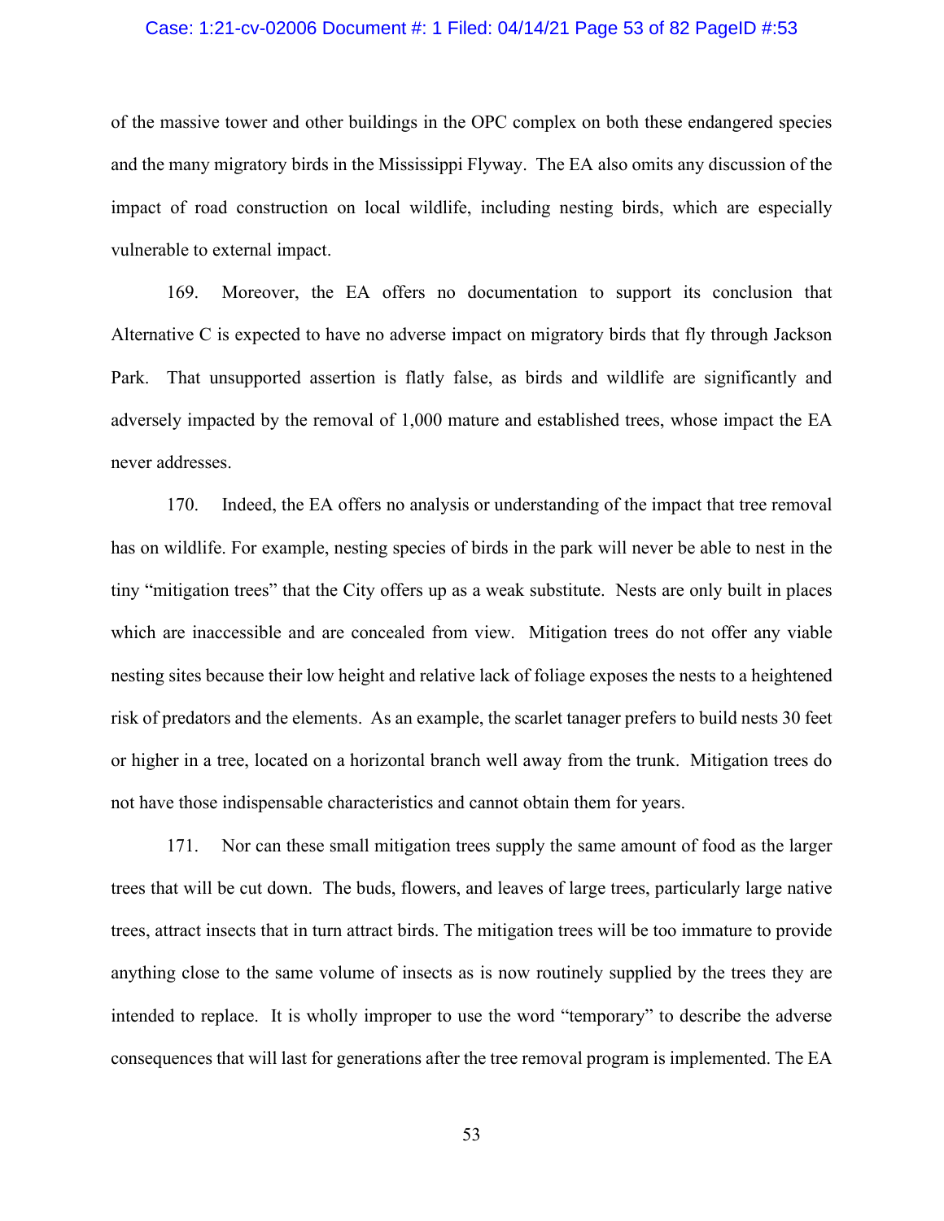of the massive tower and other buildings in the OPC complex on both these endangered species and the many migratory birds in the Mississippi Flyway. The EA also omits any discussion of the impact of road construction on local wildlife, including nesting birds, which are especially vulnerable to external impact.

169. Moreover, the EA offers no documentation to support its conclusion that Alternative C is expected to have no adverse impact on migratory birds that fly through Jackson Park. That unsupported assertion is flatly false, as birds and wildlife are significantly and adversely impacted by the removal of 1,000 mature and established trees, whose impact the EA never addresses.

170. Indeed, the EA offers no analysis or understanding of the impact that tree removal has on wildlife. For example, nesting species of birds in the park will never be able to nest in the tiny "mitigation trees" that the City offers up as a weak substitute. Nests are only built in places which are inaccessible and are concealed from view. Mitigation trees do not offer any viable nesting sites because their low height and relative lack of foliage exposes the nests to a heightened risk of predators and the elements. As an example, the scarlet tanager prefers to build nests 30 feet or higher in a tree, located on a horizontal branch well away from the trunk. Mitigation trees do not have those indispensable characteristics and cannot obtain them for years.

171. Nor can these small mitigation trees supply the same amount of food as the larger trees that will be cut down. The buds, flowers, and leaves of large trees, particularly large native trees, attract insects that in turn attract birds. The mitigation trees will be too immature to provide anything close to the same volume of insects as is now routinely supplied by the trees they are intended to replace. It is wholly improper to use the word "temporary" to describe the adverse consequences that will last for generations after the tree removal program is implemented. The EA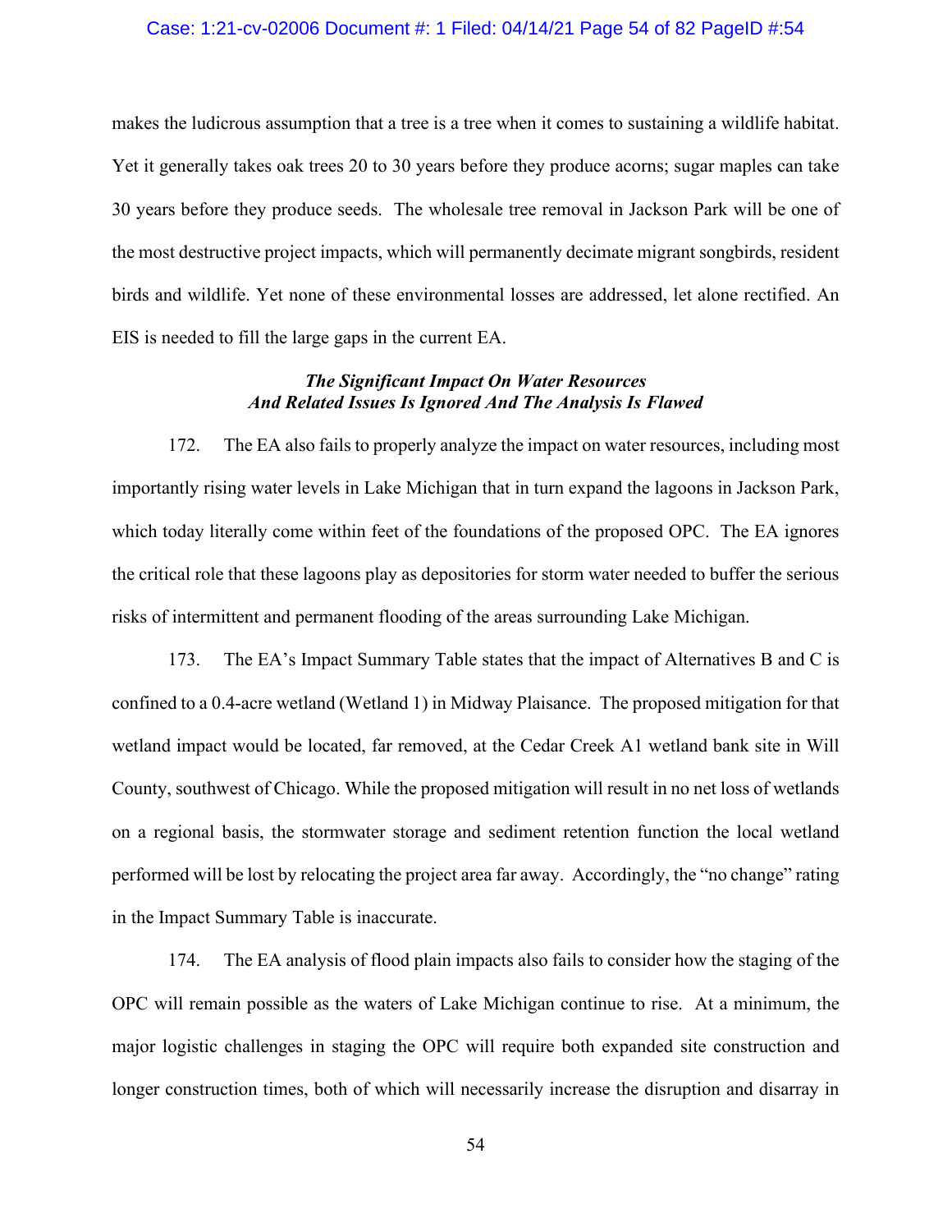makes the ludicrous assumption that a tree is a tree when it comes to sustaining a wildlife habitat. Yet it generally takes oak trees 20 to 30 years before they produce acorns; sugar maples can take 30 years before they produce seeds. The wholesale tree removal in Jackson Park will be one of the most destructive project impacts, which will permanently decimate migrant songbirds, resident birds and wildlife. Yet none of these environmental losses are addressed, let alone rectified. An EIS is needed to fill the large gaps in the current EA.

***The Significant Impact On Water Resources And Related Issues Is Ignored And The Analysis Is Flawed***

172. The EA also fails to properly analyze the impact on water resources, including most importantly rising water levels in Lake Michigan that in turn expand the lagoons in Jackson Park, which today literally come within feet of the foundations of the proposed OPC. The EA ignores the critical role that these lagoons play as depositories for storm water needed to buffer the serious risks of intermittent and permanent flooding of the areas surrounding Lake Michigan.

173. The EA's Impact Summary Table states that the impact of Alternatives B and C is confined to a 0.4-acre wetland (Wetland 1) in Midway Plaisance. The proposed mitigation for that wetland impact would be located, far removed, at the Cedar Creek A1 wetland bank site in Will County, southwest of Chicago. While the proposed mitigation will result in no net loss of wetlands on a regional basis, the stormwater storage and sediment retention function the local wetland performed will be lost by relocating the project area far away. Accordingly, the "no change" rating in the Impact Summary Table is inaccurate.

174. The EA analysis of flood plain impacts also fails to consider how the staging of the OPC will remain possible as the waters of Lake Michigan continue to rise. At a minimum, the major logistic challenges in staging the OPC will require both expanded site construction and longer construction times, both of which will necessarily increase the disruption and disarray in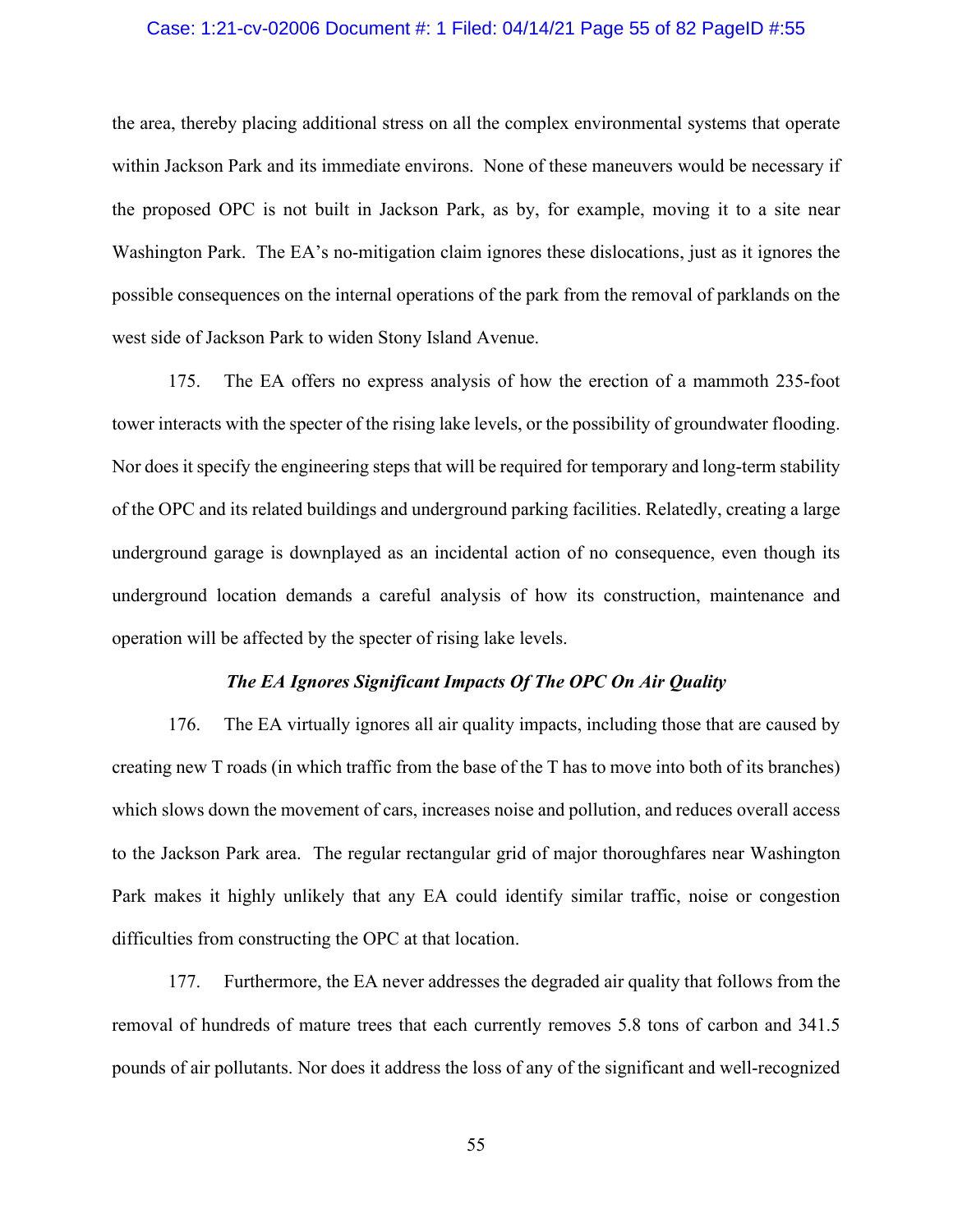the area, thereby placing additional stress on all the complex environmental systems that operate within Jackson Park and its immediate environs. None of these maneuvers would be necessary if the proposed OPC is not built in Jackson Park, as by, for example, moving it to a site near Washington Park. The EA's no-mitigation claim ignores these dislocations, just as it ignores the possible consequences on the internal operations of the park from the removal of parklands on the west side of Jackson Park to widen Stony Island Avenue.

175. The EA offers no express analysis of how the erection of a mammoth 235-foot tower interacts with the specter of the rising lake levels, or the possibility of groundwater flooding. Nor does it specify the engineering steps that will be required for temporary and long-term stability of the OPC and its related buildings and underground parking facilities. Relatedly, creating a large underground garage is downplayed as an incidental action of no consequence, even though its underground location demands a careful analysis of how its construction, maintenance and operation will be affected by the specter of rising lake levels.

***The EA Ignores Significant Impacts Of The OPC On Air Quality***

176. The EA virtually ignores all air quality impacts, including those that are caused by creating new T roads (in which traffic from the base of the T has to move into both of its branches) which slows down the movement of cars, increases noise and pollution, and reduces overall access to the Jackson Park area. The regular rectangular grid of major thoroughfares near Washington Park makes it highly unlikely that any EA could identify similar traffic, noise or congestion difficulties from constructing the OPC at that location.

177. Furthermore, the EA never addresses the degraded air quality that follows from the removal of hundreds of mature trees that each currently removes 5.8 tons of carbon and 341.5 pounds of air pollutants. Nor does it address the loss of any of the significant and well-recognized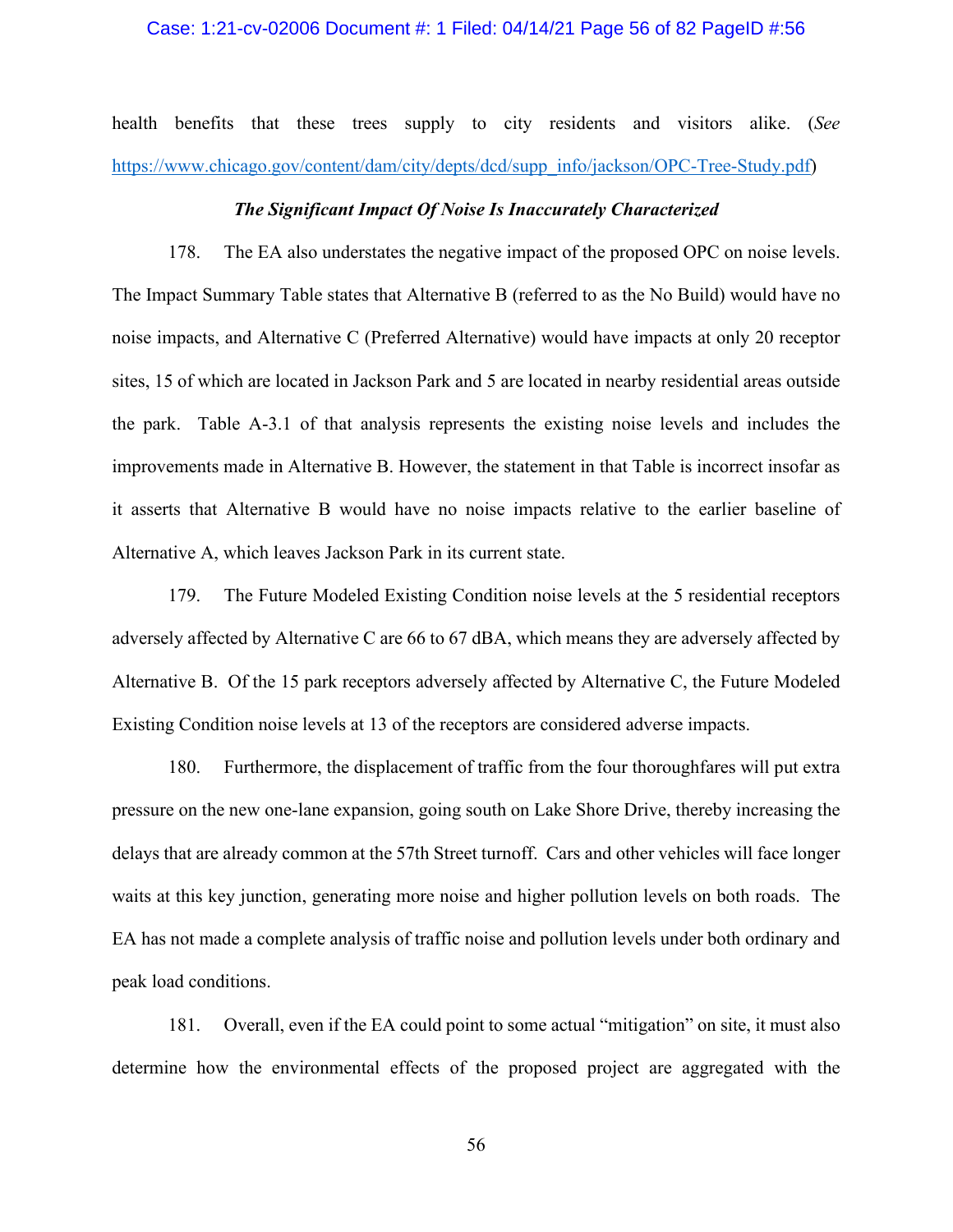health benefits that these trees supply to city residents and visitors alike. (*See* https://www.chicago.gov/content/dam/city/depts/dcd/supp_info/jackson/OPC-Tree-Study.pdf)

***The Significant Impact Of Noise Is Inaccurately Characterized***

178. The EA also understates the negative impact of the proposed OPC on noise levels. The Impact Summary Table states that Alternative B (referred to as the No Build) would have no noise impacts, and Alternative C (Preferred Alternative) would have impacts at only 20 receptor sites, 15 of which are located in Jackson Park and 5 are located in nearby residential areas outside the park. Table A-3.1 of that analysis represents the existing noise levels and includes the improvements made in Alternative B. However, the statement in that Table is incorrect insofar as it asserts that Alternative B would have no noise impacts relative to the earlier baseline of Alternative A, which leaves Jackson Park in its current state.

179. The Future Modeled Existing Condition noise levels at the 5 residential receptors adversely affected by Alternative C are 66 to 67 dBA, which means they are adversely affected by Alternative B. Of the 15 park receptors adversely affected by Alternative C, the Future Modeled Existing Condition noise levels at 13 of the receptors are considered adverse impacts.

180. Furthermore, the displacement of traffic from the four thoroughfares will put extra pressure on the new one-lane expansion, going south on Lake Shore Drive, thereby increasing the delays that are already common at the 57th Street turnoff. Cars and other vehicles will face longer waits at this key junction, generating more noise and higher pollution levels on both roads. The EA has not made a complete analysis of traffic noise and pollution levels under both ordinary and peak load conditions.

181. Overall, even if the EA could point to some actual "mitigation" on site, it must also determine how the environmental effects of the proposed project are aggregated with the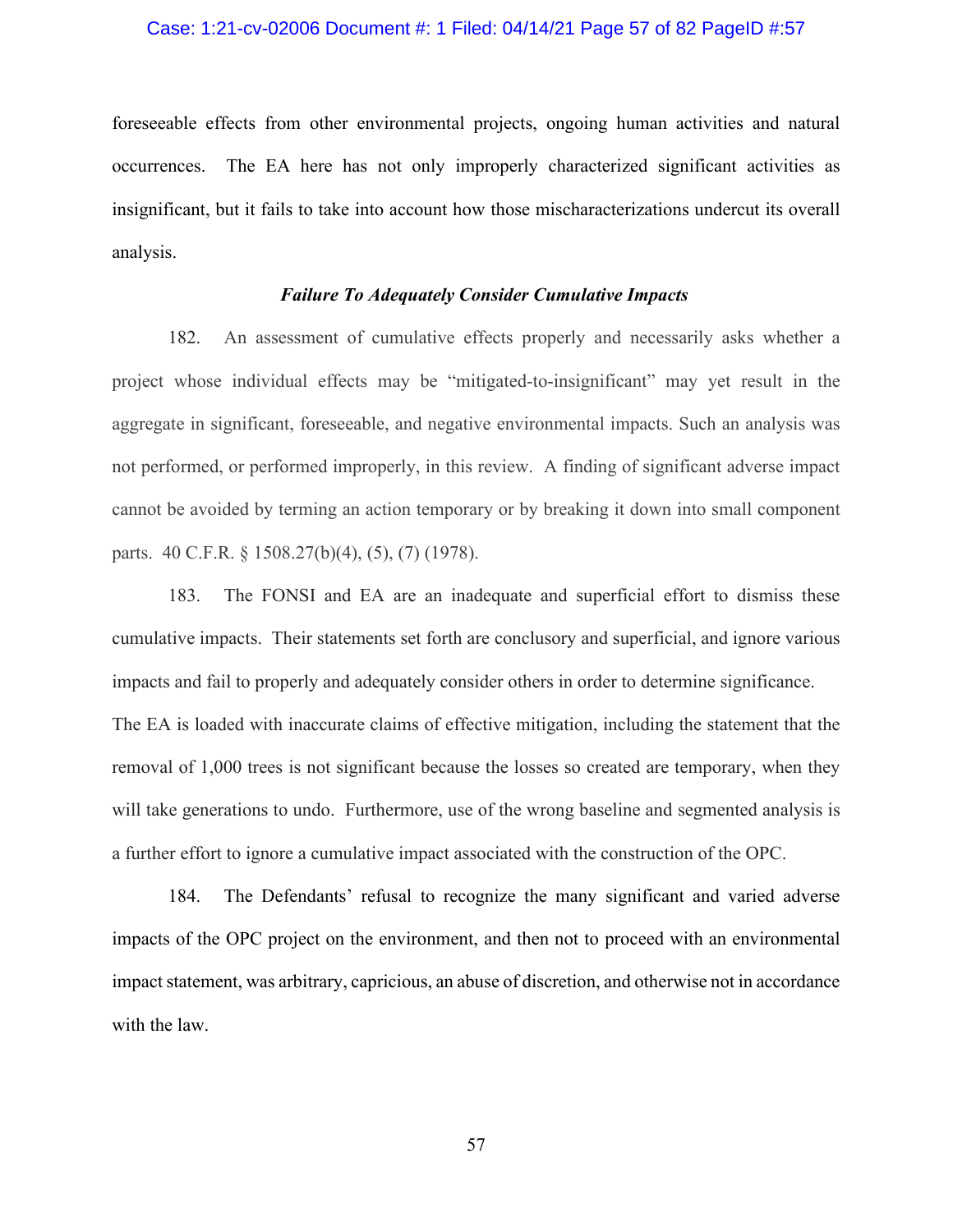foreseeable effects from other environmental projects, ongoing human activities and natural occurrences. The EA here has not only improperly characterized significant activities as insignificant, but it fails to take into account how those mischaracterizations undercut its overall analysis.

### *Failure To Adequately Consider Cumulative Impacts*

182. An assessment of cumulative effects properly and necessarily asks whether a project whose individual effects may be "mitigated-to-insignificant" may yet result in the aggregate in significant, foreseeable, and negative environmental impacts. Such an analysis was not performed, or performed improperly, in this review. A finding of significant adverse impact cannot be avoided by terming an action temporary or by breaking it down into small component parts. 40 C.F.R. § 1508.27(b)(4), (5), (7) (1978).

183. The FONSI and EA are an inadequate and superficial effort to dismiss these cumulative impacts. Their statements set forth are conclusory and superficial, and ignore various impacts and fail to properly and adequately consider others in order to determine significance. The EA is loaded with inaccurate claims of effective mitigation, including the statement that the removal of 1,000 trees is not significant because the losses so created are temporary, when they will take generations to undo. Furthermore, use of the wrong baseline and segmented analysis is a further effort to ignore a cumulative impact associated with the construction of the OPC.

184. The Defendants' refusal to recognize the many significant and varied adverse impacts of the OPC project on the environment, and then not to proceed with an environmental impact statement, was arbitrary, capricious, an abuse of discretion, and otherwise not in accordance with the law.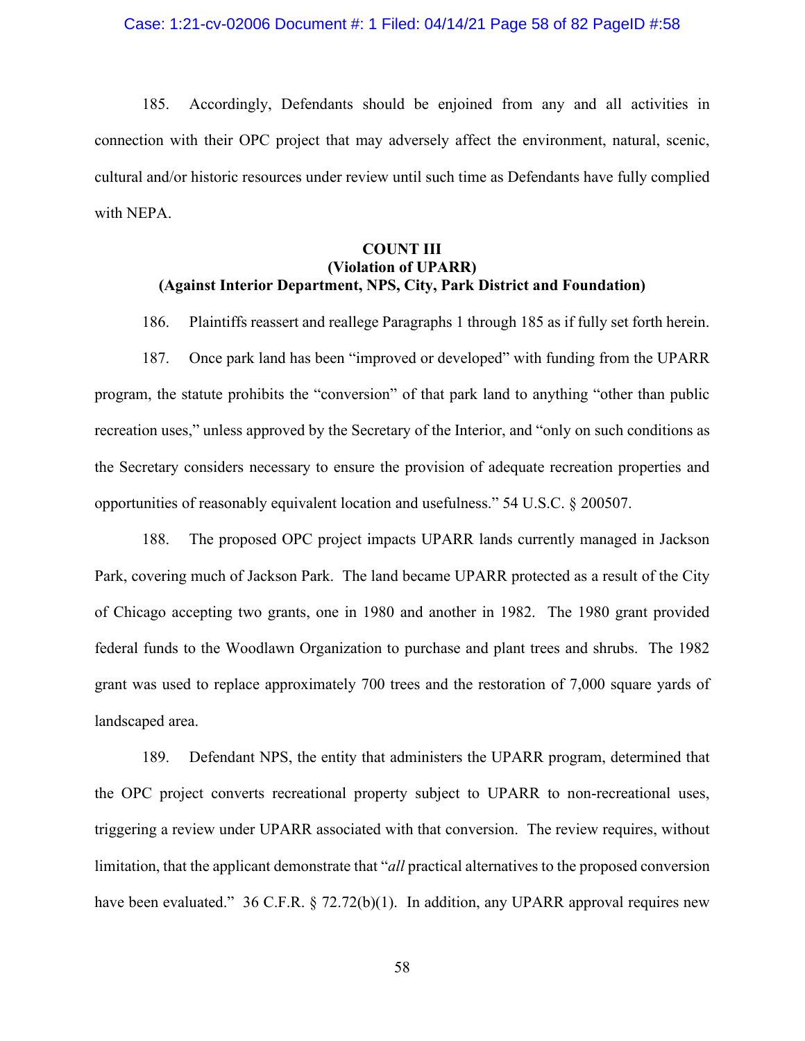185. Accordingly, Defendants should be enjoined from any and all activities in connection with their OPC project that may adversely affect the environment, natural, scenic, cultural and/or historic resources under review until such time as Defendants have fully complied with NEPA.

**COUNT III**
**(Violation of UPARR)**
**(Against Interior Department, NPS, City, Park District and Foundation)**

186. Plaintiffs reassert and reallege Paragraphs 1 through 185 as if fully set forth herein.

187. Once park land has been "improved or developed" with funding from the UPARR program, the statute prohibits the "conversion" of that park land to anything "other than public recreation uses," unless approved by the Secretary of the Interior, and "only on such conditions as the Secretary considers necessary to ensure the provision of adequate recreation properties and opportunities of reasonably equivalent location and usefulness." 54 U.S.C. § 200507.

188. The proposed OPC project impacts UPARR lands currently managed in Jackson Park, covering much of Jackson Park. The land became UPARR protected as a result of the City of Chicago accepting two grants, one in 1980 and another in 1982. The 1980 grant provided federal funds to the Woodlawn Organization to purchase and plant trees and shrubs. The 1982 grant was used to replace approximately 700 trees and the restoration of 7,000 square yards of landscaped area.

189. Defendant NPS, the entity that administers the UPARR program, determined that the OPC project converts recreational property subject to UPARR to non-recreational uses, triggering a review under UPARR associated with that conversion. The review requires, without limitation, that the applicant demonstrate that "*all* practical alternatives to the proposed conversion have been evaluated." 36 C.F.R. § 72.72(b)(1). In addition, any UPARR approval requires new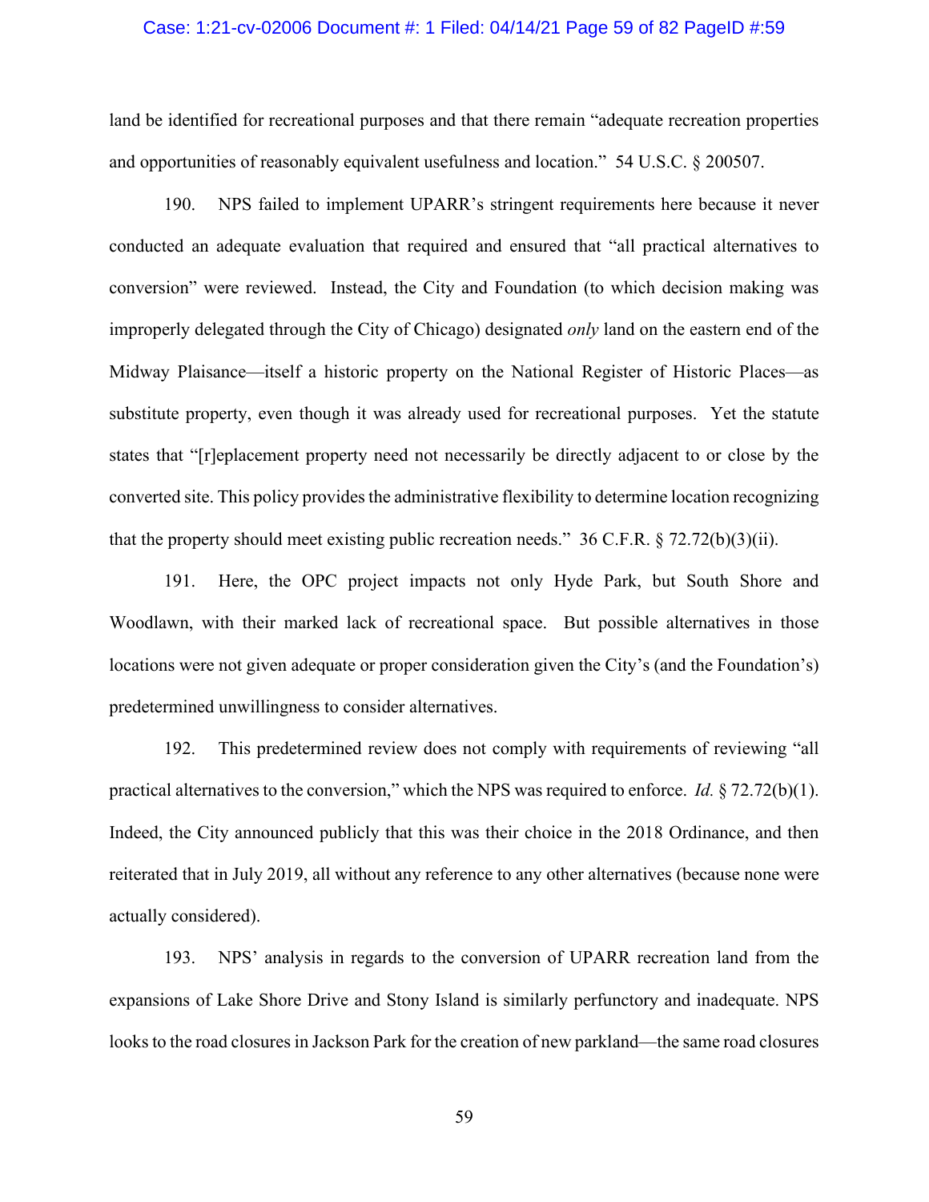land be identified for recreational purposes and that there remain "adequate recreation properties and opportunities of reasonably equivalent usefulness and location." 54 U.S.C. § 200507.

190. NPS failed to implement UPARR's stringent requirements here because it never conducted an adequate evaluation that required and ensured that "all practical alternatives to conversion" were reviewed. Instead, the City and Foundation (to which decision making was improperly delegated through the City of Chicago) designated *only* land on the eastern end of the Midway Plaisance—itself a historic property on the National Register of Historic Places—as substitute property, even though it was already used for recreational purposes. Yet the statute states that "[r]eplacement property need not necessarily be directly adjacent to or close by the converted site. This policy provides the administrative flexibility to determine location recognizing that the property should meet existing public recreation needs." 36 C.F.R. § 72.72(b)(3)(ii).

191. Here, the OPC project impacts not only Hyde Park, but South Shore and Woodlawn, with their marked lack of recreational space. But possible alternatives in those locations were not given adequate or proper consideration given the City's (and the Foundation's) predetermined unwillingness to consider alternatives.

192. This predetermined review does not comply with requirements of reviewing "all practical alternatives to the conversion," which the NPS was required to enforce. *Id.* § 72.72(b)(1). Indeed, the City announced publicly that this was their choice in the 2018 Ordinance, and then reiterated that in July 2019, all without any reference to any other alternatives (because none were actually considered).

193. NPS' analysis in regards to the conversion of UPARR recreation land from the expansions of Lake Shore Drive and Stony Island is similarly perfunctory and inadequate. NPS looks to the road closures in Jackson Park for the creation of new parkland—the same road closures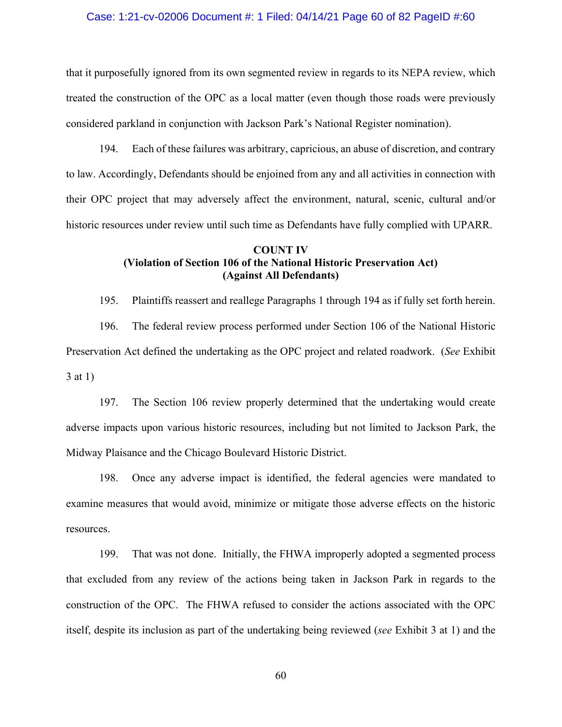that it purposefully ignored from its own segmented review in regards to its NEPA review, which treated the construction of the OPC as a local matter (even though those roads were previously considered parkland in conjunction with Jackson Park's National Register nomination).

194. Each of these failures was arbitrary, capricious, an abuse of discretion, and contrary to law. Accordingly, Defendants should be enjoined from any and all activities in connection with their OPC project that may adversely affect the environment, natural, scenic, cultural and/or historic resources under review until such time as Defendants have fully complied with UPARR.

**COUNT IV**
**(Violation of Section 106 of the National Historic Preservation Act)**
**(Against All Defendants)**

195. Plaintiffs reassert and reallege Paragraphs 1 through 194 as if fully set forth herein.

196. The federal review process performed under Section 106 of the National Historic Preservation Act defined the undertaking as the OPC project and related roadwork. (*See* Exhibit 3 at 1)

197. The Section 106 review properly determined that the undertaking would create adverse impacts upon various historic resources, including but not limited to Jackson Park, the Midway Plaisance and the Chicago Boulevard Historic District.

198. Once any adverse impact is identified, the federal agencies were mandated to examine measures that would avoid, minimize or mitigate those adverse effects on the historic resources.

199. That was not done. Initially, the FHWA improperly adopted a segmented process that excluded from any review of the actions being taken in Jackson Park in regards to the construction of the OPC. The FHWA refused to consider the actions associated with the OPC itself, despite its inclusion as part of the undertaking being reviewed (*see* Exhibit 3 at 1) and the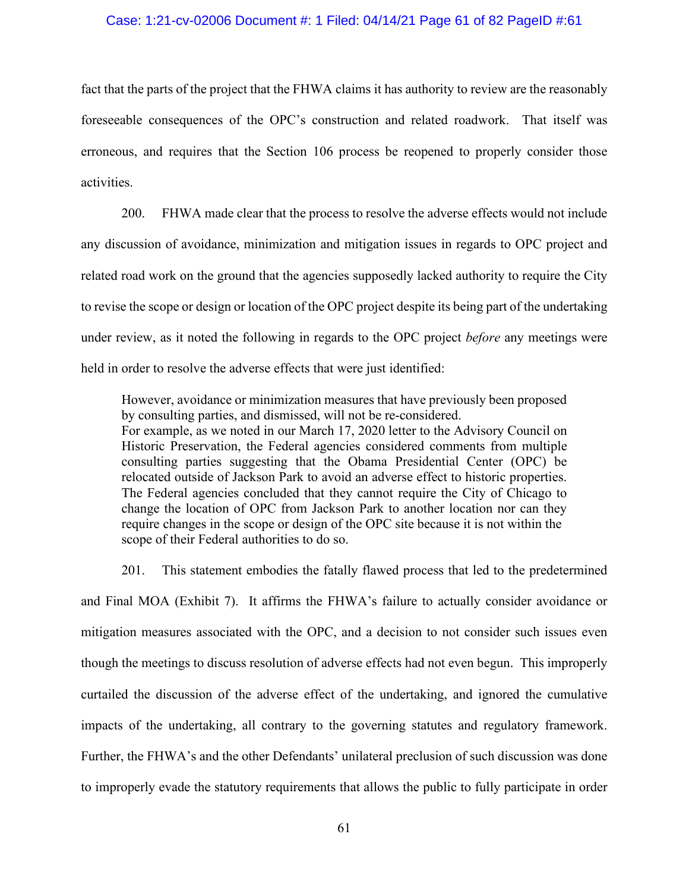fact that the parts of the project that the FHWA claims it has authority to review are the reasonably foreseeable consequences of the OPC's construction and related roadwork. That itself was erroneous, and requires that the Section 106 process be reopened to properly consider those activities.

200. FHWA made clear that the process to resolve the adverse effects would not include any discussion of avoidance, minimization and mitigation issues in regards to OPC project and related road work on the ground that the agencies supposedly lacked authority to require the City to revise the scope or design or location of the OPC project despite its being part of the undertaking under review, as it noted the following in regards to the OPC project *before* any meetings were held in order to resolve the adverse effects that were just identified:

> However, avoidance or minimization measures that have previously been proposed by consulting parties, and dismissed, will not be re-considered.
> For example, as we noted in our March 17, 2020 letter to the Advisory Council on Historic Preservation, the Federal agencies considered comments from multiple consulting parties suggesting that the Obama Presidential Center (OPC) be relocated outside of Jackson Park to avoid an adverse effect to historic properties. The Federal agencies concluded that they cannot require the City of Chicago to change the location of OPC from Jackson Park to another location nor can they require changes in the scope or design of the OPC site because it is not within the scope of their Federal authorities to do so.

201. This statement embodies the fatally flawed process that led to the predetermined and Final MOA (Exhibit 7). It affirms the FHWA's failure to actually consider avoidance or mitigation measures associated with the OPC, and a decision to not consider such issues even though the meetings to discuss resolution of adverse effects had not even begun. This improperly curtailed the discussion of the adverse effect of the undertaking, and ignored the cumulative impacts of the undertaking, all contrary to the governing statutes and regulatory framework. Further, the FHWA's and the other Defendants' unilateral preclusion of such discussion was done to improperly evade the statutory requirements that allows the public to fully participate in order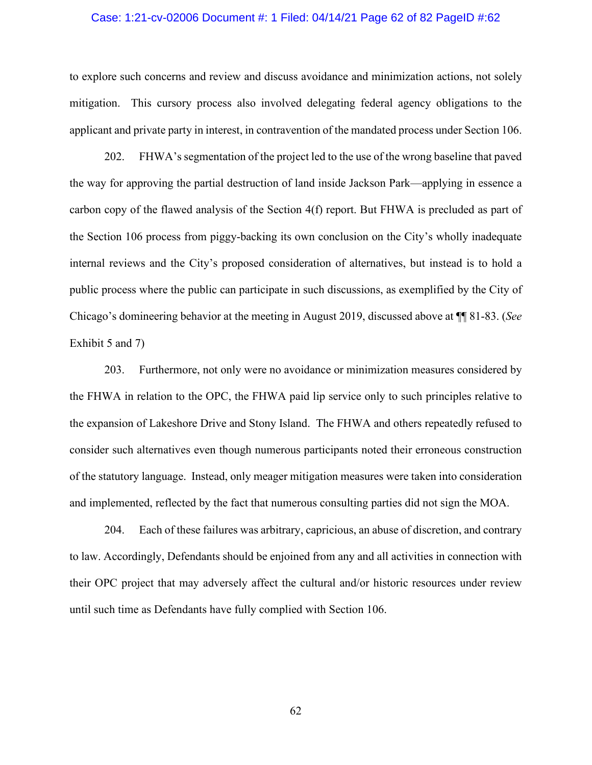to explore such concerns and review and discuss avoidance and minimization actions, not solely mitigation. This cursory process also involved delegating federal agency obligations to the applicant and private party in interest, in contravention of the mandated process under Section 106.

202. FHWA's segmentation of the project led to the use of the wrong baseline that paved the way for approving the partial destruction of land inside Jackson Park—applying in essence a carbon copy of the flawed analysis of the Section 4(f) report. But FHWA is precluded as part of the Section 106 process from piggy-backing its own conclusion on the City's wholly inadequate internal reviews and the City's proposed consideration of alternatives, but instead is to hold a public process where the public can participate in such discussions, as exemplified by the City of Chicago's domineering behavior at the meeting in August 2019, discussed above at ¶¶ 81-83. (*See* Exhibit 5 and 7)

203. Furthermore, not only were no avoidance or minimization measures considered by the FHWA in relation to the OPC, the FHWA paid lip service only to such principles relative to the expansion of Lakeshore Drive and Stony Island. The FHWA and others repeatedly refused to consider such alternatives even though numerous participants noted their erroneous construction of the statutory language. Instead, only meager mitigation measures were taken into consideration and implemented, reflected by the fact that numerous consulting parties did not sign the MOA.

204. Each of these failures was arbitrary, capricious, an abuse of discretion, and contrary to law. Accordingly, Defendants should be enjoined from any and all activities in connection with their OPC project that may adversely affect the cultural and/or historic resources under review until such time as Defendants have fully complied with Section 106.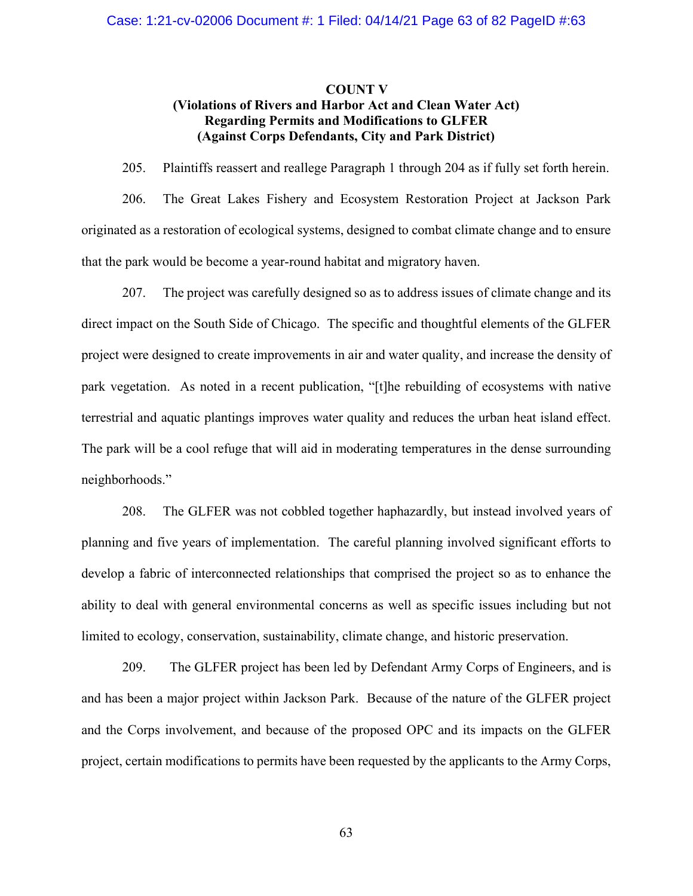**COUNT V**
**(Violations of Rivers and Harbor Act and Clean Water Act)**
**Regarding Permits and Modifications to GLFER**
**(Against Corps Defendants, City and Park District)**

205. Plaintiffs reassert and reallege Paragraph 1 through 204 as if fully set forth herein.

206. The Great Lakes Fishery and Ecosystem Restoration Project at Jackson Park originated as a restoration of ecological systems, designed to combat climate change and to ensure that the park would be become a year-round habitat and migratory haven.

207. The project was carefully designed so as to address issues of climate change and its direct impact on the South Side of Chicago. The specific and thoughtful elements of the GLFER project were designed to create improvements in air and water quality, and increase the density of park vegetation. As noted in a recent publication, "[t]he rebuilding of ecosystems with native terrestrial and aquatic plantings improves water quality and reduces the urban heat island effect. The park will be a cool refuge that will aid in moderating temperatures in the dense surrounding neighborhoods."

208. The GLFER was not cobbled together haphazardly, but instead involved years of planning and five years of implementation. The careful planning involved significant efforts to develop a fabric of interconnected relationships that comprised the project so as to enhance the ability to deal with general environmental concerns as well as specific issues including but not limited to ecology, conservation, sustainability, climate change, and historic preservation.

209. The GLFER project has been led by Defendant Army Corps of Engineers, and is and has been a major project within Jackson Park. Because of the nature of the GLFER project and the Corps involvement, and because of the proposed OPC and its impacts on the GLFER project, certain modifications to permits have been requested by the applicants to the Army Corps,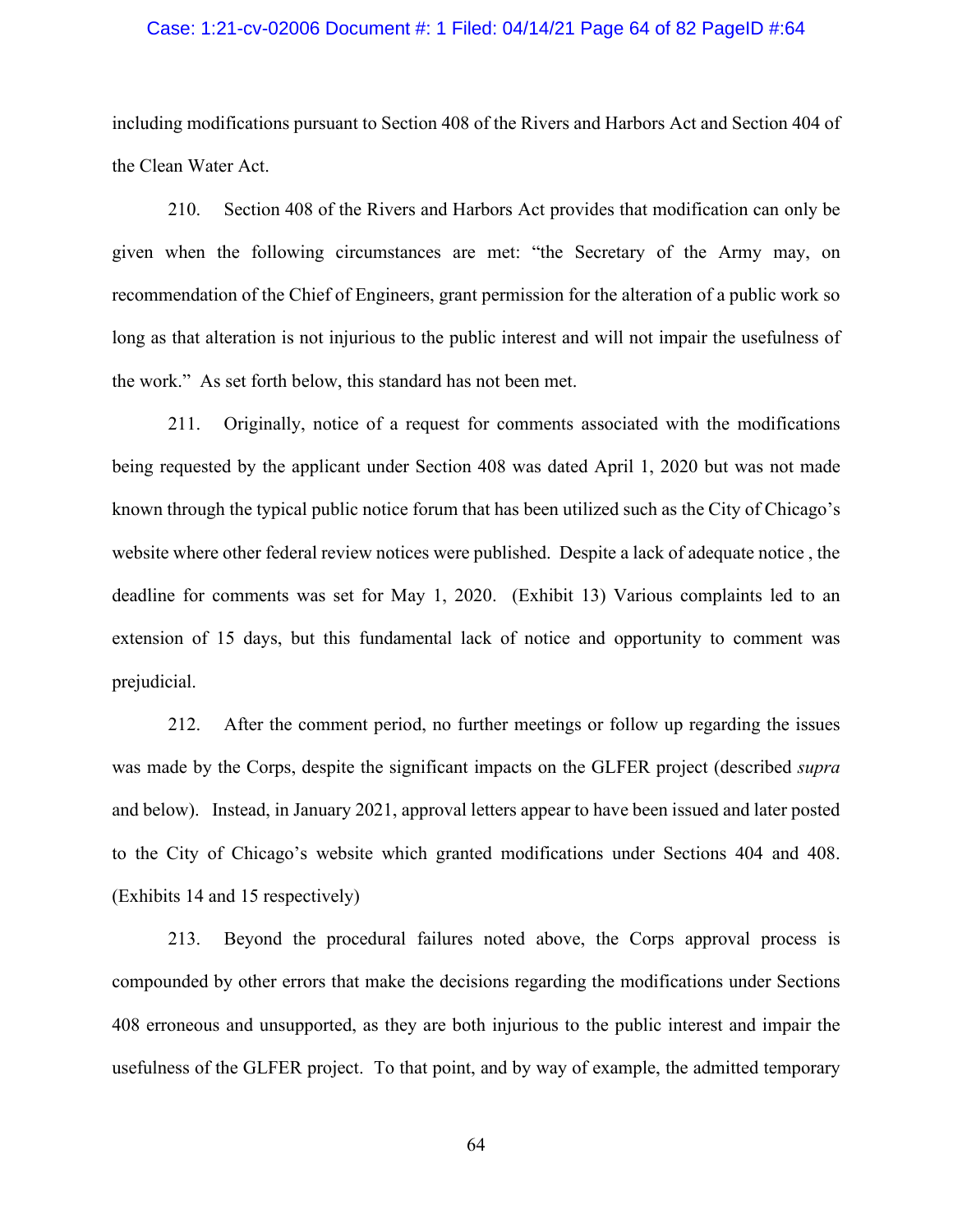including modifications pursuant to Section 408 of the Rivers and Harbors Act and Section 404 of the Clean Water Act.

210. Section 408 of the Rivers and Harbors Act provides that modification can only be given when the following circumstances are met: "the Secretary of the Army may, on recommendation of the Chief of Engineers, grant permission for the alteration of a public work so long as that alteration is not injurious to the public interest and will not impair the usefulness of the work." As set forth below, this standard has not been met.

211. Originally, notice of a request for comments associated with the modifications being requested by the applicant under Section 408 was dated April 1, 2020 but was not made known through the typical public notice forum that has been utilized such as the City of Chicago's website where other federal review notices were published. Despite a lack of adequate notice , the deadline for comments was set for May 1, 2020. (Exhibit 13) Various complaints led to an extension of 15 days, but this fundamental lack of notice and opportunity to comment was prejudicial.

212. After the comment period, no further meetings or follow up regarding the issues was made by the Corps, despite the significant impacts on the GLFER project (described *supra* and below). Instead, in January 2021, approval letters appear to have been issued and later posted to the City of Chicago's website which granted modifications under Sections 404 and 408. (Exhibits 14 and 15 respectively)

213. Beyond the procedural failures noted above, the Corps approval process is compounded by other errors that make the decisions regarding the modifications under Sections 408 erroneous and unsupported, as they are both injurious to the public interest and impair the usefulness of the GLFER project. To that point, and by way of example, the admitted temporary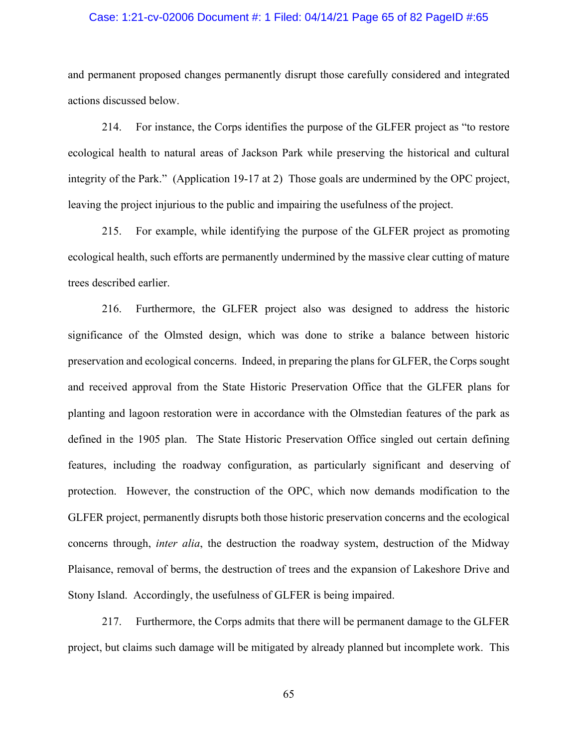and permanent proposed changes permanently disrupt those carefully considered and integrated actions discussed below.

214. For instance, the Corps identifies the purpose of the GLFER project as "to restore ecological health to natural areas of Jackson Park while preserving the historical and cultural integrity of the Park." (Application 19-17 at 2) Those goals are undermined by the OPC project, leaving the project injurious to the public and impairing the usefulness of the project.

215. For example, while identifying the purpose of the GLFER project as promoting ecological health, such efforts are permanently undermined by the massive clear cutting of mature trees described earlier.

216. Furthermore, the GLFER project also was designed to address the historic significance of the Olmsted design, which was done to strike a balance between historic preservation and ecological concerns. Indeed, in preparing the plans for GLFER, the Corps sought and received approval from the State Historic Preservation Office that the GLFER plans for planting and lagoon restoration were in accordance with the Olmstedian features of the park as defined in the 1905 plan. The State Historic Preservation Office singled out certain defining features, including the roadway configuration, as particularly significant and deserving of protection. However, the construction of the OPC, which now demands modification to the GLFER project, permanently disrupts both those historic preservation concerns and the ecological concerns through, *inter alia*, the destruction the roadway system, destruction of the Midway Plaisance, removal of berms, the destruction of trees and the expansion of Lakeshore Drive and Stony Island. Accordingly, the usefulness of GLFER is being impaired.

217. Furthermore, the Corps admits that there will be permanent damage to the GLFER project, but claims such damage will be mitigated by already planned but incomplete work. This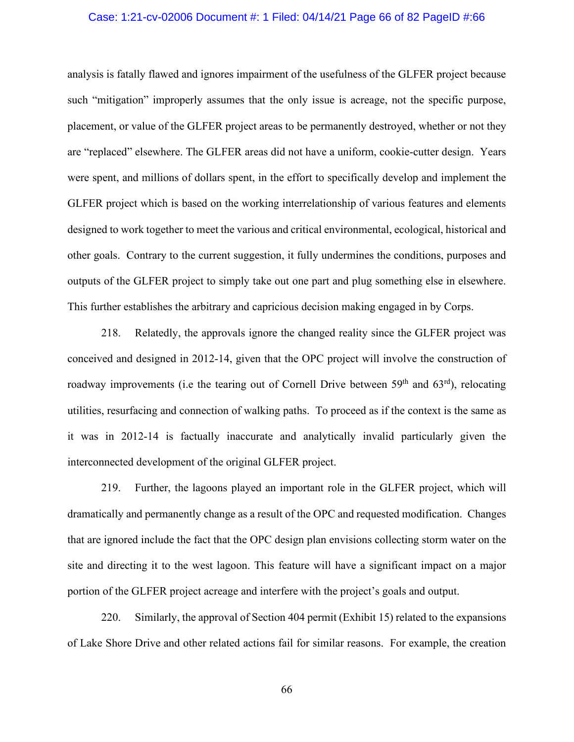analysis is fatally flawed and ignores impairment of the usefulness of the GLFER project because such "mitigation" improperly assumes that the only issue is acreage, not the specific purpose, placement, or value of the GLFER project areas to be permanently destroyed, whether or not they are "replaced" elsewhere. The GLFER areas did not have a uniform, cookie-cutter design. Years were spent, and millions of dollars spent, in the effort to specifically develop and implement the GLFER project which is based on the working interrelationship of various features and elements designed to work together to meet the various and critical environmental, ecological, historical and other goals. Contrary to the current suggestion, it fully undermines the conditions, purposes and outputs of the GLFER project to simply take out one part and plug something else in elsewhere. This further establishes the arbitrary and capricious decision making engaged in by Corps.

218. Relatedly, the approvals ignore the changed reality since the GLFER project was conceived and designed in 2012-14, given that the OPC project will involve the construction of roadway improvements (i.e the tearing out of Cornell Drive between 59th and 63rd), relocating utilities, resurfacing and connection of walking paths. To proceed as if the context is the same as it was in 2012-14 is factually inaccurate and analytically invalid particularly given the interconnected development of the original GLFER project.

219. Further, the lagoons played an important role in the GLFER project, which will dramatically and permanently change as a result of the OPC and requested modification. Changes that are ignored include the fact that the OPC design plan envisions collecting storm water on the site and directing it to the west lagoon. This feature will have a significant impact on a major portion of the GLFER project acreage and interfere with the project's goals and output.

220. Similarly, the approval of Section 404 permit (Exhibit 15) related to the expansions of Lake Shore Drive and other related actions fail for similar reasons. For example, the creation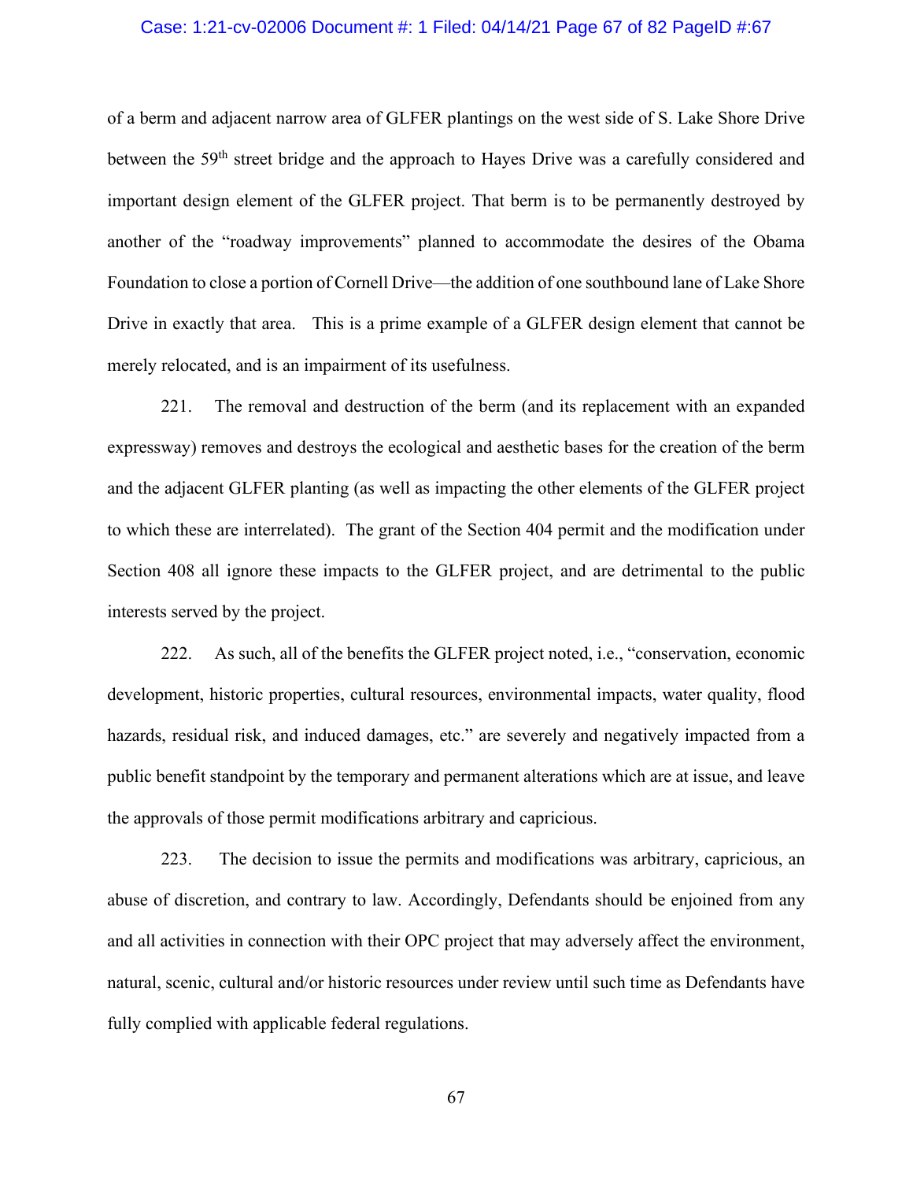of a berm and adjacent narrow area of GLFER plantings on the west side of S. Lake Shore Drive between the 59th street bridge and the approach to Hayes Drive was a carefully considered and important design element of the GLFER project. That berm is to be permanently destroyed by another of the "roadway improvements" planned to accommodate the desires of the Obama Foundation to close a portion of Cornell Drive—the addition of one southbound lane of Lake Shore Drive in exactly that area. This is a prime example of a GLFER design element that cannot be merely relocated, and is an impairment of its usefulness.

221. The removal and destruction of the berm (and its replacement with an expanded expressway) removes and destroys the ecological and aesthetic bases for the creation of the berm and the adjacent GLFER planting (as well as impacting the other elements of the GLFER project to which these are interrelated). The grant of the Section 404 permit and the modification under Section 408 all ignore these impacts to the GLFER project, and are detrimental to the public interests served by the project.

222. As such, all of the benefits the GLFER project noted, i.e., "conservation, economic development, historic properties, cultural resources, environmental impacts, water quality, flood hazards, residual risk, and induced damages, etc." are severely and negatively impacted from a public benefit standpoint by the temporary and permanent alterations which are at issue, and leave the approvals of those permit modifications arbitrary and capricious.

223. The decision to issue the permits and modifications was arbitrary, capricious, an abuse of discretion, and contrary to law. Accordingly, Defendants should be enjoined from any and all activities in connection with their OPC project that may adversely affect the environment, natural, scenic, cultural and/or historic resources under review until such time as Defendants have fully complied with applicable federal regulations.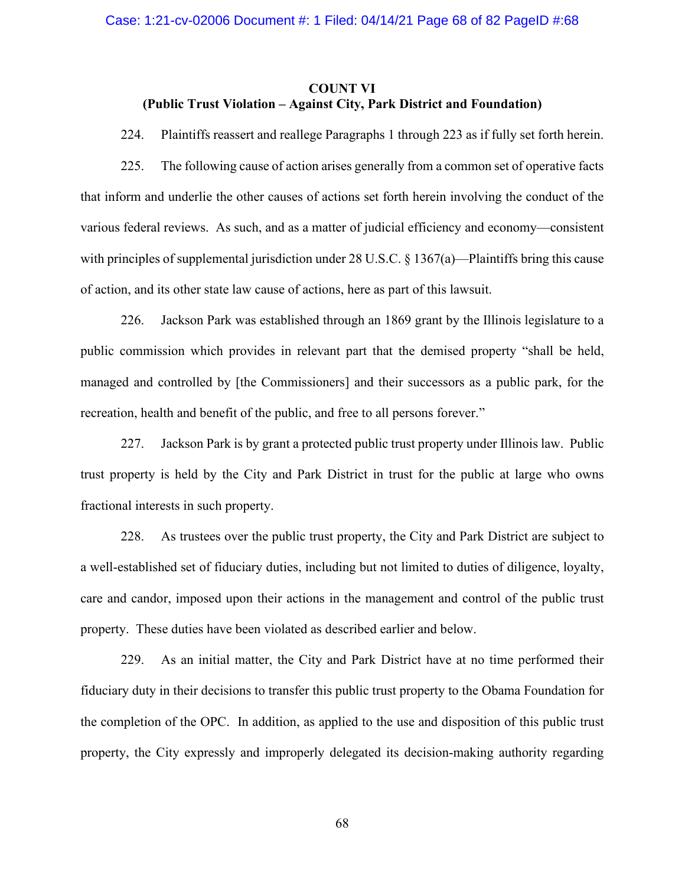**COUNT VI**
**(Public Trust Violation – Against City, Park District and Foundation)**

224. Plaintiffs reassert and reallege Paragraphs 1 through 223 as if fully set forth herein.

225. The following cause of action arises generally from a common set of operative facts that inform and underlie the other causes of actions set forth herein involving the conduct of the various federal reviews. As such, and as a matter of judicial efficiency and economy—consistent with principles of supplemental jurisdiction under 28 U.S.C. § 1367(a)—Plaintiffs bring this cause of action, and its other state law cause of actions, here as part of this lawsuit.

226. Jackson Park was established through an 1869 grant by the Illinois legislature to a public commission which provides in relevant part that the demised property "shall be held, managed and controlled by [the Commissioners] and their successors as a public park, for the recreation, health and benefit of the public, and free to all persons forever."

227. Jackson Park is by grant a protected public trust property under Illinois law. Public trust property is held by the City and Park District in trust for the public at large who owns fractional interests in such property.

228. As trustees over the public trust property, the City and Park District are subject to a well-established set of fiduciary duties, including but not limited to duties of diligence, loyalty, care and candor, imposed upon their actions in the management and control of the public trust property. These duties have been violated as described earlier and below.

229. As an initial matter, the City and Park District have at no time performed their fiduciary duty in their decisions to transfer this public trust property to the Obama Foundation for the completion of the OPC. In addition, as applied to the use and disposition of this public trust property, the City expressly and improperly delegated its decision-making authority regarding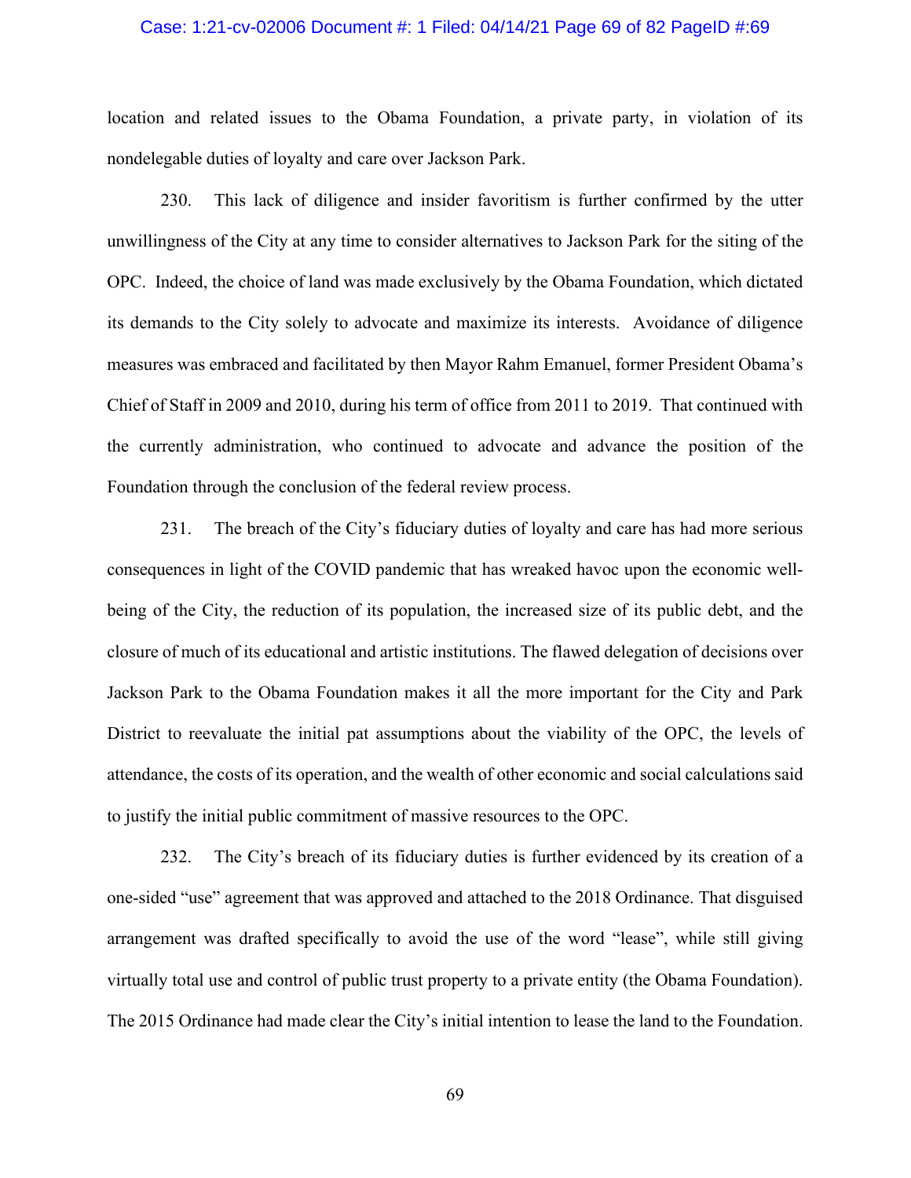location and related issues to the Obama Foundation, a private party, in violation of its nondelegable duties of loyalty and care over Jackson Park.

230. This lack of diligence and insider favoritism is further confirmed by the utter unwillingness of the City at any time to consider alternatives to Jackson Park for the siting of the OPC. Indeed, the choice of land was made exclusively by the Obama Foundation, which dictated its demands to the City solely to advocate and maximize its interests. Avoidance of diligence measures was embraced and facilitated by then Mayor Rahm Emanuel, former President Obama's Chief of Staff in 2009 and 2010, during his term of office from 2011 to 2019. That continued with the currently administration, who continued to advocate and advance the position of the Foundation through the conclusion of the federal review process.

231. The breach of the City's fiduciary duties of loyalty and care has had more serious consequences in light of the COVID pandemic that has wreaked havoc upon the economic well-being of the City, the reduction of its population, the increased size of its public debt, and the closure of much of its educational and artistic institutions. The flawed delegation of decisions over Jackson Park to the Obama Foundation makes it all the more important for the City and Park District to reevaluate the initial pat assumptions about the viability of the OPC, the levels of attendance, the costs of its operation, and the wealth of other economic and social calculations said to justify the initial public commitment of massive resources to the OPC.

232. The City's breach of its fiduciary duties is further evidenced by its creation of a one-sided "use" agreement that was approved and attached to the 2018 Ordinance. That disguised arrangement was drafted specifically to avoid the use of the word "lease", while still giving virtually total use and control of public trust property to a private entity (the Obama Foundation). The 2015 Ordinance had made clear the City's initial intention to lease the land to the Foundation.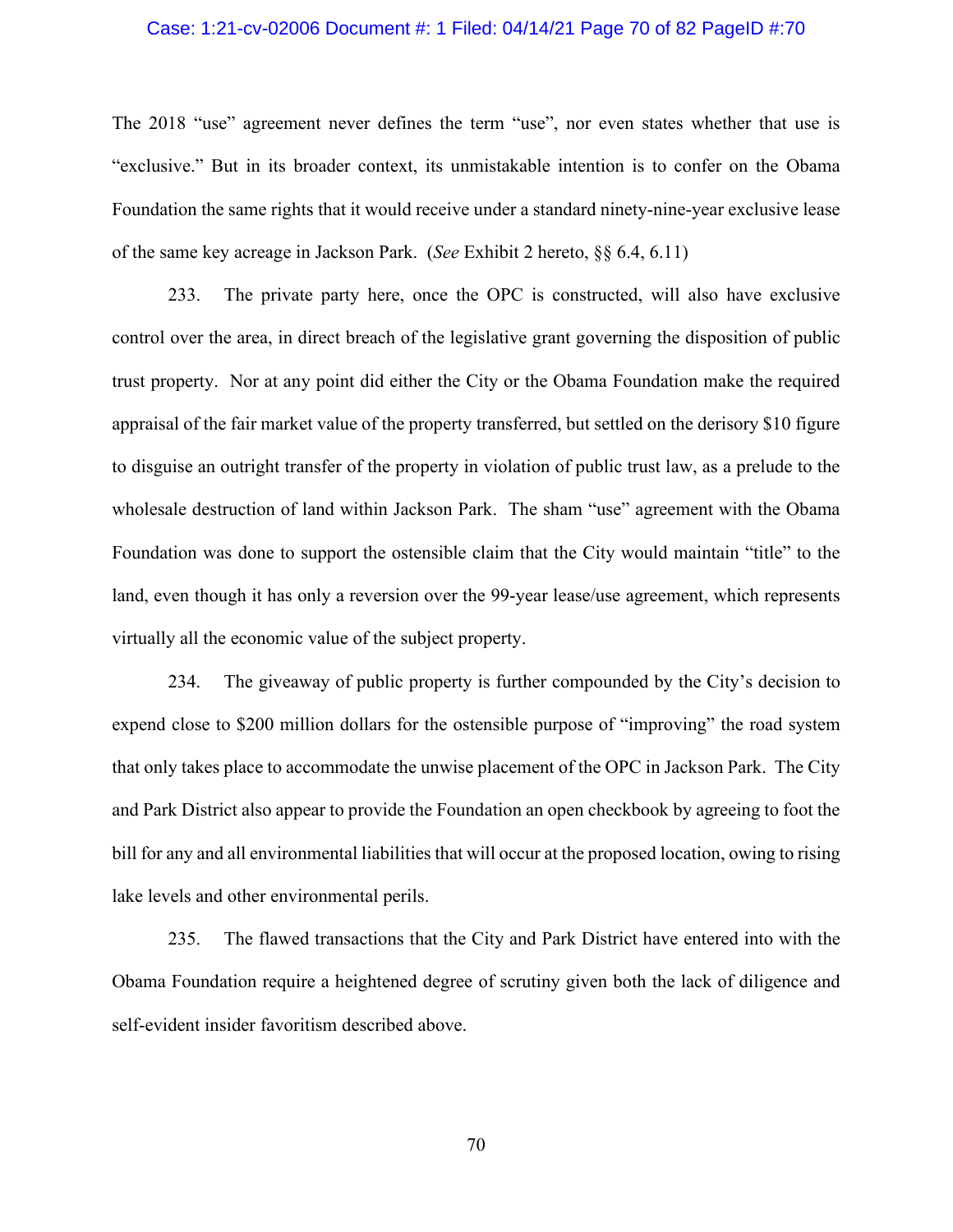The 2018 "use" agreement never defines the term "use", nor even states whether that use is "exclusive." But in its broader context, its unmistakable intention is to confer on the Obama Foundation the same rights that it would receive under a standard ninety-nine-year exclusive lease of the same key acreage in Jackson Park. (*See* Exhibit 2 hereto, §§ 6.4, 6.11)

233. The private party here, once the OPC is constructed, will also have exclusive control over the area, in direct breach of the legislative grant governing the disposition of public trust property. Nor at any point did either the City or the Obama Foundation make the required appraisal of the fair market value of the property transferred, but settled on the derisory $10 figure to disguise an outright transfer of the property in violation of public trust law, as a prelude to the wholesale destruction of land within Jackson Park. The sham "use" agreement with the Obama Foundation was done to support the ostensible claim that the City would maintain "title" to the land, even though it has only a reversion over the 99-year lease/use agreement, which represents virtually all the economic value of the subject property.

234. The giveaway of public property is further compounded by the City's decision to expend close to $200 million dollars for the ostensible purpose of "improving" the road system that only takes place to accommodate the unwise placement of the OPC in Jackson Park. The City and Park District also appear to provide the Foundation an open checkbook by agreeing to foot the bill for any and all environmental liabilities that will occur at the proposed location, owing to rising lake levels and other environmental perils.

235. The flawed transactions that the City and Park District have entered into with the Obama Foundation require a heightened degree of scrutiny given both the lack of diligence and self-evident insider favoritism described above.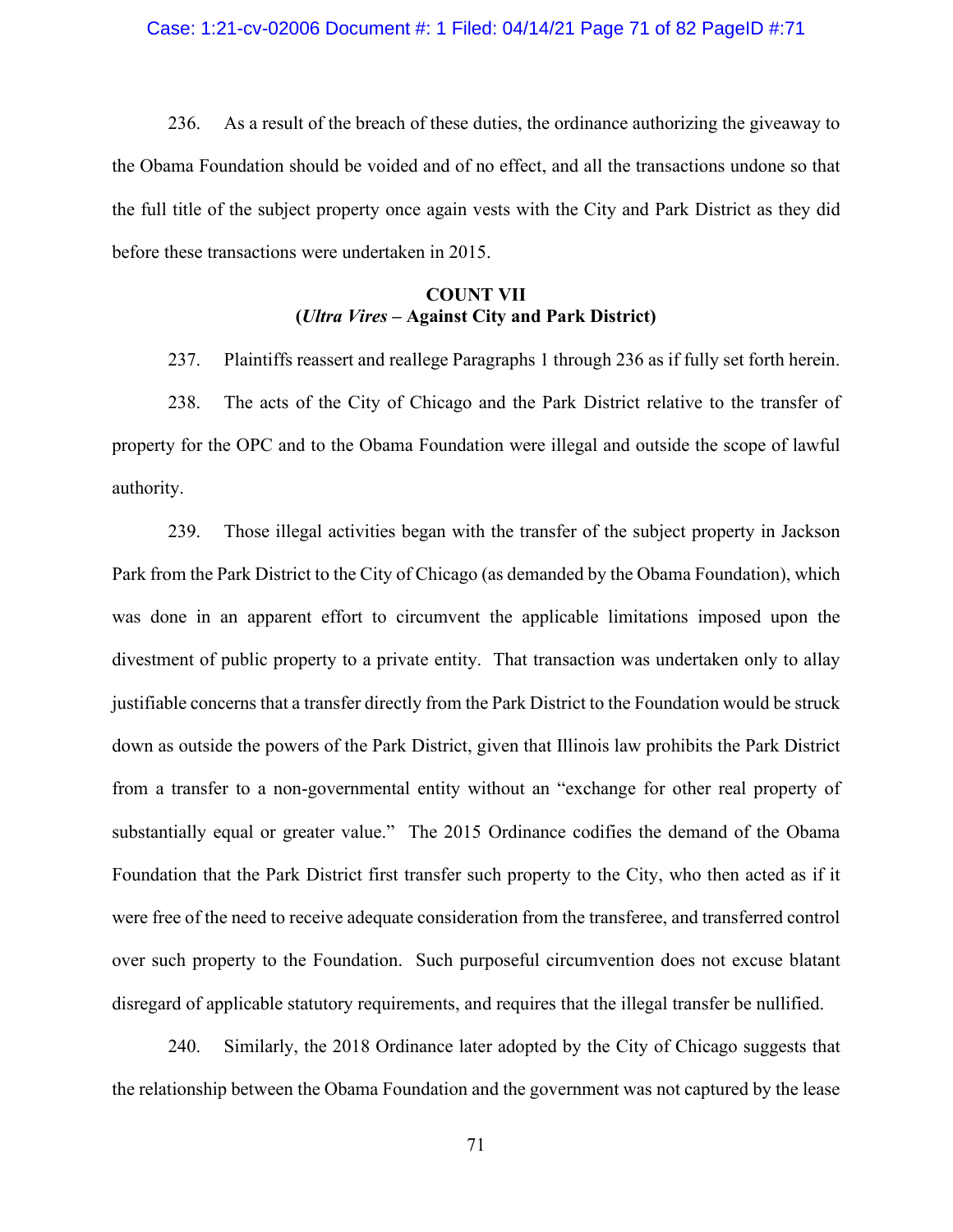236. As a result of the breach of these duties, the ordinance authorizing the giveaway to the Obama Foundation should be voided and of no effect, and all the transactions undone so that the full title of the subject property once again vests with the City and Park District as they did before these transactions were undertaken in 2015.

## COUNT VII
## (*Ultra Vires* – Against City and Park District)

237. Plaintiffs reassert and reallege Paragraphs 1 through 236 as if fully set forth herein.

238. The acts of the City of Chicago and the Park District relative to the transfer of property for the OPC and to the Obama Foundation were illegal and outside the scope of lawful authority.

239. Those illegal activities began with the transfer of the subject property in Jackson Park from the Park District to the City of Chicago (as demanded by the Obama Foundation), which was done in an apparent effort to circumvent the applicable limitations imposed upon the divestment of public property to a private entity. That transaction was undertaken only to allay justifiable concerns that a transfer directly from the Park District to the Foundation would be struck down as outside the powers of the Park District, given that Illinois law prohibits the Park District from a transfer to a non-governmental entity without an "exchange for other real property of substantially equal or greater value." The 2015 Ordinance codifies the demand of the Obama Foundation that the Park District first transfer such property to the City, who then acted as if it were free of the need to receive adequate consideration from the transferee, and transferred control over such property to the Foundation. Such purposeful circumvention does not excuse blatant disregard of applicable statutory requirements, and requires that the illegal transfer be nullified.

240. Similarly, the 2018 Ordinance later adopted by the City of Chicago suggests that the relationship between the Obama Foundation and the government was not captured by the lease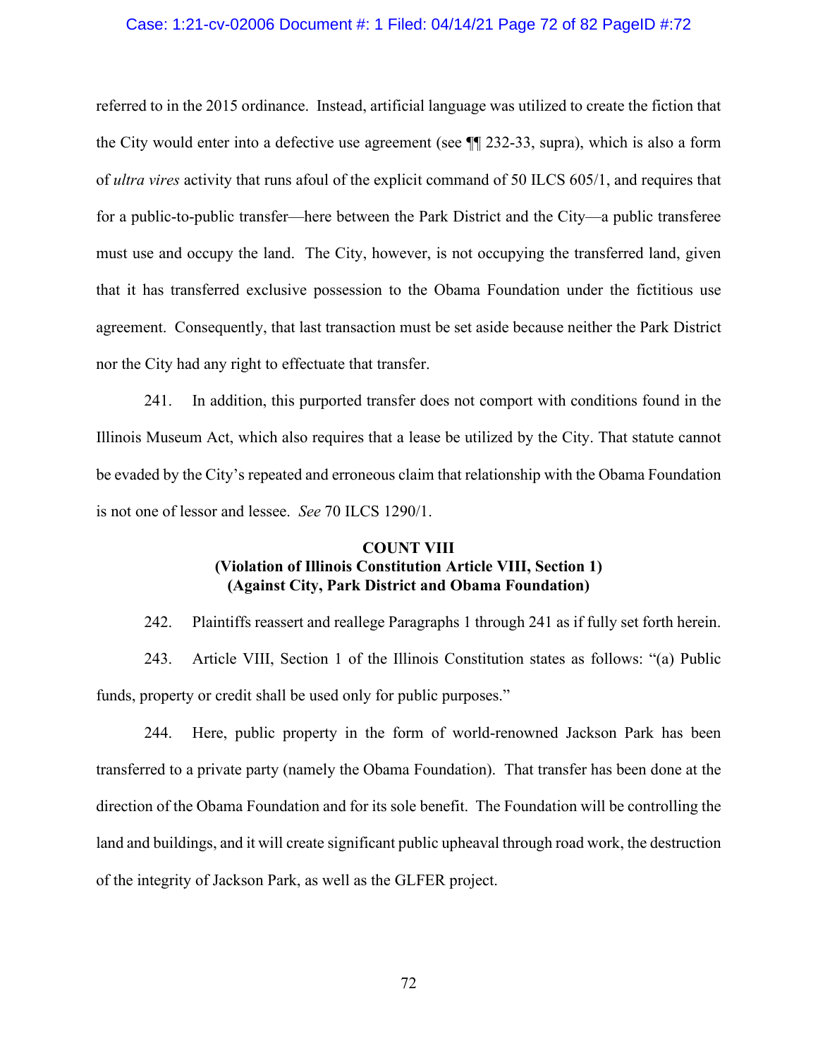referred to in the 2015 ordinance. Instead, artificial language was utilized to create the fiction that the City would enter into a defective use agreement (see ¶¶ 232-33, supra), which is also a form of *ultra vires* activity that runs afoul of the explicit command of 50 ILCS 605/1, and requires that for a public-to-public transfer—here between the Park District and the City—a public transferee must use and occupy the land. The City, however, is not occupying the transferred land, given that it has transferred exclusive possession to the Obama Foundation under the fictitious use agreement. Consequently, that last transaction must be set aside because neither the Park District nor the City had any right to effectuate that transfer.

241. In addition, this purported transfer does not comport with conditions found in the Illinois Museum Act, which also requires that a lease be utilized by the City. That statute cannot be evaded by the City's repeated and erroneous claim that relationship with the Obama Foundation is not one of lessor and lessee. *See* 70 ILCS 1290/1.

**COUNT VIII**
**(Violation of Illinois Constitution Article VIII, Section 1)**
**(Against City, Park District and Obama Foundation)**

242. Plaintiffs reassert and reallege Paragraphs 1 through 241 as if fully set forth herein.

243. Article VIII, Section 1 of the Illinois Constitution states as follows: "(a) Public funds, property or credit shall be used only for public purposes."

244. Here, public property in the form of world-renowned Jackson Park has been transferred to a private party (namely the Obama Foundation). That transfer has been done at the direction of the Obama Foundation and for its sole benefit. The Foundation will be controlling the land and buildings, and it will create significant public upheaval through road work, the destruction of the integrity of Jackson Park, as well as the GLFER project.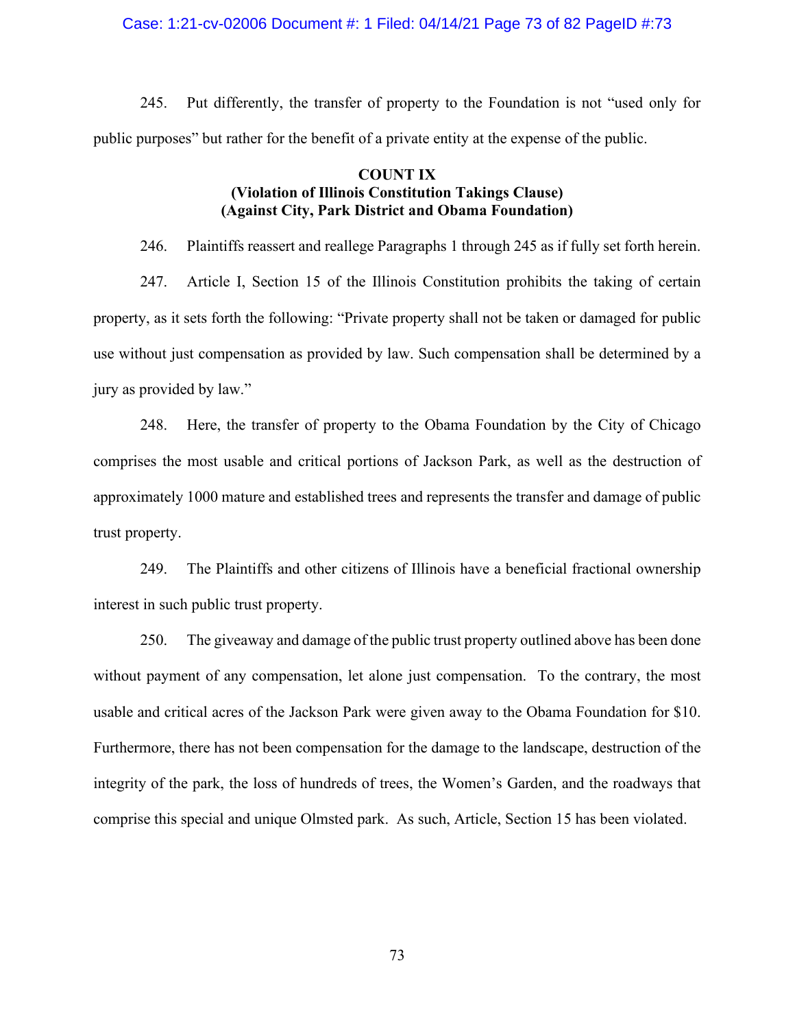245. Put differently, the transfer of property to the Foundation is not "used only for public purposes" but rather for the benefit of a private entity at the expense of the public.

**COUNT IX**
**(Violation of Illinois Constitution Takings Clause)**
**(Against City, Park District and Obama Foundation)**

246. Plaintiffs reassert and reallege Paragraphs 1 through 245 as if fully set forth herein.

247. Article I, Section 15 of the Illinois Constitution prohibits the taking of certain property, as it sets forth the following: "Private property shall not be taken or damaged for public use without just compensation as provided by law. Such compensation shall be determined by a jury as provided by law."

248. Here, the transfer of property to the Obama Foundation by the City of Chicago comprises the most usable and critical portions of Jackson Park, as well as the destruction of approximately 1000 mature and established trees and represents the transfer and damage of public trust property.

249. The Plaintiffs and other citizens of Illinois have a beneficial fractional ownership interest in such public trust property.

250. The giveaway and damage of the public trust property outlined above has been done without payment of any compensation, let alone just compensation. To the contrary, the most usable and critical acres of the Jackson Park were given away to the Obama Foundation for $10. Furthermore, there has not been compensation for the damage to the landscape, destruction of the integrity of the park, the loss of hundreds of trees, the Women's Garden, and the roadways that comprise this special and unique Olmsted park. As such, Article, Section 15 has been violated.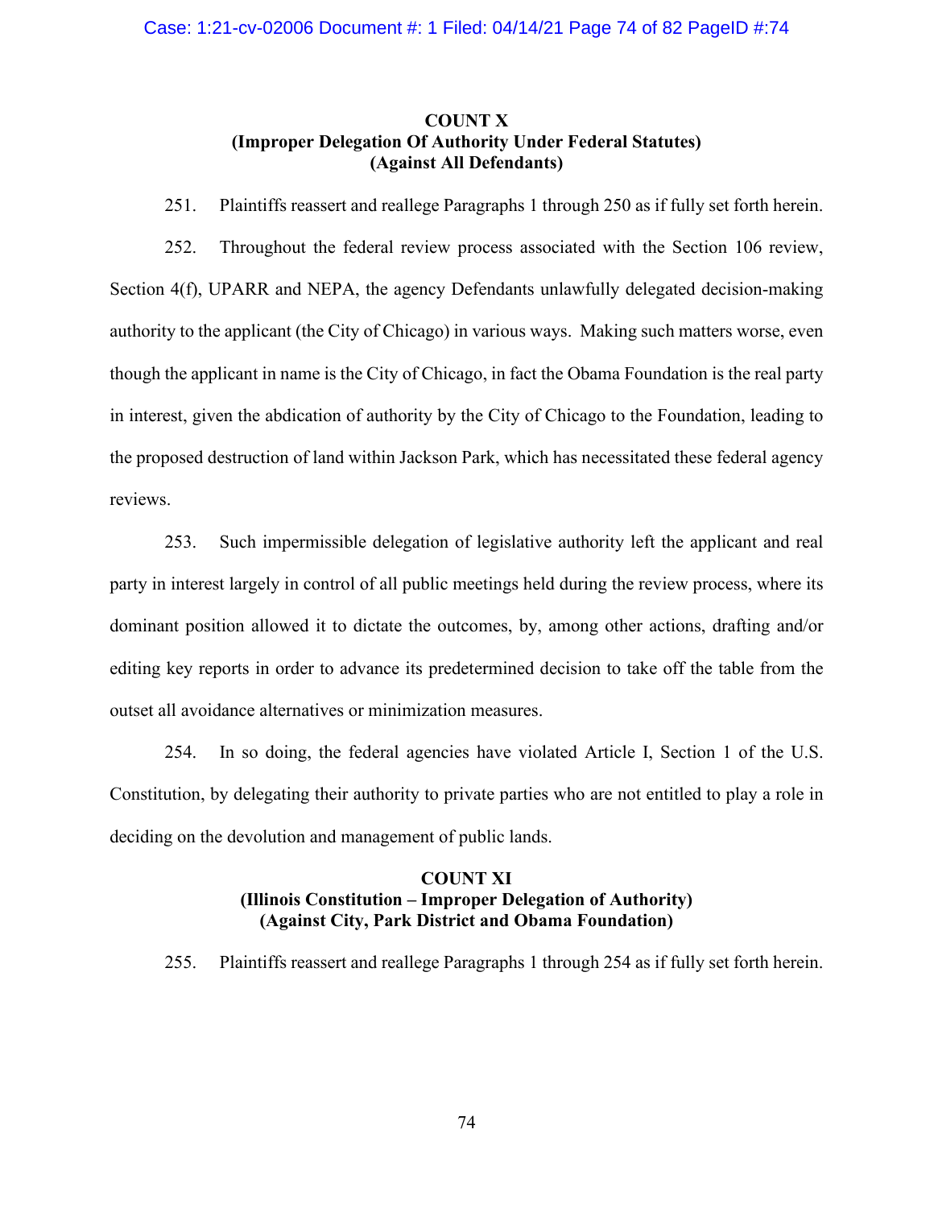**COUNT X**
**(Improper Delegation Of Authority Under Federal Statutes)**
**(Against All Defendants)**

251. Plaintiffs reassert and reallege Paragraphs 1 through 250 as if fully set forth herein.

252. Throughout the federal review process associated with the Section 106 review, Section 4(f), UPARR and NEPA, the agency Defendants unlawfully delegated decision-making authority to the applicant (the City of Chicago) in various ways. Making such matters worse, even though the applicant in name is the City of Chicago, in fact the Obama Foundation is the real party in interest, given the abdication of authority by the City of Chicago to the Foundation, leading to the proposed destruction of land within Jackson Park, which has necessitated these federal agency reviews.

253. Such impermissible delegation of legislative authority left the applicant and real party in interest largely in control of all public meetings held during the review process, where its dominant position allowed it to dictate the outcomes, by, among other actions, drafting and/or editing key reports in order to advance its predetermined decision to take off the table from the outset all avoidance alternatives or minimization measures.

254. In so doing, the federal agencies have violated Article I, Section 1 of the U.S. Constitution, by delegating their authority to private parties who are not entitled to play a role in deciding on the devolution and management of public lands.

**COUNT XI**
**(Illinois Constitution – Improper Delegation of Authority)**
**(Against City, Park District and Obama Foundation)**

255. Plaintiffs reassert and reallege Paragraphs 1 through 254 as if fully set forth herein.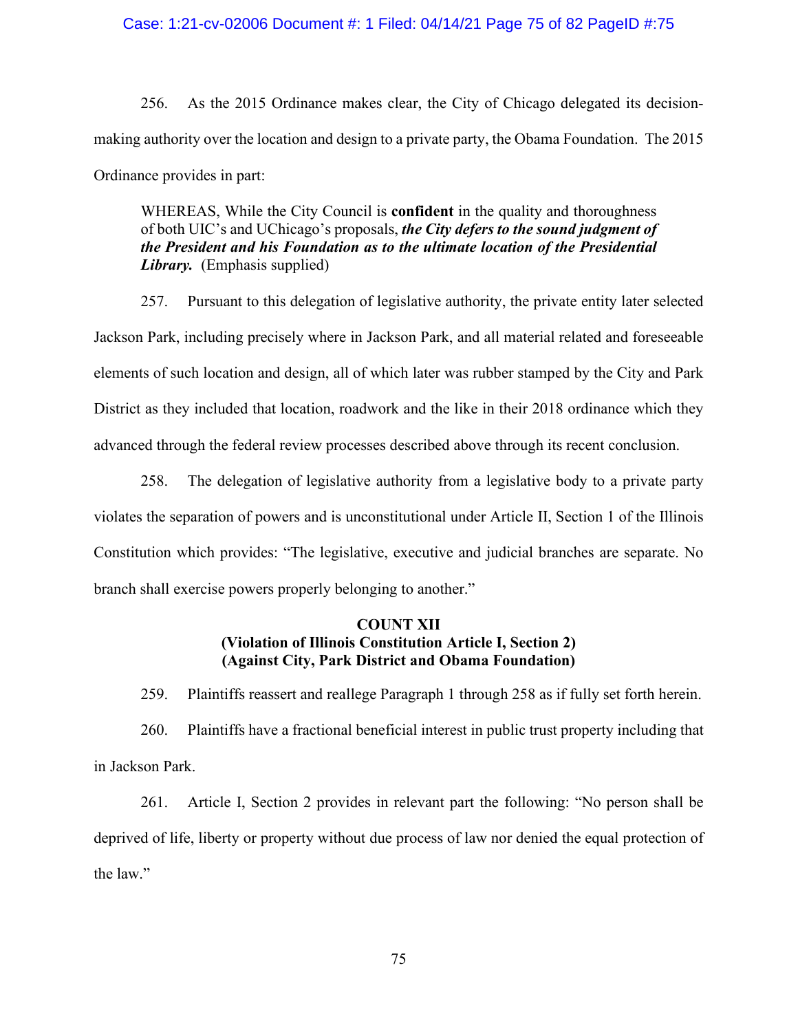256. As the 2015 Ordinance makes clear, the City of Chicago delegated its decision-making authority over the location and design to a private party, the Obama Foundation. The 2015 Ordinance provides in part:

> WHEREAS, While the City Council is **confident** in the quality and thoroughness of both UIC's and UChicago's proposals, ***the City defers to the sound judgment of the President and his Foundation as to the ultimate location of the Presidential Library.*** (Emphasis supplied)

257. Pursuant to this delegation of legislative authority, the private entity later selected Jackson Park, including precisely where in Jackson Park, and all material related and foreseeable elements of such location and design, all of which later was rubber stamped by the City and Park District as they included that location, roadwork and the like in their 2018 ordinance which they advanced through the federal review processes described above through its recent conclusion.

258. The delegation of legislative authority from a legislative body to a private party violates the separation of powers and is unconstitutional under Article II, Section 1 of the Illinois Constitution which provides: "The legislative, executive and judicial branches are separate. No branch shall exercise powers properly belonging to another."

**COUNT XII**
**(Violation of Illinois Constitution Article I, Section 2)**
**(Against City, Park District and Obama Foundation)**

259. Plaintiffs reassert and reallege Paragraph 1 through 258 as if fully set forth herein.

260. Plaintiffs have a fractional beneficial interest in public trust property including that in Jackson Park.

261. Article I, Section 2 provides in relevant part the following: "No person shall be deprived of life, liberty or property without due process of law nor denied the equal protection of the law."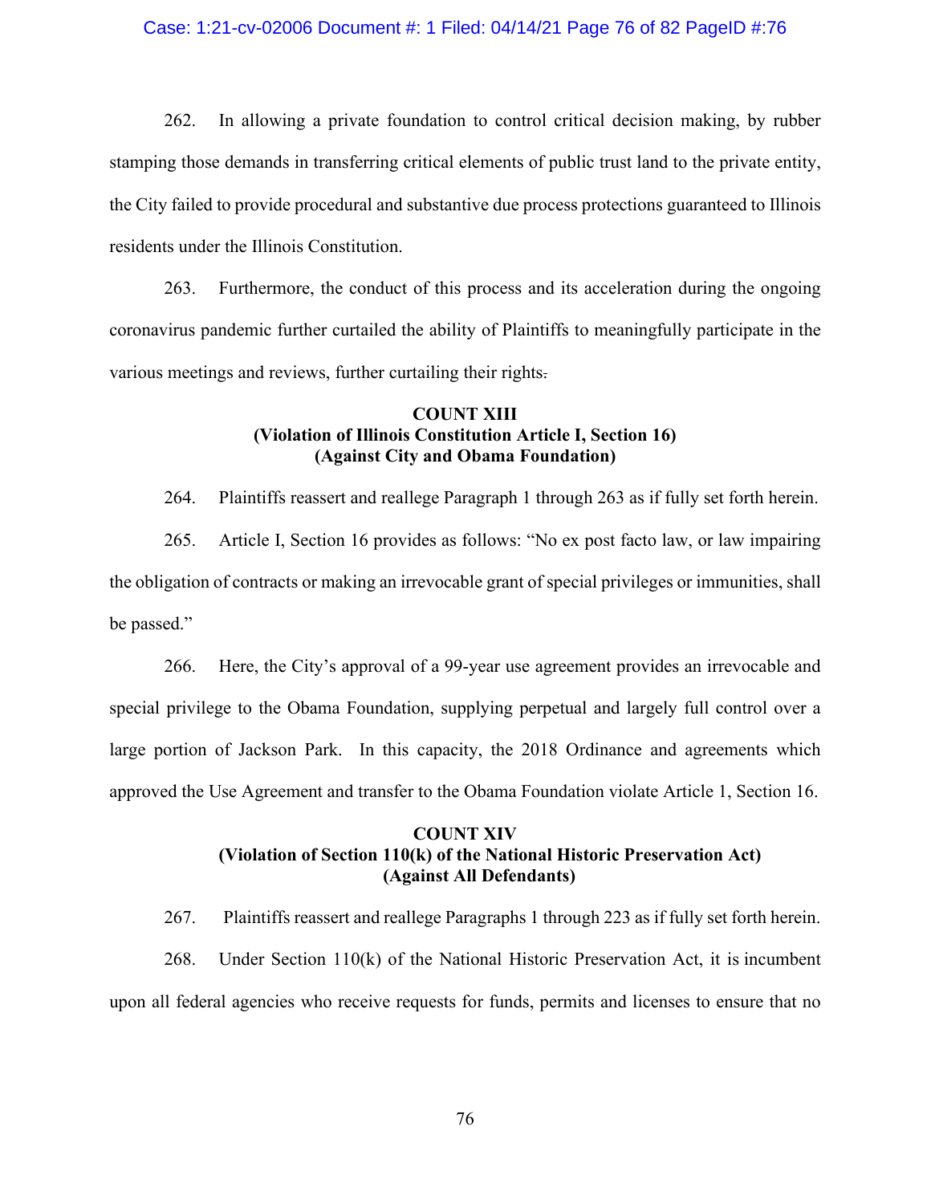262. In allowing a private foundation to control critical decision making, by rubber stamping those demands in transferring critical elements of public trust land to the private entity, the City failed to provide procedural and substantive due process protections guaranteed to Illinois residents under the Illinois Constitution.

263. Furthermore, the conduct of this process and its acceleration during the ongoing coronavirus pandemic further curtailed the ability of Plaintiffs to meaningfully participate in the various meetings and reviews, further curtailing their rights.

**COUNT XIII**
**(Violation of Illinois Constitution Article I, Section 16)**
**(Against City and Obama Foundation)**

264. Plaintiffs reassert and reallege Paragraph 1 through 263 as if fully set forth herein.

265. Article I, Section 16 provides as follows: "No ex post facto law, or law impairing the obligation of contracts or making an irrevocable grant of special privileges or immunities, shall be passed."

266. Here, the City's approval of a 99-year use agreement provides an irrevocable and special privilege to the Obama Foundation, supplying perpetual and largely full control over a large portion of Jackson Park. In this capacity, the 2018 Ordinance and agreements which approved the Use Agreement and transfer to the Obama Foundation violate Article 1, Section 16.

**COUNT XIV**
**(Violation of Section 110(k) of the National Historic Preservation Act)**
**(Against All Defendants)**

267. Plaintiffs reassert and reallege Paragraphs 1 through 223 as if fully set forth herein.

268. Under Section 110(k) of the National Historic Preservation Act, it is incumbent upon all federal agencies who receive requests for funds, permits and licenses to ensure that no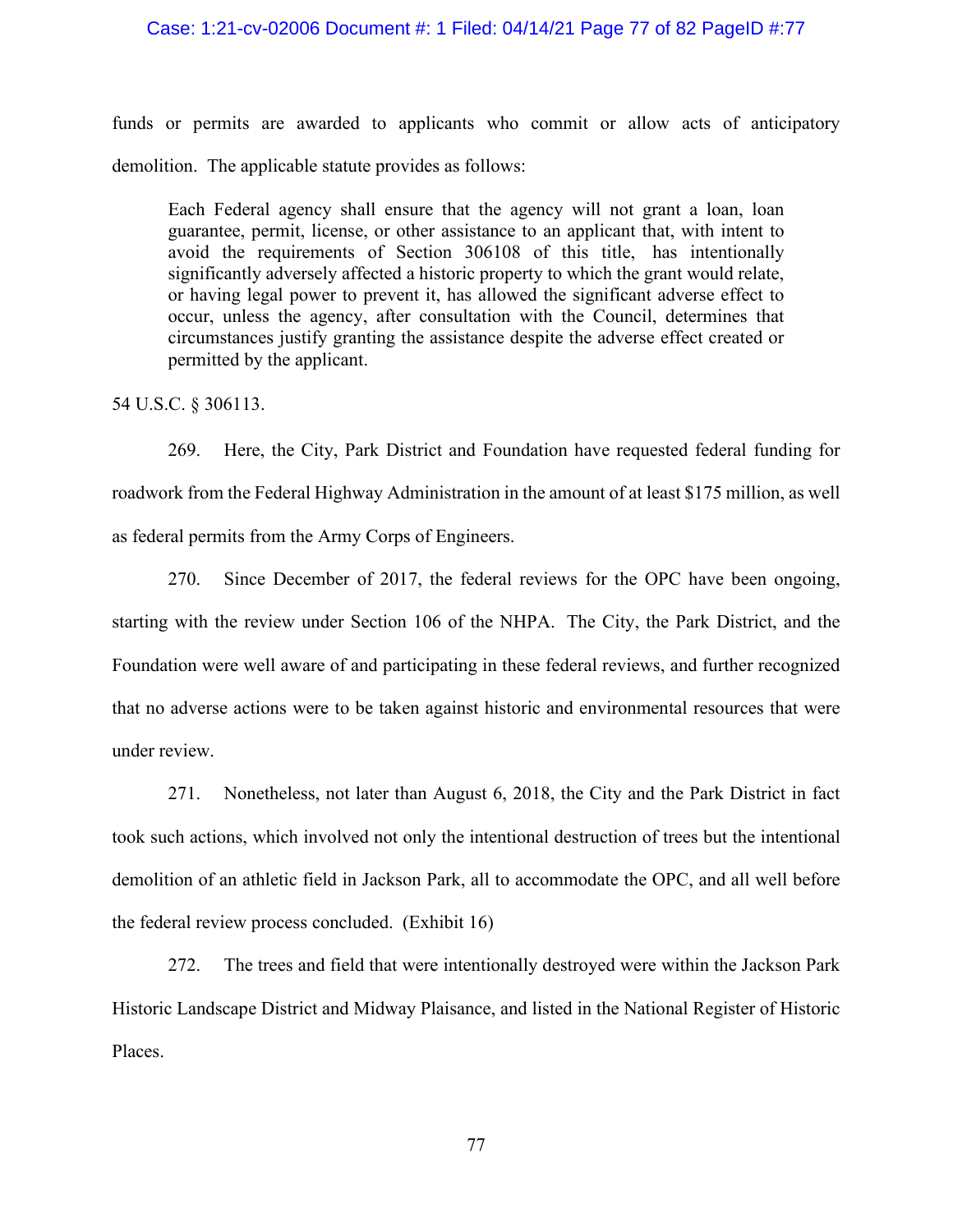funds or permits are awarded to applicants who commit or allow acts of anticipatory demolition. The applicable statute provides as follows:

> Each Federal agency shall ensure that the agency will not grant a loan, loan guarantee, permit, license, or other assistance to an applicant that, with intent to avoid the requirements of Section 306108 of this title, has intentionally significantly adversely affected a historic property to which the grant would relate, or having legal power to prevent it, has allowed the significant adverse effect to occur, unless the agency, after consultation with the Council, determines that circumstances justify granting the assistance despite the adverse effect created or permitted by the applicant.

54 U.S.C. § 306113.

269. Here, the City, Park District and Foundation have requested federal funding for roadwork from the Federal Highway Administration in the amount of at least $175 million, as well as federal permits from the Army Corps of Engineers.

270. Since December of 2017, the federal reviews for the OPC have been ongoing, starting with the review under Section 106 of the NHPA. The City, the Park District, and the Foundation were well aware of and participating in these federal reviews, and further recognized that no adverse actions were to be taken against historic and environmental resources that were under review.

271. Nonetheless, not later than August 6, 2018, the City and the Park District in fact took such actions, which involved not only the intentional destruction of trees but the intentional demolition of an athletic field in Jackson Park, all to accommodate the OPC, and all well before the federal review process concluded. (Exhibit 16)

272. The trees and field that were intentionally destroyed were within the Jackson Park Historic Landscape District and Midway Plaisance, and listed in the National Register of Historic Places.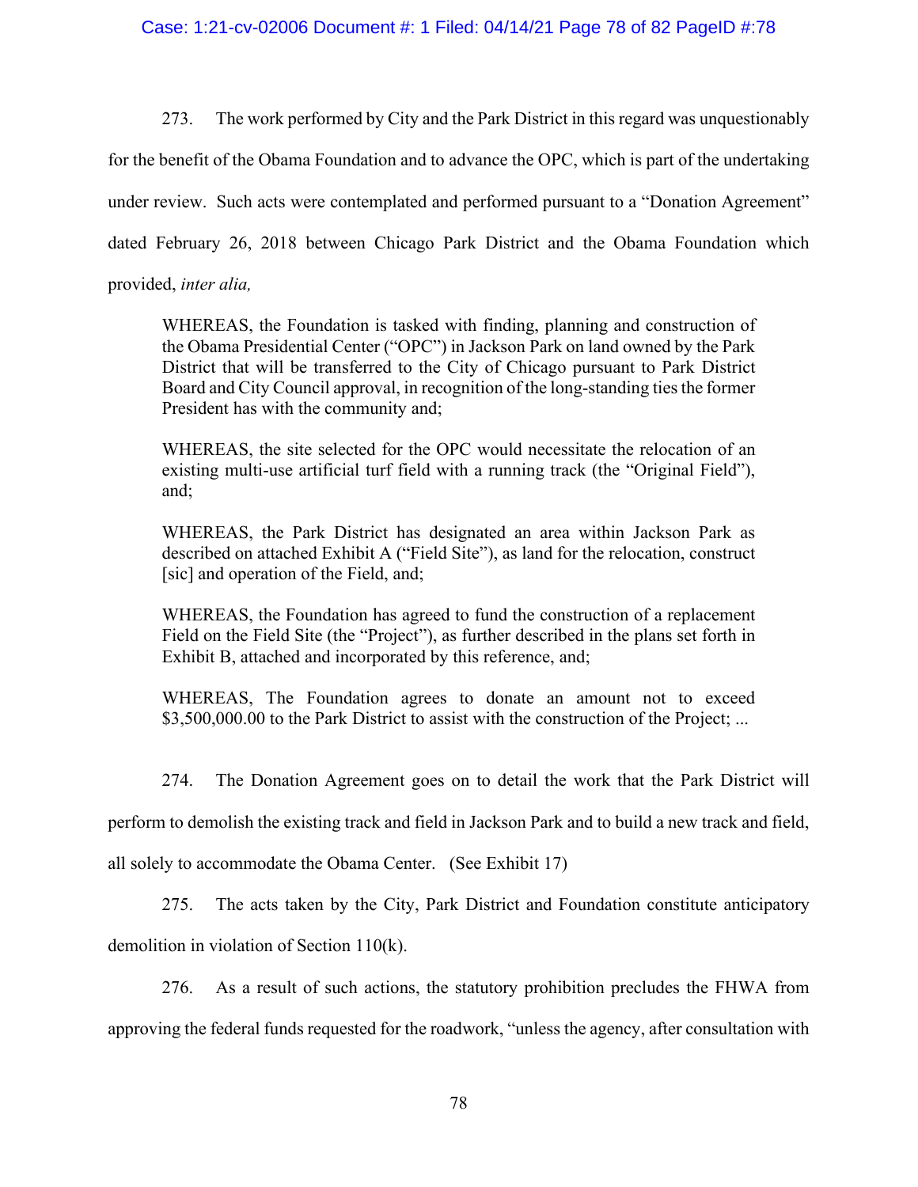273. The work performed by City and the Park District in this regard was unquestionably for the benefit of the Obama Foundation and to advance the OPC, which is part of the undertaking under review. Such acts were contemplated and performed pursuant to a "Donation Agreement" dated February 26, 2018 between Chicago Park District and the Obama Foundation which provided, *inter alia,*

> WHEREAS, the Foundation is tasked with finding, planning and construction of the Obama Presidential Center ("OPC") in Jackson Park on land owned by the Park District that will be transferred to the City of Chicago pursuant to Park District Board and City Council approval, in recognition of the long-standing ties the former President has with the community and;
>
> WHEREAS, the site selected for the OPC would necessitate the relocation of an existing multi-use artificial turf field with a running track (the "Original Field"), and;
>
> WHEREAS, the Park District has designated an area within Jackson Park as described on attached Exhibit A ("Field Site"), as land for the relocation, construct [sic] and operation of the Field, and;
>
> WHEREAS, the Foundation has agreed to fund the construction of a replacement Field on the Field Site (the "Project"), as further described in the plans set forth in Exhibit B, attached and incorporated by this reference, and;
>
> WHEREAS, The Foundation agrees to donate an amount not to exceed \$3,500,000.00 to the Park District to assist with the construction of the Project; ...

274. The Donation Agreement goes on to detail the work that the Park District will perform to demolish the existing track and field in Jackson Park and to build a new track and field, all solely to accommodate the Obama Center. (See Exhibit 17)

275. The acts taken by the City, Park District and Foundation constitute anticipatory demolition in violation of Section 110(k).

276. As a result of such actions, the statutory prohibition precludes the FHWA from approving the federal funds requested for the roadwork, "unless the agency, after consultation with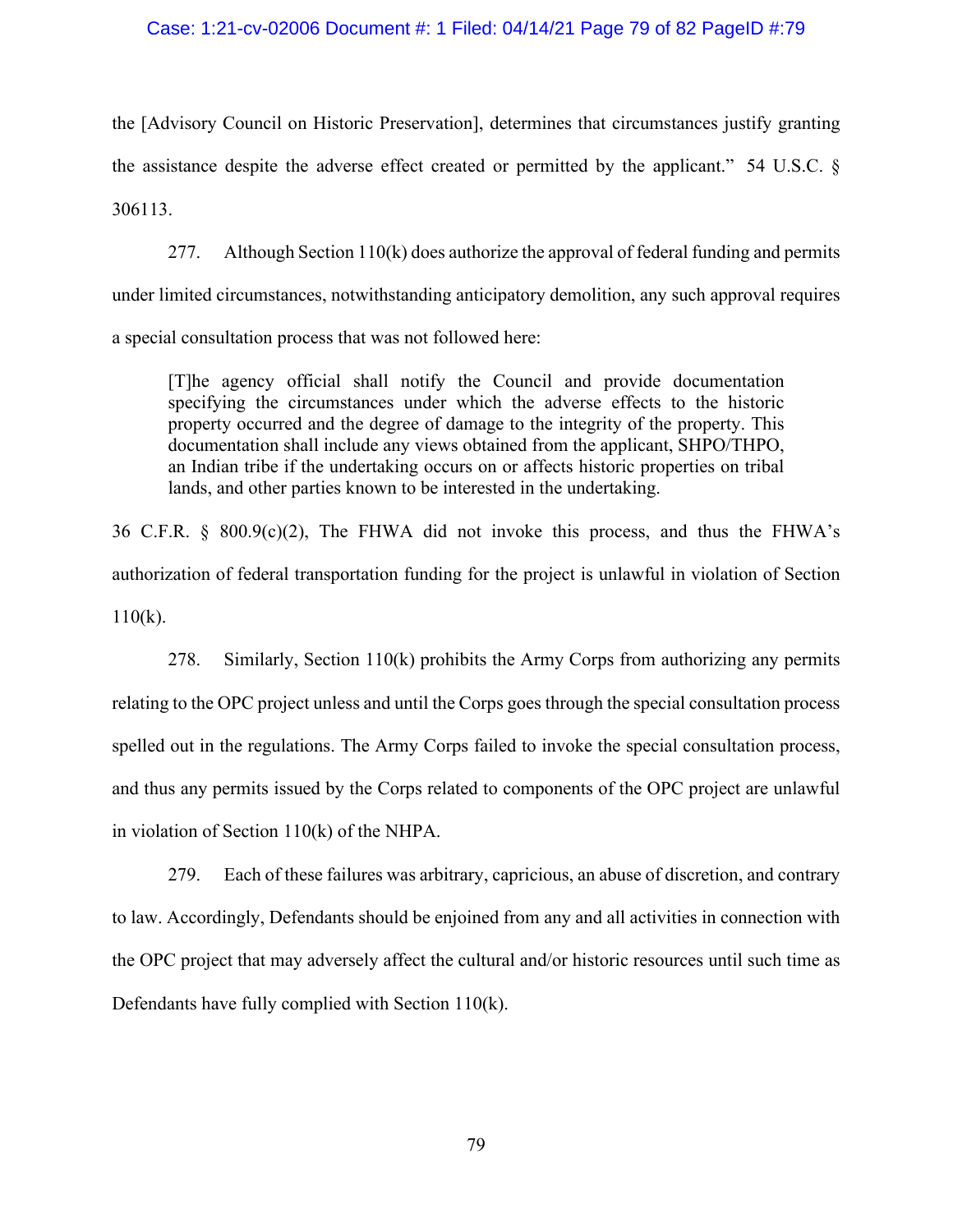the [Advisory Council on Historic Preservation], determines that circumstances justify granting the assistance despite the adverse effect created or permitted by the applicant." 54 U.S.C. § 306113.

277. Although Section 110(k) does authorize the approval of federal funding and permits under limited circumstances, notwithstanding anticipatory demolition, any such approval requires a special consultation process that was not followed here:

> [T]he agency official shall notify the Council and provide documentation specifying the circumstances under which the adverse effects to the historic property occurred and the degree of damage to the integrity of the property. This documentation shall include any views obtained from the applicant, SHPO/THPO, an Indian tribe if the undertaking occurs on or affects historic properties on tribal lands, and other parties known to be interested in the undertaking.

36 C.F.R. § 800.9(c)(2), The FHWA did not invoke this process, and thus the FHWA's authorization of federal transportation funding for the project is unlawful in violation of Section 110(k).

278. Similarly, Section 110(k) prohibits the Army Corps from authorizing any permits relating to the OPC project unless and until the Corps goes through the special consultation process spelled out in the regulations. The Army Corps failed to invoke the special consultation process, and thus any permits issued by the Corps related to components of the OPC project are unlawful in violation of Section 110(k) of the NHPA.

279. Each of these failures was arbitrary, capricious, an abuse of discretion, and contrary to law. Accordingly, Defendants should be enjoined from any and all activities in connection with the OPC project that may adversely affect the cultural and/or historic resources until such time as Defendants have fully complied with Section 110(k).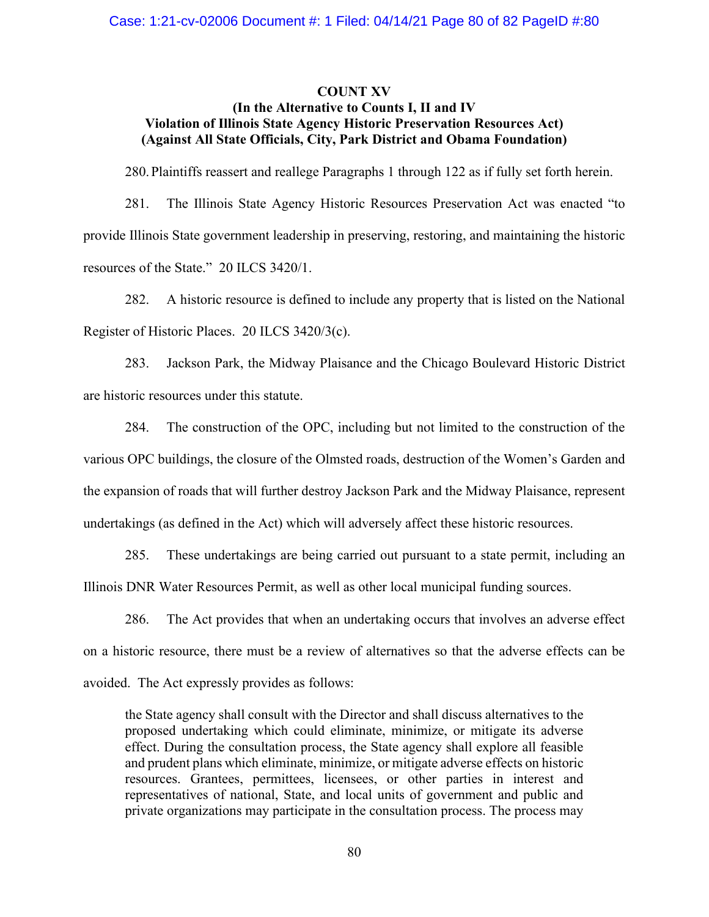**COUNT XV**
**(In the Alternative to Counts I, II and IV**
**Violation of Illinois State Agency Historic Preservation Resources Act)**
**(Against All State Officials, City, Park District and Obama Foundation)**

280. Plaintiffs reassert and reallege Paragraphs 1 through 122 as if fully set forth herein.

281. The Illinois State Agency Historic Resources Preservation Act was enacted "to provide Illinois State government leadership in preserving, restoring, and maintaining the historic resources of the State." 20 ILCS 3420/1.

282. A historic resource is defined to include any property that is listed on the National Register of Historic Places. 20 ILCS 3420/3(c).

283. Jackson Park, the Midway Plaisance and the Chicago Boulevard Historic District are historic resources under this statute.

284. The construction of the OPC, including but not limited to the construction of the various OPC buildings, the closure of the Olmsted roads, destruction of the Women's Garden and the expansion of roads that will further destroy Jackson Park and the Midway Plaisance, represent undertakings (as defined in the Act) which will adversely affect these historic resources.

285. These undertakings are being carried out pursuant to a state permit, including an Illinois DNR Water Resources Permit, as well as other local municipal funding sources.

286. The Act provides that when an undertaking occurs that involves an adverse effect on a historic resource, there must be a review of alternatives so that the adverse effects can be avoided. The Act expressly provides as follows:

> the State agency shall consult with the Director and shall discuss alternatives to the proposed undertaking which could eliminate, minimize, or mitigate its adverse effect. During the consultation process, the State agency shall explore all feasible and prudent plans which eliminate, minimize, or mitigate adverse effects on historic resources. Grantees, permittees, licensees, or other parties in interest and representatives of national, State, and local units of government and public and private organizations may participate in the consultation process. The process may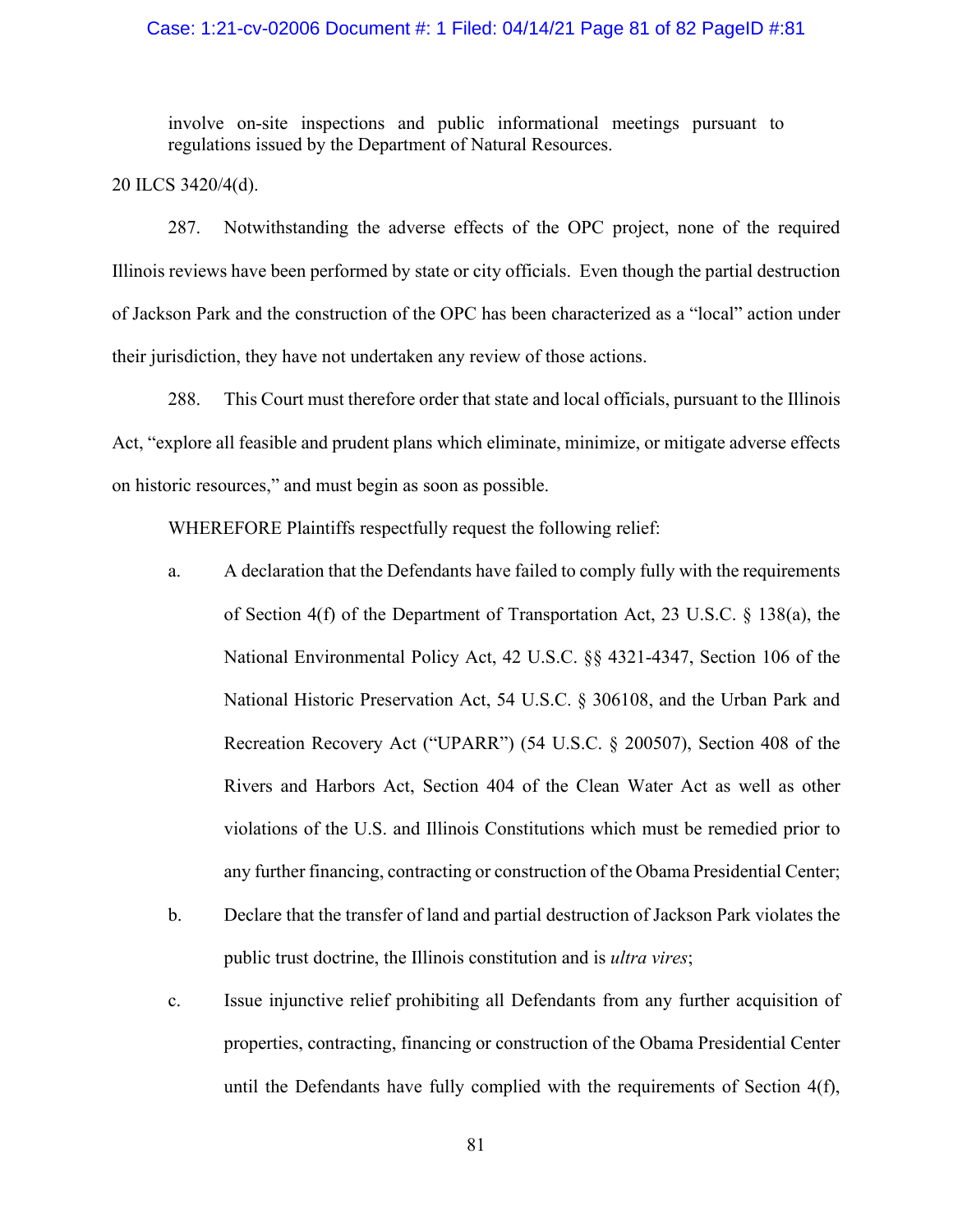> involve on-site inspections and public informational meetings pursuant to regulations issued by the Department of Natural Resources.

20 ILCS 3420/4(d).

287. Notwithstanding the adverse effects of the OPC project, none of the required Illinois reviews have been performed by state or city officials. Even though the partial destruction of Jackson Park and the construction of the OPC has been characterized as a "local" action under their jurisdiction, they have not undertaken any review of those actions.

288. This Court must therefore order that state and local officials, pursuant to the Illinois Act, "explore all feasible and prudent plans which eliminate, minimize, or mitigate adverse effects on historic resources," and must begin as soon as possible.

WHEREFORE Plaintiffs respectfully request the following relief:

a. A declaration that the Defendants have failed to comply fully with the requirements of Section 4(f) of the Department of Transportation Act, 23 U.S.C. § 138(a), the National Environmental Policy Act, 42 U.S.C. §§ 4321-4347, Section 106 of the National Historic Preservation Act, 54 U.S.C. § 306108, and the Urban Park and Recreation Recovery Act ("UPARR") (54 U.S.C. § 200507), Section 408 of the Rivers and Harbors Act, Section 404 of the Clean Water Act as well as other violations of the U.S. and Illinois Constitutions which must be remedied prior to any further financing, contracting or construction of the Obama Presidential Center;

b. Declare that the transfer of land and partial destruction of Jackson Park violates the public trust doctrine, the Illinois constitution and is *ultra vires*;

c. Issue injunctive relief prohibiting all Defendants from any further acquisition of properties, contracting, financing or construction of the Obama Presidential Center until the Defendants have fully complied with the requirements of Section 4(f),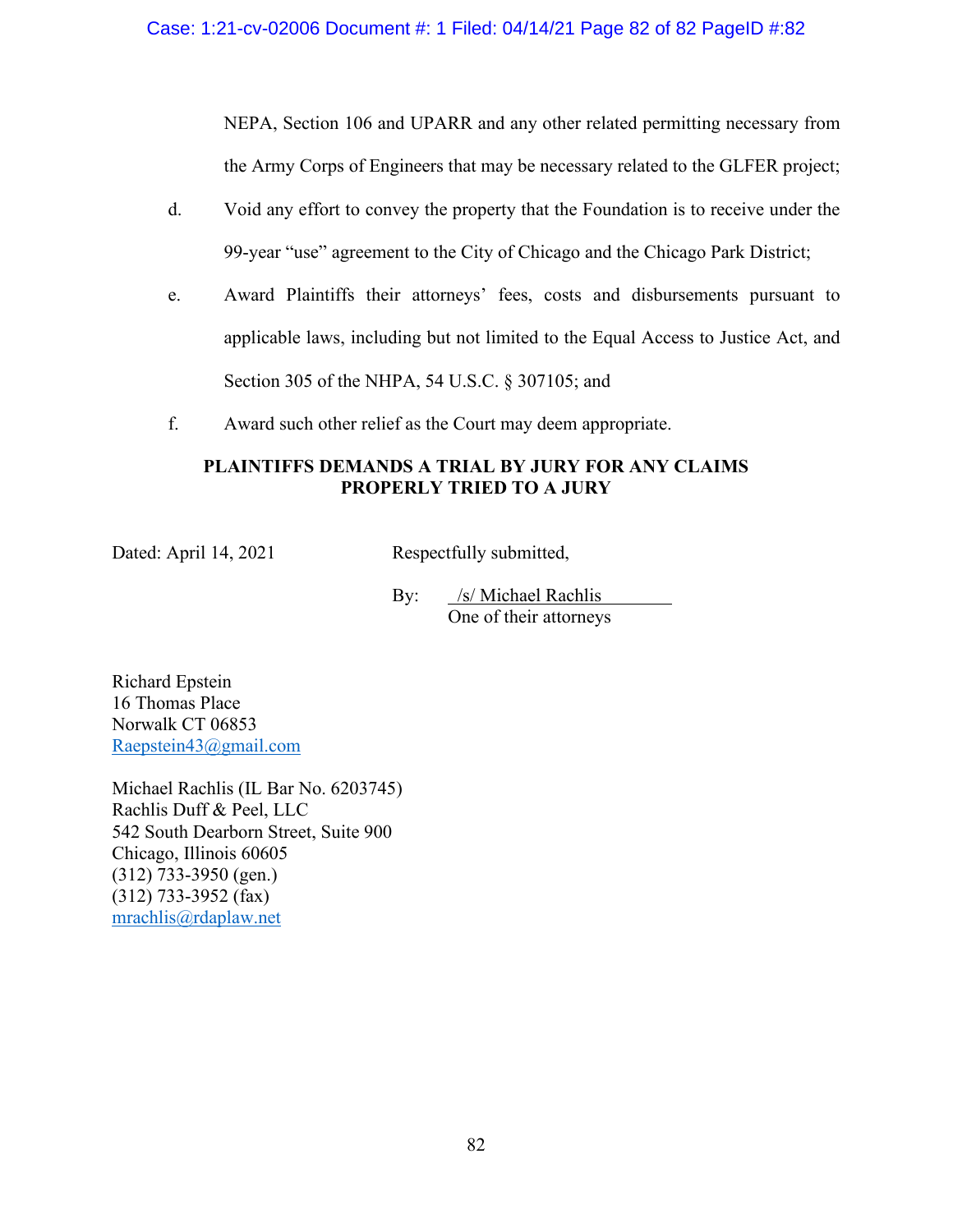NEPA, Section 106 and UPARR and any other related permitting necessary from the Army Corps of Engineers that may be necessary related to the GLFER project;

d. Void any effort to convey the property that the Foundation is to receive under the 99-year "use" agreement to the City of Chicago and the Chicago Park District;

e. Award Plaintiffs their attorneys' fees, costs and disbursements pursuant to applicable laws, including but not limited to the Equal Access to Justice Act, and Section 305 of the NHPA, 54 U.S.C. § 307105; and

f. Award such other relief as the Court may deem appropriate.

**PLAINTIFFS DEMANDS A TRIAL BY JURY FOR ANY CLAIMS PROPERLY TRIED TO A JURY**

Dated: April 14, 2021

Respectfully submitted,

By: /s/ Michael Rachlis
One of their attorneys

Richard Epstein
16 Thomas Place
Norwalk CT 06853
Raepstein43@gmail.com

Michael Rachlis (IL Bar No. 6203745)
Rachlis Duff & Peel, LLC
542 South Dearborn Street, Suite 900
Chicago, Illinois 60605
(312) 733-3950 (gen.)
(312) 733-3952 (fax)
mrachlis@rdaplaw.net